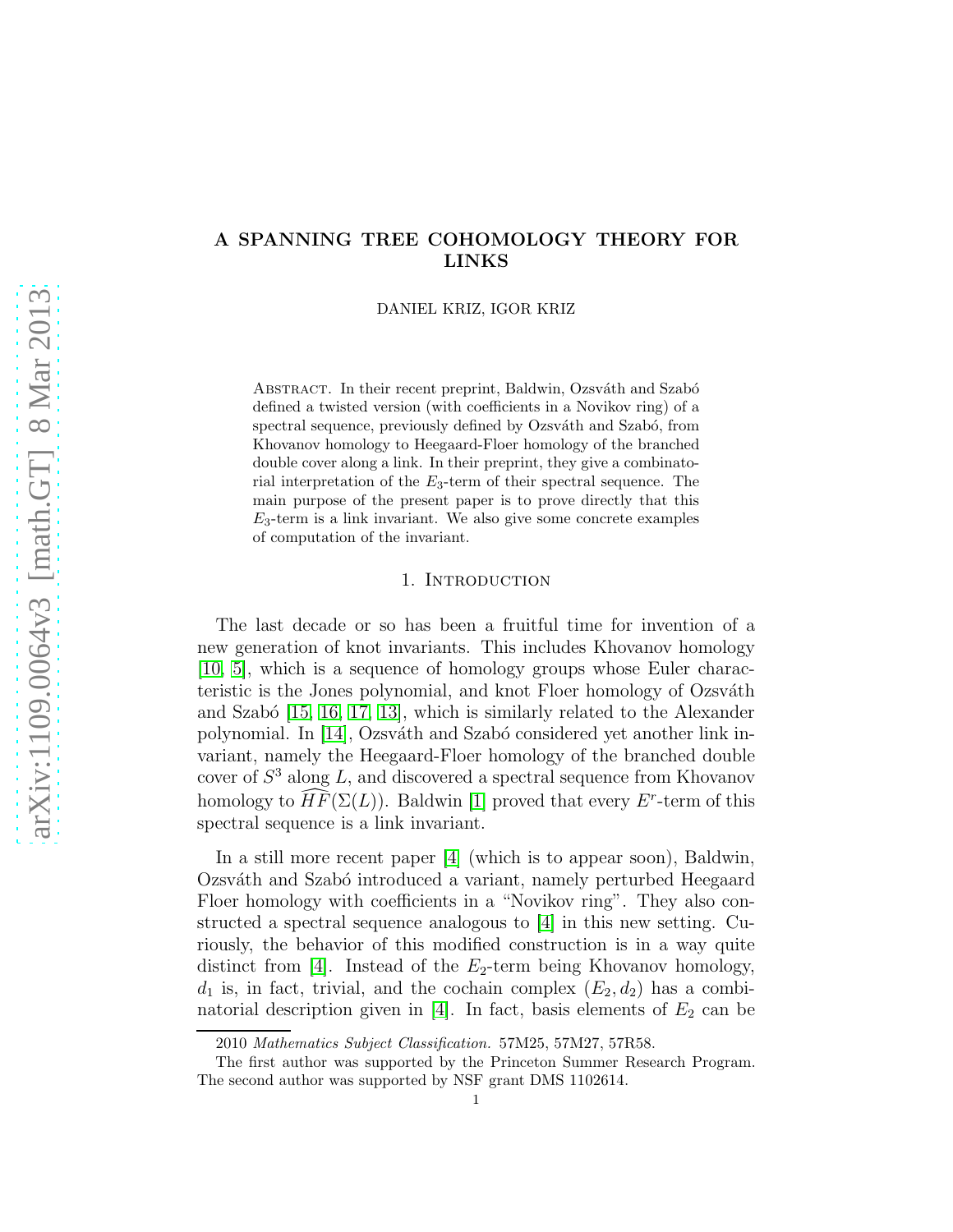# A SPANNING TREE COHOMOLOGY THEORY FOR LINKS

DANIEL KRIZ, IGOR KRIZ

Abstract. In their recent preprint, Baldwin, Ozsváth and Szabó defined a twisted version (with coefficients in a Novikov ring) of a spectral sequence, previously defined by Ozsváth and Szabó, from Khovanov homology to Heegaard-Floer homology of the branched double cover along a link. In their preprint, they give a combinatorial interpretation of the $E_3$-term of their spectral sequence. The main purpose of the present paper is to prove directly that this $E_3$-term is a link invariant. We also give some concrete examples of computation of the invariant.

## 1. Introduction

The last decade or so has been a fruitful time for invention of a new generation of knot invariants. This includes Khovanov homology [10, 5], which is a sequence of homology groups whose Euler characteristic is the Jones polynomial, and knot Floer homology of Ozsváth and Szabó [15, 16, 17, 13], which is similarly related to the Alexander polynomial. In [14], Ozsváth and Szabó considered yet another link invariant, namely the Heegaard-Floer homology of the branched double cover of $S^3$ along $L$, and discovered a spectral sequence from Khovanov homology to $\widehat{HF}(\Sigma(L))$. Baldwin [1] proved that every $E^r$-term of this spectral sequence is a link invariant.

In a still more recent paper [4] (which is to appear soon), Baldwin, Ozsváth and Szabó introduced a variant, namely perturbed Heegaard Floer homology with coefficients in a "Novikov ring". They also constructed a spectral sequence analogous to [4] in this new setting. Curiously, the behavior of this modified construction is in a way quite distinct from [4]. Instead of the $E_2$-term being Khovanov homology, $d_1$ is, in fact, trivial, and the cochain complex $(E_2, d_2)$ has a combinatorial description given in [4]. In fact, basis elements of $E_2$ can be

2010 *Mathematics Subject Classification.* 57M25, 57M27, 57R58.

The first author was supported by the Princeton Summer Research Program. The second author was supported by NSF grant DMS 1102614.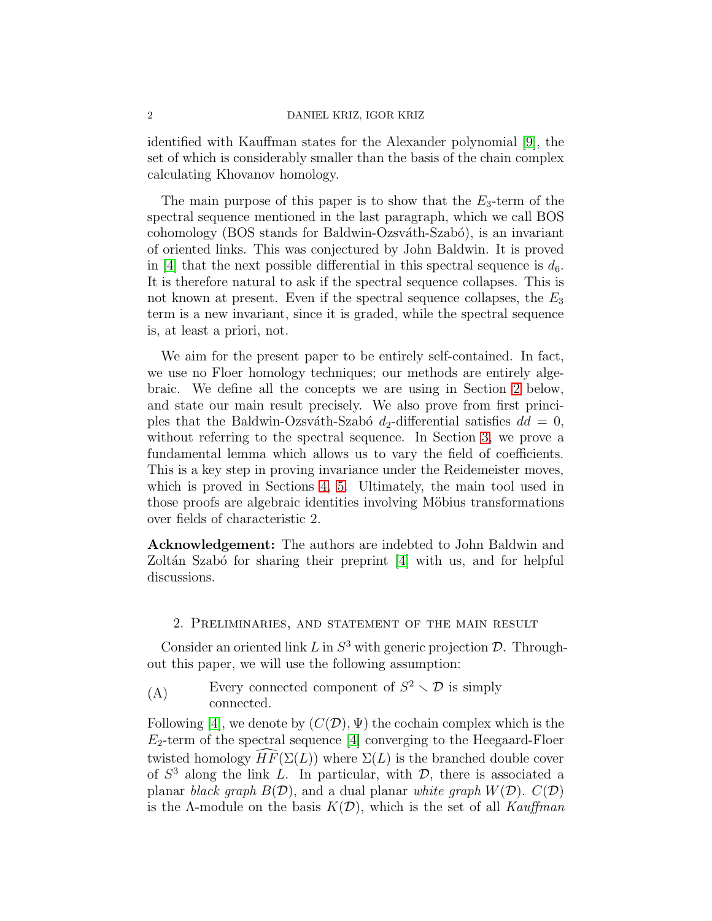identified with Kauffman states for the Alexander polynomial [9], the set of which is considerably smaller than the basis of the chain complex calculating Khovanov homology.

The main purpose of this paper is to show that the $E_3$-term of the spectral sequence mentioned in the last paragraph, which we call BOS cohomology (BOS stands for Baldwin-Ozsváth-Szabó), is an invariant of oriented links. This was conjectured by John Baldwin. It is proved in [4] that the next possible differential in this spectral sequence is $d_6$. It is therefore natural to ask if the spectral sequence collapses. This is not known at present. Even if the spectral sequence collapses, the $E_3$ term is a new invariant, since it is graded, while the spectral sequence is, at least a priori, not.

We aim for the present paper to be entirely self-contained. In fact, we use no Floer homology techniques; our methods are entirely algebraic. We define all the concepts we are using in Section 2 below, and state our main result precisely. We also prove from first principles that the Baldwin-Ozsváth-Szabó $d_2$-differential satisfies $dd = 0$, without referring to the spectral sequence. In Section 3, we prove a fundamental lemma which allows us to vary the field of coefficients. This is a key step in proving invariance under the Reidemeister moves, which is proved in Sections 4, 5. Ultimately, the main tool used in those proofs are algebraic identities involving Möbius transformations over fields of characteristic 2.

**Acknowledgement:** The authors are indebted to John Baldwin and Zoltán Szabó for sharing their preprint [4] with us, and for helpful discussions.

## 2. Preliminaries, and statement of the main result

Consider an oriented link $L$ in $S^3$ with generic projection $\mathcal{D}$. Throughout this paper, we will use the following assumption:

(A) Every connected component of $S^2 \smallsetminus \mathcal{D}$ is simply connected.

Following [4], we denote by $(C(\mathcal{D}), \Psi)$ the cochain complex which is the $E_2$-term of the spectral sequence [4] converging to the Heegaard-Floer twisted homology $\widehat{HF}(\Sigma(L))$ where $\Sigma(L)$ is the branched double cover of $S^3$ along the link $L$. In particular, with $\mathcal{D}$, there is associated a planar *black graph* $B(\mathcal{D})$, and a dual planar *white graph* $W(\mathcal{D})$. $C(\mathcal{D})$ is the $\Lambda$-module on the basis $K(\mathcal{D})$, which is the set of all *Kauffman*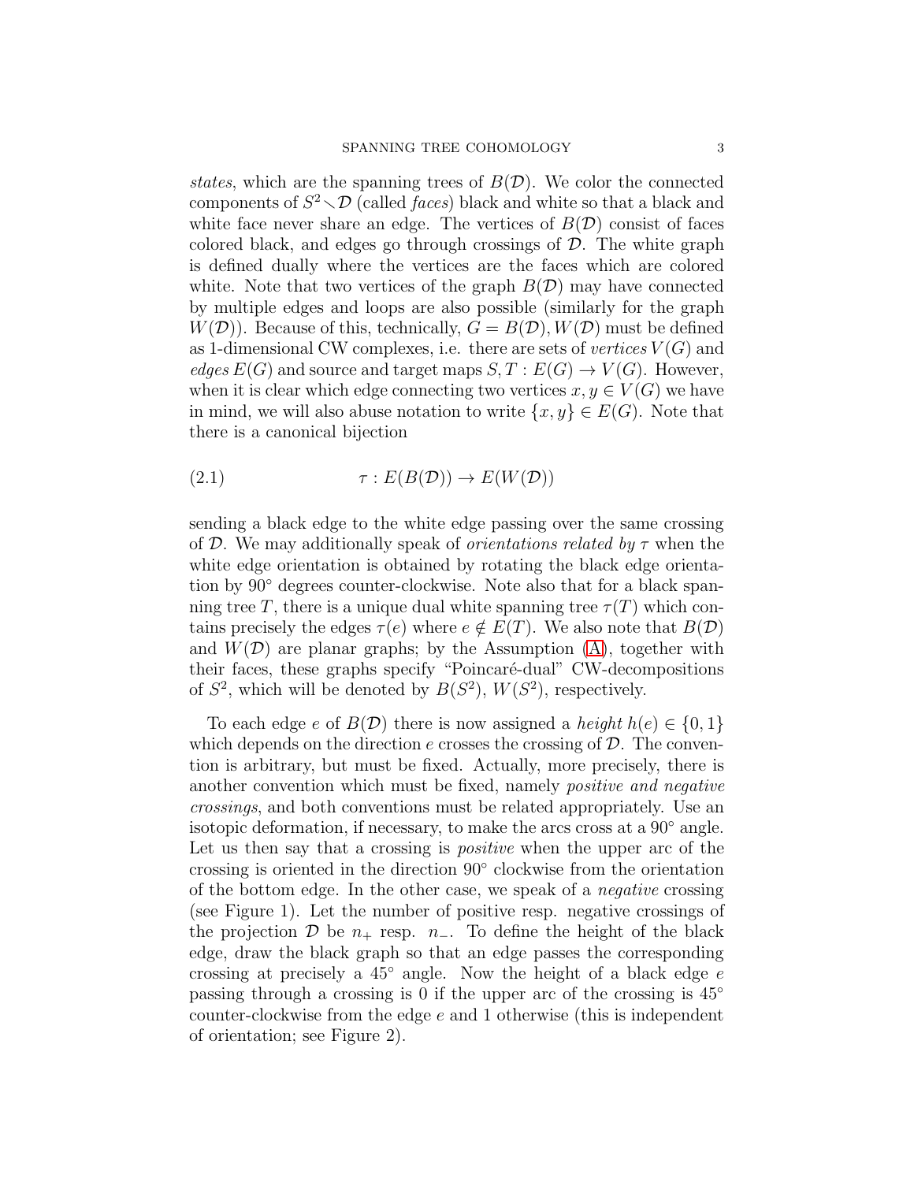*states*, which are the spanning trees of $B(\mathcal{D})$. We color the connected components of $S^2 \smallsetminus \mathcal{D}$ (called *faces*) black and white so that a black and white face never share an edge. The vertices of $B(\mathcal{D})$ consist of faces colored black, and edges go through crossings of $\mathcal{D}$. The white graph is defined dually where the vertices are the faces which are colored white. Note that two vertices of the graph $B(\mathcal{D})$ may have connected by multiple edges and loops are also possible (similarly for the graph $W(\mathcal{D})$). Because of this, technically, $G = B(\mathcal{D}), W(\mathcal{D})$ must be defined as 1-dimensional CW complexes, i.e. there are sets of *vertices* $V(G)$ and *edges* $E(G)$ and source and target maps $S, T : E(G) \to V(G)$. However, when it is clear which edge connecting two vertices $x, y \in V(G)$ we have in mind, we will also abuse notation to write $\{x, y\} \in E(G)$. Note that there is a canonical bijection

$$\tau : E(B(\mathcal{D})) \to E(W(\mathcal{D})) \tag{2.1}$$

sending a black edge to the white edge passing over the same crossing of $\mathcal{D}$. We may additionally speak of *orientations related by* $\tau$ when the white edge orientation is obtained by rotating the black edge orientation by $90^\circ$ degrees counter-clockwise. Note also that for a black spanning tree $T$, there is a unique dual white spanning tree $\tau(T)$ which contains precisely the edges $\tau(e)$ where $e \notin E(T)$. We also note that $B(\mathcal{D})$ and $W(\mathcal{D})$ are planar graphs; by the Assumption (A), together with their faces, these graphs specify "Poincaré-dual" CW-decompositions of $S^2$, which will be denoted by $B(S^2)$, $W(S^2)$, respectively.

To each edge $e$ of $B(\mathcal{D})$ there is now assigned a *height* $h(e) \in \{0, 1\}$ which depends on the direction $e$ crosses the crossing of $\mathcal{D}$. The convention is arbitrary, but must be fixed. Actually, more precisely, there is another convention which must be fixed, namely *positive and negative crossings*, and both conventions must be related appropriately. Use an isotopic deformation, if necessary, to make the arcs cross at a $90^\circ$ angle. Let us then say that a crossing is *positive* when the upper arc of the crossing is oriented in the direction $90^\circ$ clockwise from the orientation of the bottom edge. In the other case, we speak of a *negative* crossing (see Figure 1). Let the number of positive resp. negative crossings of the projection $\mathcal{D}$ be $n_+$ resp. $n_-$. To define the height of the black edge, draw the black graph so that an edge passes the corresponding crossing at precisely a $45^\circ$ angle. Now the height of a black edge $e$ passing through a crossing is 0 if the upper arc of the crossing is $45^\circ$ counter-clockwise from the edge $e$ and 1 otherwise (this is independent of orientation; see Figure 2).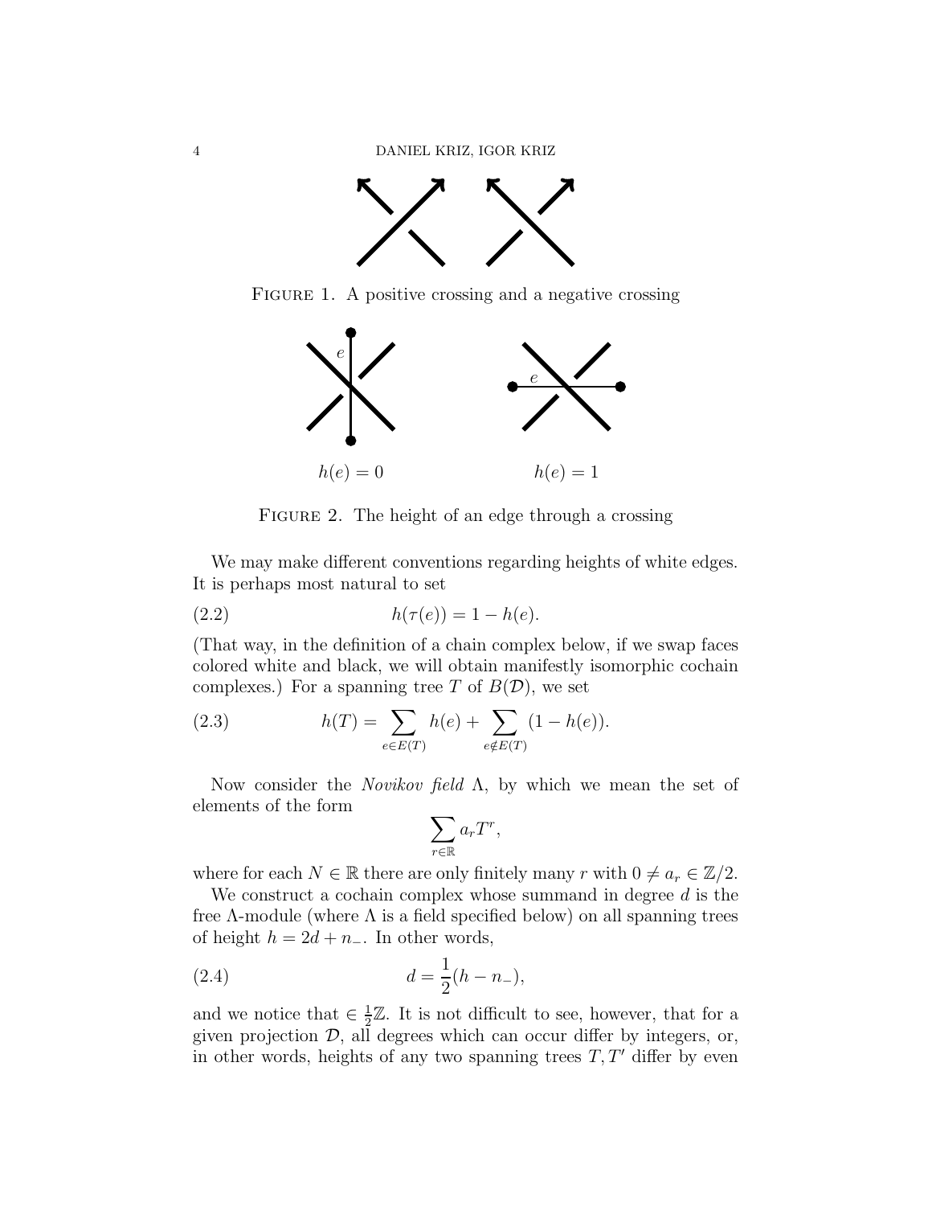FIGURE 1. A positive crossing and a negative crossing

$h(e) = 0$ $h(e) = 1$

FIGURE 2. The height of an edge through a crossing

We may make different conventions regarding heights of white edges. It is perhaps most natural to set

$$h(\tau(e)) = 1 - h(e). \tag{2.2}$$

(That way, in the definition of a chain complex below, if we swap faces colored white and black, we will obtain manifestly isomorphic cochain complexes.) For a spanning tree $T$ of $B(\mathcal{D})$, we set

$$h(T) = \sum_{e \in E(T)} h(e) + \sum_{e \notin E(T)} (1 - h(e)). \tag{2.3}$$

Now consider the *Novikov field* $\Lambda$, by which we mean the set of elements of the form

$$\sum_{r \in \mathbb{R}} a_r T^r,$$

where for each $N \in \mathbb{R}$ there are only finitely many $r$ with $0 \neq a_r \in \mathbb{Z}/2$.

We construct a cochain complex whose summand in degree $d$ is the free $\Lambda$-module (where $\Lambda$ is a field specified below) on all spanning trees of height $h = 2d + n_-$. In other words,

$$d = \frac{1}{2}(h - n_-), \tag{2.4}$$

and we notice that $\in \frac{1}{2}\mathbb{Z}$. It is not difficult to see, however, that for a given projection $\mathcal{D}$, all degrees which can occur differ by integers, or, in other words, heights of any two spanning trees $T, T'$ differ by even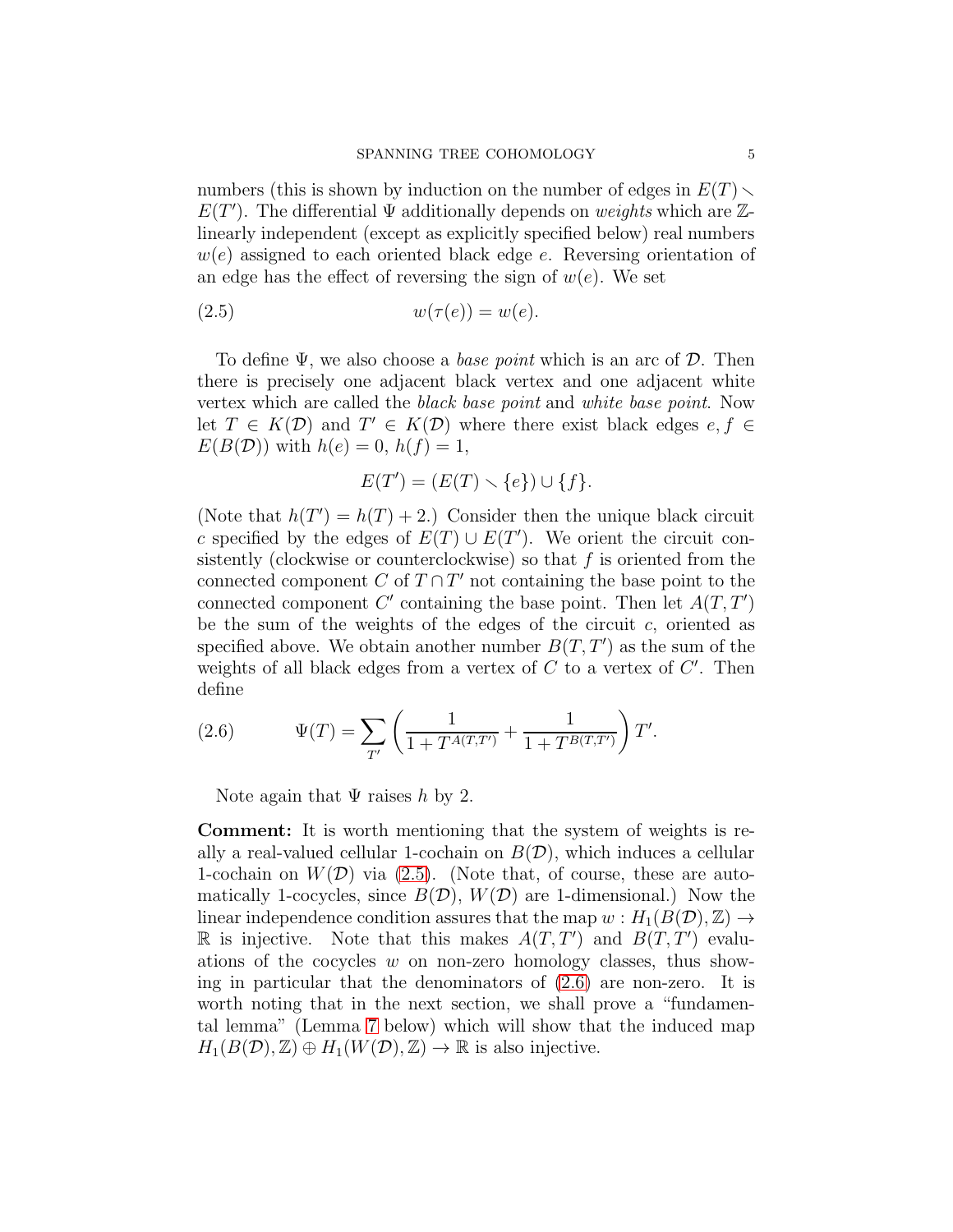numbers (this is shown by induction on the number of edges in $E(T) \smallsetminus E(T')$. The differential $\Psi$ additionally depends on *weights* which are $\mathbb{Z}$-linearly independent (except as explicitly specified below) real numbers $w(e)$ assigned to each oriented black edge $e$. Reversing orientation of an edge has the effect of reversing the sign of $w(e)$. We set

$$w(\tau(e)) = w(e). \tag{2.5}$$

To define $\Psi$, we also choose a *base point* which is an arc of $\mathcal{D}$. Then there is precisely one adjacent black vertex and one adjacent white vertex which are called the *black base point* and *white base point*. Now let $T \in K(\mathcal{D})$ and $T' \in K(\mathcal{D})$ where there exist black edges $e, f \in E(B(\mathcal{D}))$ with $h(e) = 0$, $h(f) = 1$,

$$E(T') = (E(T) \smallsetminus \{e\}) \cup \{f\}.$$

(Note that $h(T') = h(T) + 2$.) Consider then the unique black circuit $c$ specified by the edges of $E(T) \cup E(T')$. We orient the circuit consistently (clockwise or counterclockwise) so that $f$ is oriented from the connected component $C$ of $T \cap T'$ not containing the base point to the connected component $C'$ containing the base point. Then let $A(T, T')$ be the sum of the weights of the edges of the circuit $c$, oriented as specified above. We obtain another number $B(T, T')$ as the sum of the weights of all black edges from a vertex of $C$ to a vertex of $C'$. Then define

$$\Psi(T) = \sum_{T'} \left( \frac{1}{1 + T^{A(T,T')}} + \frac{1}{1 + T^{B(T,T')}} \right) T'. \tag{2.6}$$

Note again that $\Psi$ raises $h$ by 2.

**Comment:** It is worth mentioning that the system of weights is really a real-valued cellular 1-cochain on $B(\mathcal{D})$, which induces a cellular 1-cochain on $W(\mathcal{D})$ via (2.5). (Note that, of course, these are automatically 1-cocycles, since $B(\mathcal{D})$, $W(\mathcal{D})$ are 1-dimensional.) Now the linear independence condition assures that the map $w : H_1(B(\mathcal{D}), \mathbb{Z}) \to \mathbb{R}$ is injective. Note that this makes $A(T, T')$ and $B(T, T')$ evaluations of the cocycles $w$ on non-zero homology classes, thus showing in particular that the denominators of (2.6) are non-zero. It is worth noting that in the next section, we shall prove a "fundamental lemma" (Lemma 7 below) which will show that the induced map $H_1(B(\mathcal{D}), \mathbb{Z}) \oplus H_1(W(\mathcal{D}), \mathbb{Z}) \to \mathbb{R}$ is also injective.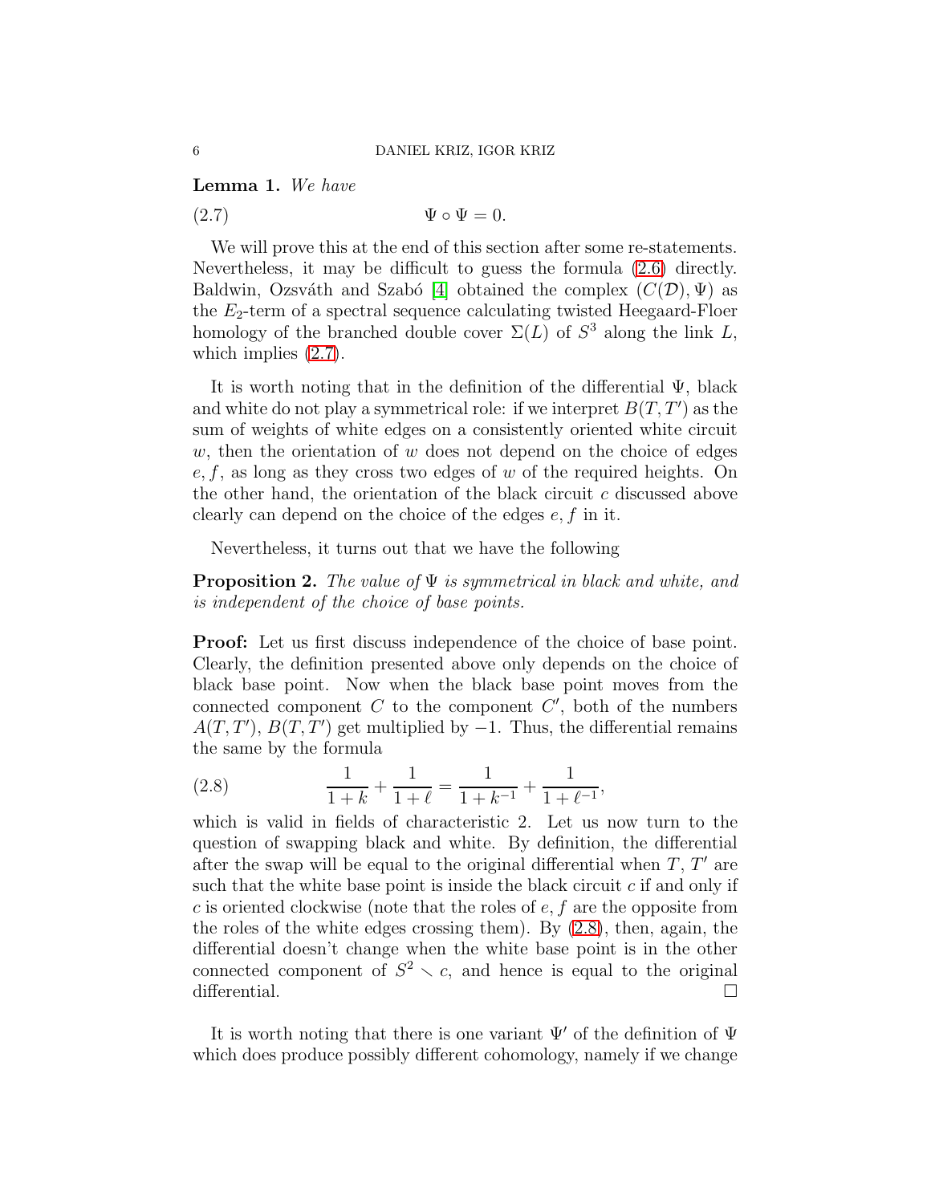**Lemma 1.** *We have*

$$\Psi \circ \Psi = 0. \tag{2.7}$$

We will prove this at the end of this section after some re-statements. Nevertheless, it may be difficult to guess the formula (2.6) directly. Baldwin, Ozsváth and Szabó [4] obtained the complex $(C(\mathcal{D}), \Psi)$ as the $E_2$-term of a spectral sequence calculating twisted Heegaard-Floer homology of the branched double cover $\Sigma(L)$ of $S^3$ along the link $L$, which implies (2.7).

It is worth noting that in the definition of the differential $\Psi$, black and white do not play a symmetrical role: if we interpret $B(T, T')$ as the sum of weights of white edges on a consistently oriented white circuit $w$, then the orientation of $w$ does not depend on the choice of edges $e, f$, as long as they cross two edges of $w$ of the required heights. On the other hand, the orientation of the black circuit $c$ discussed above clearly can depend on the choice of the edges $e, f$ in it.

Nevertheless, it turns out that we have the following

**Proposition 2.** *The value of $\Psi$ is symmetrical in black and white, and is independent of the choice of base points.*

**Proof:** Let us first discuss independence of the choice of base point. Clearly, the definition presented above only depends on the choice of black base point. Now when the black base point moves from the connected component $C$ to the component $C'$, both of the numbers $A(T, T')$, $B(T, T')$ get multiplied by $-1$. Thus, the differential remains the same by the formula

$$\frac{1}{1+k} + \frac{1}{1+\ell} = \frac{1}{1+k^{-1}} + \frac{1}{1+\ell^{-1}}, \tag{2.8}$$

which is valid in fields of characteristic 2. Let us now turn to the question of swapping black and white. By definition, the differential after the swap will be equal to the original differential when $T$, $T'$ are such that the white base point is inside the black circuit $c$ if and only if $c$ is oriented clockwise (note that the roles of $e, f$ are the opposite from the roles of the white edges crossing them). By (2.8), then, again, the differential doesn't change when the white base point is in the other connected component of $S^2 \smallsetminus c$, and hence is equal to the original differential. $\square$

It is worth noting that there is one variant $\Psi'$ of the definition of $\Psi$ which does produce possibly different cohomology, namely if we change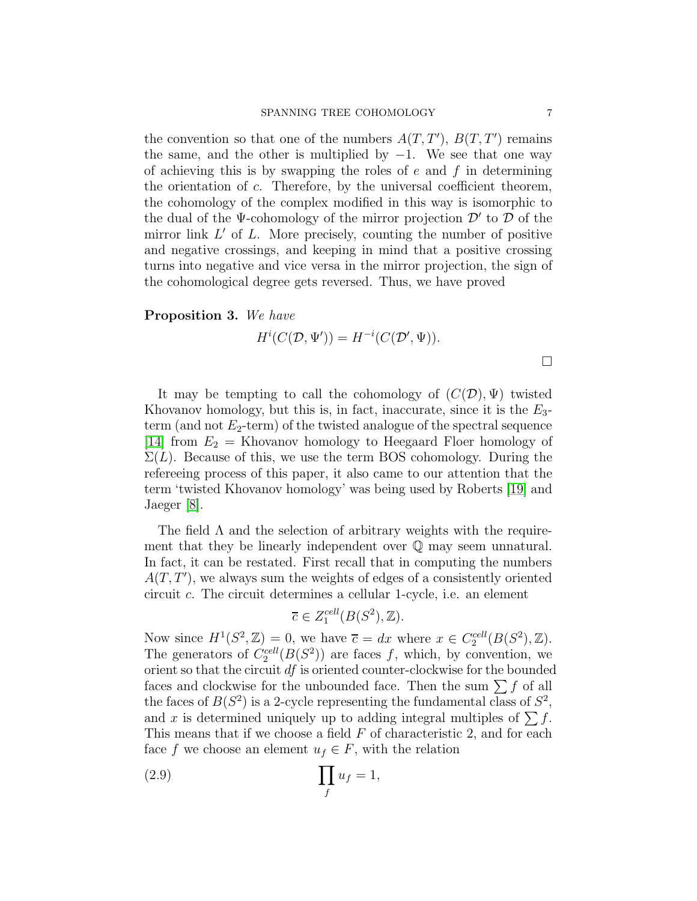the convention so that one of the numbers $A(T,T')$, $B(T,T')$ remains the same, and the other is multiplied by $-1$. We see that one way of achieving this is by swapping the roles of $e$ and $f$ in determining the orientation of $c$. Therefore, by the universal coefficient theorem, the cohomology of the complex modified in this way is isomorphic to the dual of the $\Psi$-cohomology of the mirror projection $\mathcal{D}'$ to $\mathcal{D}$ of the mirror link $L'$ of $L$. More precisely, counting the number of positive and negative crossings, and keeping in mind that a positive crossing turns into negative and vice versa in the mirror projection, the sign of the cohomological degree gets reversed. Thus, we have proved

**Proposition 3.** *We have*

$$H^i(C(\mathcal{D},\Psi')) = H^{-i}(C(\mathcal{D}',\Psi)).$$

□

It may be tempting to call the cohomology of $(C(\mathcal{D}),\Psi)$ twisted Khovanov homology, but this is, in fact, inaccurate, since it is the $E_3$-term (and not $E_2$-term) of the twisted analogue of the spectral sequence [14] from $E_2$ = Khovanov homology to Heegaard Floer homology of $\Sigma(L)$. Because of this, we use the term BOS cohomology. During the refereeing process of this paper, it also came to our attention that the term 'twisted Khovanov homology' was being used by Roberts [19] and Jaeger [8].

The field $\Lambda$ and the selection of arbitrary weights with the requirement that they be linearly independent over $\mathbb{Q}$ may seem unnatural. In fact, it can be restated. First recall that in computing the numbers $A(T,T')$, we always sum the weights of edges of a consistently oriented circuit $c$. The circuit determines a cellular 1-cycle, i.e. an element

$$\overline{c} \in Z_1^{cell}(B(S^2),\mathbb{Z}).$$

Now since $H^1(S^2,\mathbb{Z}) = 0$, we have $\overline{c} = dx$ where $x \in C_2^{cell}(B(S^2),\mathbb{Z})$. The generators of $C_2^{cell}(B(S^2))$ are faces $f$, which, by convention, we orient so that the circuit $df$ is oriented counter-clockwise for the bounded faces and clockwise for the unbounded face. Then the sum $\sum f$ of all the faces of $B(S^2)$ is a 2-cycle representing the fundamental class of $S^2$, and $x$ is determined uniquely up to adding integral multiples of $\sum f$. This means that if we choose a field $F$ of characteristic 2, and for each face $f$ we choose an element $u_f \in F$, with the relation

$$\prod_f u_f = 1, \tag{2.9}$$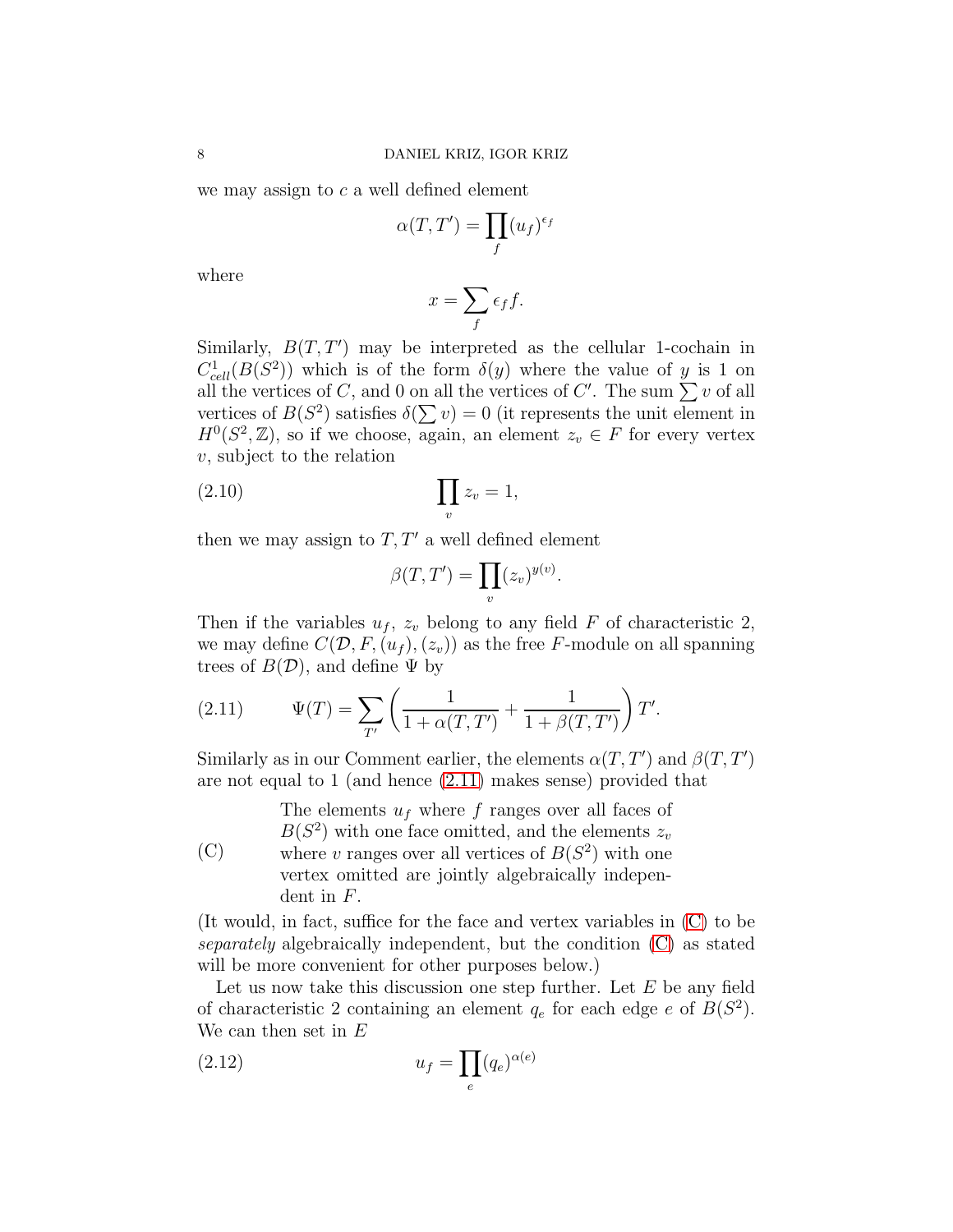we may assign to $c$ a well defined element

$$\alpha(T,T') = \prod_f (u_f)^{\epsilon_f}$$

where

$$x = \sum_f \epsilon_f f.$$

Similarly, $B(T,T')$ may be interpreted as the cellular 1-cochain in $C^1_{cell}(B(S^2))$ which is of the form $\delta(y)$ where the value of $y$ is 1 on all the vertices of $C$, and 0 on all the vertices of $C'$. The sum $\sum v$ of all vertices of $B(S^2)$ satisfies $\delta(\sum v) = 0$ (it represents the unit element in $H^0(S^2, \mathbb{Z})$, so if we choose, again, an element $z_v \in F$ for every vertex $v$, subject to the relation

$$\prod_v z_v = 1, \tag{2.10}$$

then we may assign to $T, T'$ a well defined element

$$\beta(T,T') = \prod_v (z_v)^{y(v)}.$$

Then if the variables $u_f$, $z_v$ belong to any field $F$ of characteristic 2, we may define $C(\mathcal{D}, F, (u_f), (z_v))$ as the free $F$-module on all spanning trees of $B(\mathcal{D})$, and define $\Psi$ by

$$\Psi(T) = \sum_{T'} \left( \frac{1}{1+\alpha(T,T')} + \frac{1}{1+\beta(T,T')} \right) T'. \tag{2.11}$$

Similarly as in our Comment earlier, the elements $\alpha(T,T')$ and $\beta(T,T')$ are not equal to 1 (and hence (2.11) makes sense) provided that

(C) The elements $u_f$ where $f$ ranges over all faces of $B(S^2)$ with one face omitted, and the elements $z_v$ where $v$ ranges over all vertices of $B(S^2)$ with one vertex omitted are jointly algebraically independent in $F$.

(It would, in fact, suffice for the face and vertex variables in (C) to be *separately* algebraically independent, but the condition (C) as stated will be more convenient for other purposes below.)

Let us now take this discussion one step further. Let $E$ be any field of characteristic 2 containing an element $q_e$ for each edge $e$ of $B(S^2)$. We can then set in $E$

$$u_f = \prod_e (q_e)^{\alpha(e)} \tag{2.12}$$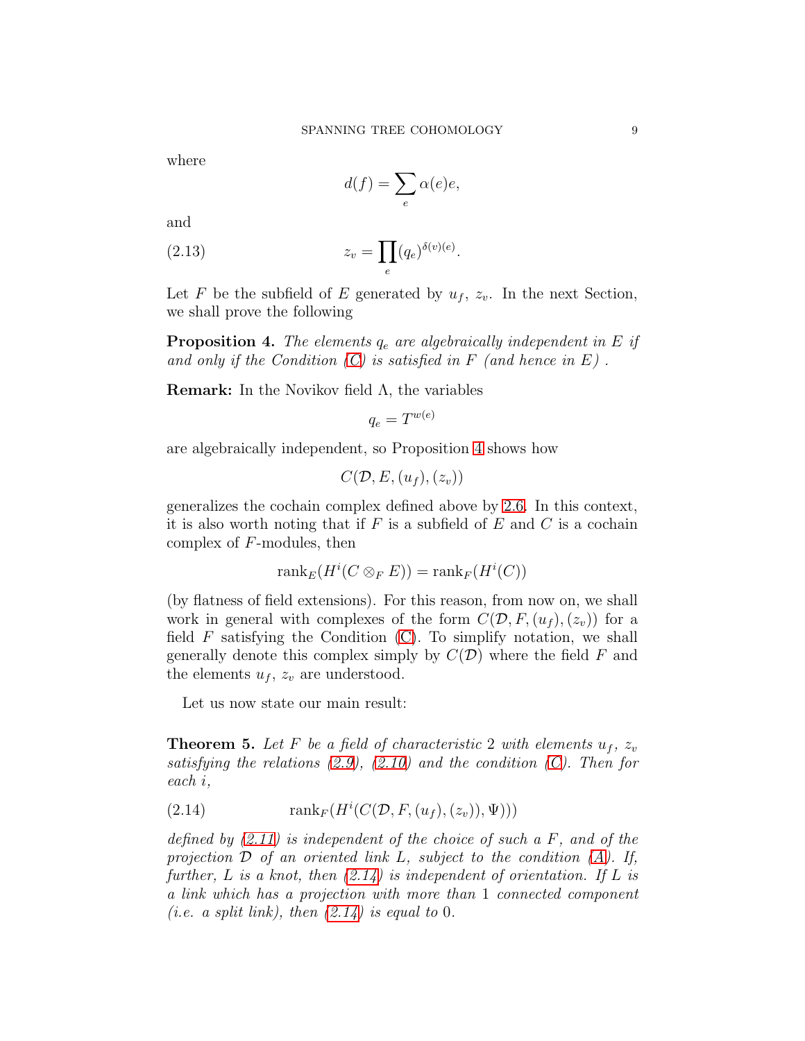where

$$d(f) = \sum_e \alpha(e) e,$$

and

$$z_v = \prod_e (q_e)^{\delta(v)(e)}. \tag{2.13}$$

Let $F$ be the subfield of $E$ generated by $u_f$, $z_v$. In the next Section, we shall prove the following

**Proposition 4.** *The elements $q_e$ are algebraically independent in $E$ if and only if the Condition (C) is satisfied in $F$ (and hence in $E$) .*

**Remark:** In the Novikov field $\Lambda$, the variables

$$q_e = T^{w(e)}$$

are algebraically independent, so Proposition 4 shows how

$$C(\mathcal{D}, E, (u_f), (z_v))$$

generalizes the cochain complex defined above by 2.6. In this context, it is also worth noting that if $F$ is a subfield of $E$ and $C$ is a cochain complex of $F$-modules, then

$$\operatorname{rank}_E(H^i(C \otimes_F E)) = \operatorname{rank}_F(H^i(C))$$

(by flatness of field extensions). For this reason, from now on, we shall work in general with complexes of the form $C(\mathcal{D}, F, (u_f), (z_v))$ for a field $F$ satisfying the Condition (C). To simplify notation, we shall generally denote this complex simply by $C(\mathcal{D})$ where the field $F$ and the elements $u_f$, $z_v$ are understood.

Let us now state our main result:

**Theorem 5.** *Let $F$ be a field of characteristic 2 with elements $u_f$, $z_v$ satisfying the relations (2.9), (2.10) and the condition (C). Then for each $i$,*

$$\operatorname{rank}_F(H^i(C(\mathcal{D}, F, (u_f), (z_v)), \Psi))) \tag{2.14}$$

*defined by (2.11) is independent of the choice of such a $F$, and of the projection $\mathcal{D}$ of an oriented link $L$, subject to the condition (A). If, further, $L$ is a knot, then (2.14) is independent of orientation. If $L$ is a link which has a projection with more than 1 connected component (i.e. a split link), then (2.14) is equal to 0.*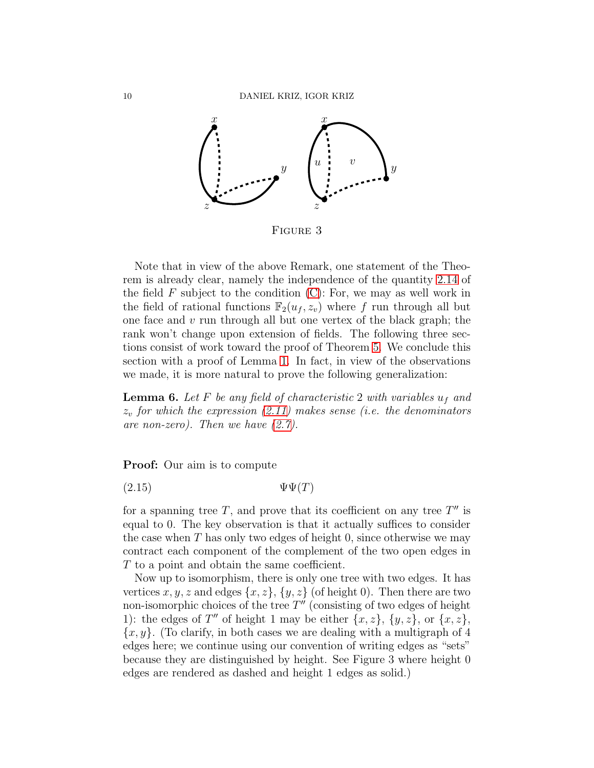FIGURE 3

Note that in view of the above Remark, one statement of the Theorem is already clear, namely the independence of the quantity 2.14 of the field $F$ subject to the condition (C): For, we may as well work in the field of rational functions $\mathbb{F}_2(u_f, z_v)$ where $f$ run through all but one face and $v$ run through all but one vertex of the black graph; the rank won't change upon extension of fields. The following three sections consist of work toward the proof of Theorem 5. We conclude this section with a proof of Lemma 1. In fact, in view of the observations we made, it is more natural to prove the following generalization:

**Lemma 6.** *Let $F$ be any field of characteristic 2 with variables $u_f$ and $z_v$ for which the expression (2.11) makes sense (i.e. the denominators are non-zero). Then we have (2.7).*

**Proof:** Our aim is to compute

$$\Psi\Psi(T) \tag{2.15}$$

for a spanning tree $T$, and prove that its coefficient on any tree $T''$ is equal to 0. The key observation is that it actually suffices to consider the case when $T$ has only two edges of height 0, since otherwise we may contract each component of the complement of the two open edges in $T$ to a point and obtain the same coefficient.

Now up to isomorphism, there is only one tree with two edges. It has vertices $x, y, z$ and edges $\{x, z\}$, $\{y, z\}$ (of height 0). Then there are two non-isomorphic choices of the tree $T''$ (consisting of two edges of height 1): the edges of $T''$ of height 1 may be either $\{x, z\}$, $\{y, z\}$, or $\{x, z\}$, $\{x, y\}$. (To clarify, in both cases we are dealing with a multigraph of 4 edges here; we continue using our convention of writing edges as "sets" because they are distinguished by height. See Figure 3 where height 0 edges are rendered as dashed and height 1 edges as solid.)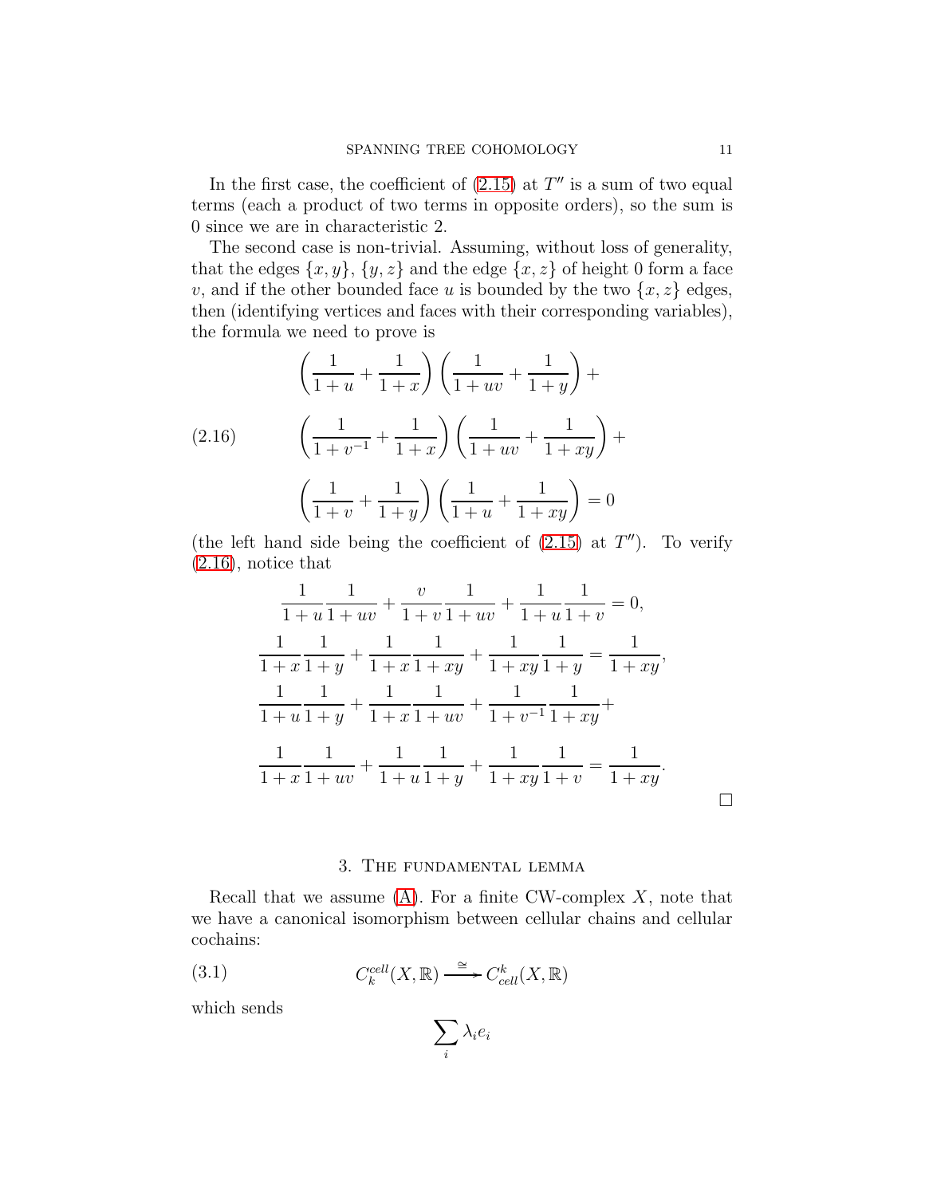In the first case, the coefficient of (2.15) at $T''$ is a sum of two equal terms (each a product of two terms in opposite orders), so the sum is 0 since we are in characteristic 2.

The second case is non-trivial. Assuming, without loss of generality, that the edges $\{x,y\}$, $\{y,z\}$ and the edge $\{x,z\}$ of height 0 form a face $v$, and if the other bounded face $u$ is bounded by the two $\{x,z\}$ edges, then (identifying vertices and faces with their corresponding variables), the formula we need to prove is

$$
\begin{aligned}
&\left(\frac{1}{1+u}+\frac{1}{1+x}\right)\left(\frac{1}{1+uv}+\frac{1}{1+y}\right)+\\
&\left(\frac{1}{1+v^{-1}}+\frac{1}{1+x}\right)\left(\frac{1}{1+uv}+\frac{1}{1+xy}\right)+\\
&\left(\frac{1}{1+v}+\frac{1}{1+y}\right)\left(\frac{1}{1+u}+\frac{1}{1+xy}\right)=0
\end{aligned}
\tag{2.16}
$$

(the left hand side being the coefficient of (2.15) at $T''$). To verify (2.16), notice that

$$
\begin{aligned}
&\frac{1}{1+u}\frac{1}{1+uv}+\frac{v}{1+v}\frac{1}{1+uv}+\frac{1}{1+u}\frac{1}{1+v}=0,\\
&\frac{1}{1+x}\frac{1}{1+y}+\frac{1}{1+x}\frac{1}{1+xy}+\frac{1}{1+xy}\frac{1}{1+y}=\frac{1}{1+xy},\\
&\frac{1}{1+u}\frac{1}{1+y}+\frac{1}{1+x}\frac{1}{1+uv}+\frac{1}{1+v^{-1}}\frac{1}{1+xy}+\\
&\frac{1}{1+x}\frac{1}{1+uv}+\frac{1}{1+u}\frac{1}{1+y}+\frac{1}{1+xy}\frac{1}{1+v}=\frac{1}{1+xy}.
\end{aligned}
$$

□

## 3. The fundamental lemma

Recall that we assume (A). For a finite CW-complex $X$, note that we have a canonical isomorphism between cellular chains and cellular cochains:

$$
C_k^{cell}(X,\mathbb{R}) \xrightarrow{\cong} C^k_{cell}(X,\mathbb{R}) \tag{3.1}
$$

which sends

$$
\sum_i \lambda_i e_i
$$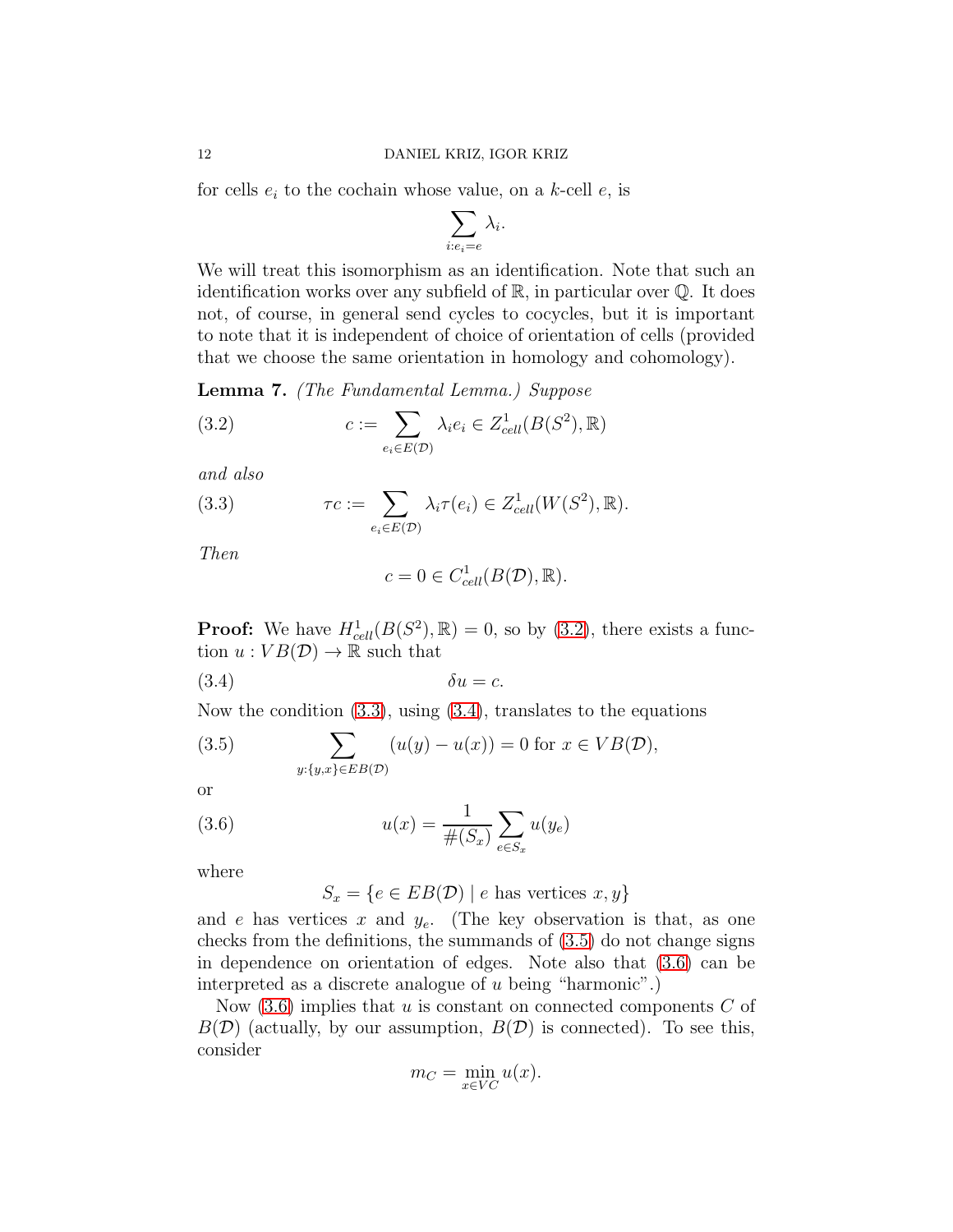for cells $e_i$ to the cochain whose value, on a $k$-cell $e$, is

$$\sum_{i:e_i=e} \lambda_i.$$

We will treat this isomorphism as an identification. Note that such an identification works over any subfield of $\mathbb{R}$, in particular over $\mathbb{Q}$. It does not, of course, in general send cycles to cocycles, but it is important to note that it is independent of choice of orientation of cells (provided that we choose the same orientation in homology and cohomology).

**Lemma 7.** *(The Fundamental Lemma.) Suppose*

$$c := \sum_{e_i \in E(\mathcal{D})} \lambda_i e_i \in Z^1_{cell}(B(S^2), \mathbb{R}) \tag{3.2}$$

*and also*

$$\tau c := \sum_{e_i \in E(\mathcal{D})} \lambda_i \tau(e_i) \in Z^1_{cell}(W(S^2), \mathbb{R}). \tag{3.3}$$

*Then*

$$c = 0 \in C^1_{cell}(B(\mathcal{D}), \mathbb{R}).$$

**Proof:** We have $H^1_{cell}(B(S^2), \mathbb{R}) = 0$, so by (3.2), there exists a function $u : VB(\mathcal{D}) \to \mathbb{R}$ such that

$$\delta u = c. \tag{3.4}$$

Now the condition (3.3), using (3.4), translates to the equations

$$\sum_{y:\{y,x\}\in EB(\mathcal{D})} (u(y) - u(x)) = 0 \text{ for } x \in VB(\mathcal{D}), \tag{3.5}$$

or

$$u(x) = \frac{1}{\#(S_x)} \sum_{e \in S_x} u(y_e) \tag{3.6}$$

where

$$S_x = \{e \in EB(\mathcal{D}) \mid e \text{ has vertices } x, y\}$$

and $e$ has vertices $x$ and $y_e$. (The key observation is that, as one checks from the definitions, the summands of (3.5) do not change signs in dependence on orientation of edges. Note also that (3.6) can be interpreted as a discrete analogue of $u$ being "harmonic".)

Now (3.6) implies that $u$ is constant on connected components $C$ of $B(\mathcal{D})$ (actually, by our assumption, $B(\mathcal{D})$ is connected). To see this, consider

$$m_C = \min_{x \in VC} u(x).$$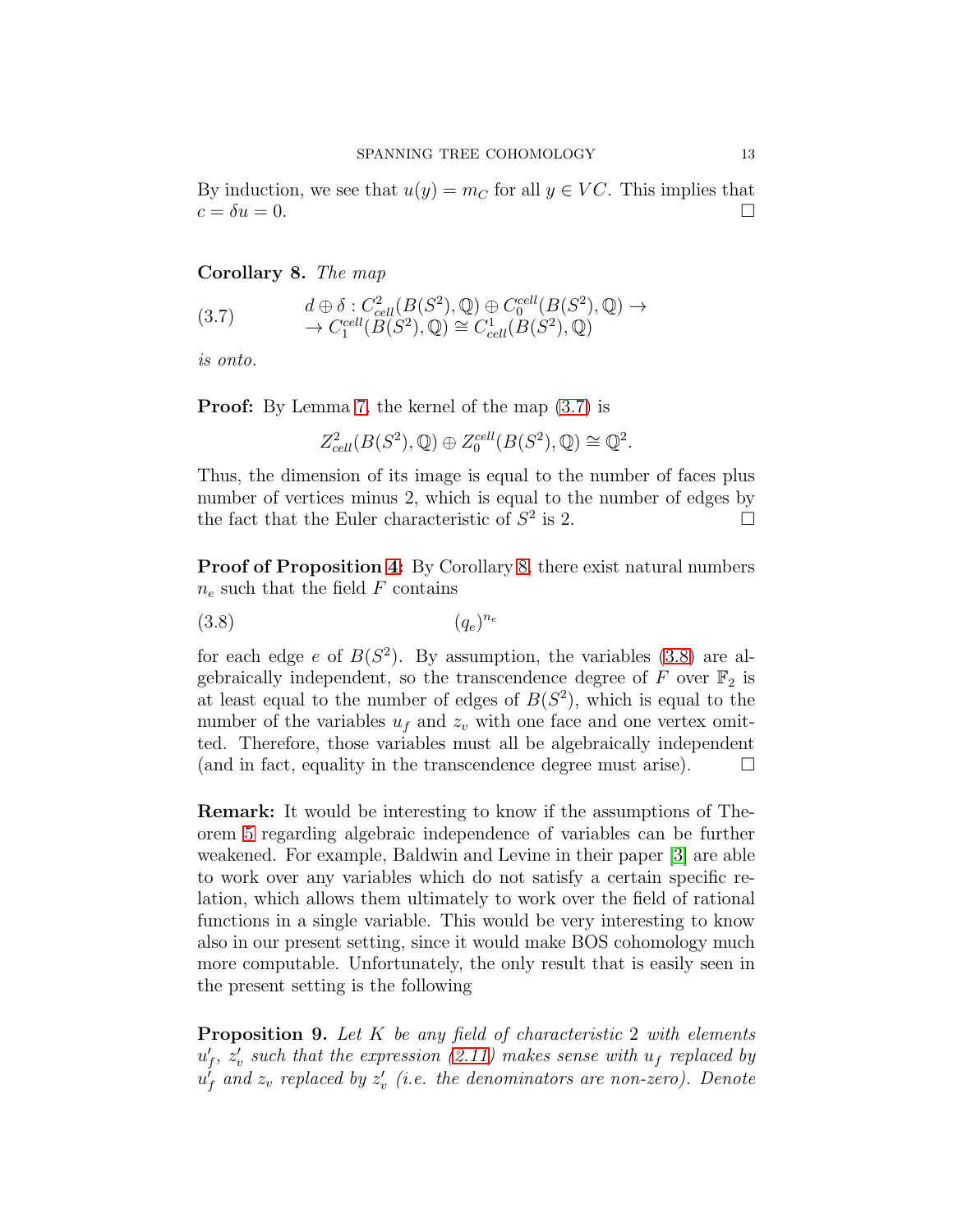By induction, we see that $u(y) = m_C$ for all $y \in VC$. This implies that $c = \delta u = 0$. $\square$

**Corollary 8.** *The map*

$$\begin{aligned} d \oplus \delta : C^2_{cell}(B(S^2), \mathbb{Q}) \oplus C_0^{cell}(B(S^2), \mathbb{Q}) \to \\ \to C_1^{cell}(B(S^2), \mathbb{Q}) \cong C^1_{cell}(B(S^2), \mathbb{Q}) \end{aligned} \tag{3.7}$$

*is onto.*

**Proof:** By Lemma 7, the kernel of the map (3.7) is

$$Z^2_{cell}(B(S^2), \mathbb{Q}) \oplus Z_0^{cell}(B(S^2), \mathbb{Q}) \cong \mathbb{Q}^2.$$

Thus, the dimension of its image is equal to the number of faces plus number of vertices minus 2, which is equal to the number of edges by the fact that the Euler characteristic of $S^2$ is 2. $\square$

**Proof of Proposition 4:** By Corollary 8, there exist natural numbers $n_e$ such that the field $F$ contains

$$(q_e)^{n_e} \tag{3.8}$$

for each edge $e$ of $B(S^2)$. By assumption, the variables (3.8) are algebraically independent, so the transcendence degree of $F$ over $\mathbb{F}_2$ is at least equal to the number of edges of $B(S^2)$, which is equal to the number of the variables $u_f$ and $z_v$ with one face and one vertex omitted. Therefore, those variables must all be algebraically independent (and in fact, equality in the transcendence degree must arise). $\square$

**Remark:** It would be interesting to know if the assumptions of Theorem 5 regarding algebraic independence of variables can be further weakened. For example, Baldwin and Levine in their paper [3] are able to work over any variables which do not satisfy a certain specific relation, which allows them ultimately to work over the field of rational functions in a single variable. This would be very interesting to know also in our present setting, since it would make BOS cohomology much more computable. Unfortunately, the only result that is easily seen in the present setting is the following

**Proposition 9.** *Let $K$ be any field of characteristic 2 with elements $u'_f$, $z'_v$ such that the expression (2.11) makes sense with $u_f$ replaced by $u'_f$ and $z_v$ replaced by $z'_v$ (i.e. the denominators are non-zero). Denote*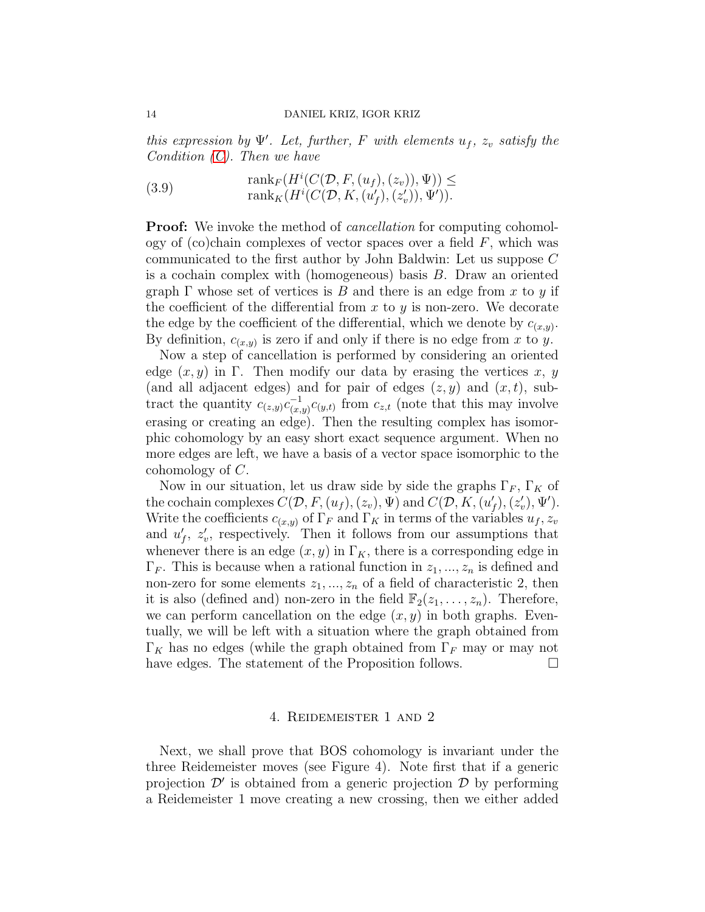*this expression by $\Psi'$. Let, further, $F$ with elements $u_f$, $z_v$ satisfy the Condition (C). Then we have*

$$
\begin{array}{c}
\operatorname{rank}_F(H^i(C(\mathcal{D}, F, (u_f), (z_v)), \Psi)) \leq \\
\operatorname{rank}_K(H^i(C(\mathcal{D}, K, (u'_f), (z'_v)), \Psi')).
\end{array}
\tag{3.9}
$$

**Proof:** We invoke the method of *cancellation* for computing cohomology of (co)chain complexes of vector spaces over a field $F$, which was communicated to the first author by John Baldwin: Let us suppose $C$ is a cochain complex with (homogeneous) basis $B$. Draw an oriented graph $\Gamma$ whose set of vertices is $B$ and there is an edge from $x$ to $y$ if the coefficient of the differential from $x$ to $y$ is non-zero. We decorate the edge by the coefficient of the differential, which we denote by $c_{(x,y)}$. By definition, $c_{(x,y)}$ is zero if and only if there is no edge from $x$ to $y$.

Now a step of cancellation is performed by considering an oriented edge $(x, y)$ in $\Gamma$. Then modify our data by erasing the vertices $x$, $y$ (and all adjacent edges) and for pair of edges $(z, y)$ and $(x, t)$, subtract the quantity $c_{(z,y)}c^{-1}_{(x,y)}c_{(y,t)}$ from $c_{z,t}$ (note that this may involve erasing or creating an edge). Then the resulting complex has isomorphic cohomology by an easy short exact sequence argument. When no more edges are left, we have a basis of a vector space isomorphic to the cohomology of $C$.

Now in our situation, let us draw side by side the graphs $\Gamma_F$, $\Gamma_K$ of the cochain complexes $C(\mathcal{D}, F, (u_f), (z_v), \Psi)$ and $C(\mathcal{D}, K, (u'_f), (z'_v), \Psi')$. Write the coefficients $c_{(x,y)}$ of $\Gamma_F$ and $\Gamma_K$ in terms of the variables $u_f, z_v$ and $u'_f$, $z'_v$, respectively. Then it follows from our assumptions that whenever there is an edge $(x, y)$ in $\Gamma_K$, there is a corresponding edge in $\Gamma_F$. This is because when a rational function in $z_1, ..., z_n$ is defined and non-zero for some elements $z_1, ..., z_n$ of a field of characteristic 2, then it is also (defined and) non-zero in the field $\mathbb{F}_2(z_1, \ldots, z_n)$. Therefore, we can perform cancellation on the edge $(x, y)$ in both graphs. Eventually, we will be left with a situation where the graph obtained from $\Gamma_K$ has no edges (while the graph obtained from $\Gamma_F$ may or may not have edges. The statement of the Proposition follows. $\square$

## 4. Reidemeister 1 and 2

Next, we shall prove that BOS cohomology is invariant under the three Reidemeister moves (see Figure 4). Note first that if a generic projection $\mathcal{D}'$ is obtained from a generic projection $\mathcal{D}$ by performing a Reidemeister 1 move creating a new crossing, then we either added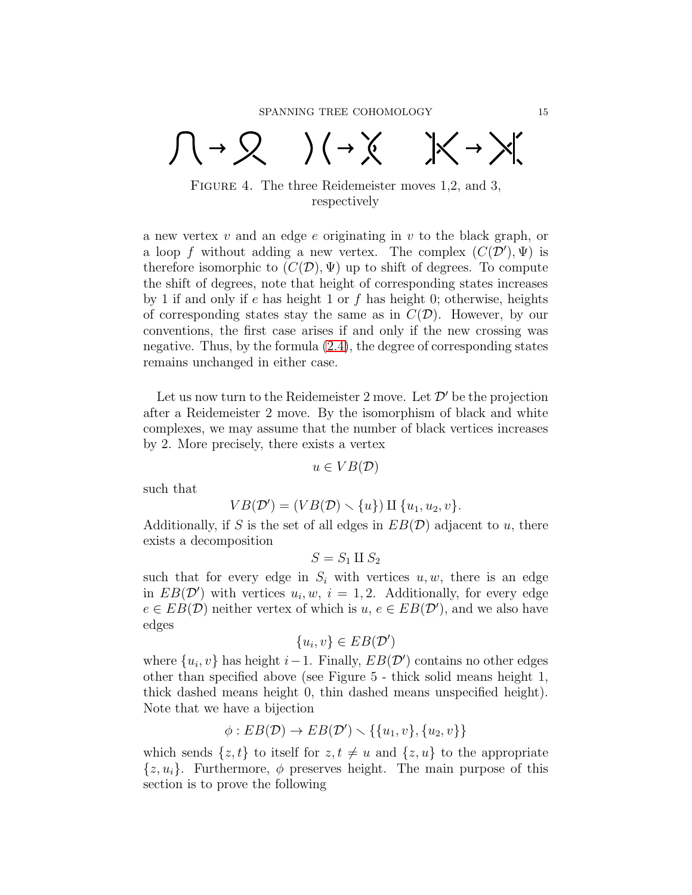Figure 4. The three Reidemeister moves 1,2, and 3, respectively

a new vertex $v$ and an edge $e$ originating in $v$ to the black graph, or a loop $f$ without adding a new vertex. The complex $(C(\mathcal{D}'), \Psi)$ is therefore isomorphic to $(C(\mathcal{D}), \Psi)$ up to shift of degrees. To compute the shift of degrees, note that height of corresponding states increases by 1 if and only if $e$ has height 1 or $f$ has height 0; otherwise, heights of corresponding states stay the same as in $C(\mathcal{D})$. However, by our conventions, the first case arises if and only if the new crossing was negative. Thus, by the formula (2.4), the degree of corresponding states remains unchanged in either case.

Let us now turn to the Reidemeister 2 move. Let $\mathcal{D}'$ be the projection after a Reidemeister 2 move. By the isomorphism of black and white complexes, we may assume that the number of black vertices increases by 2. More precisely, there exists a vertex

$$u \in VB(\mathcal{D})$$

such that

$$VB(\mathcal{D}') = (VB(\mathcal{D}) \smallsetminus \{u\}) \amalg \{u_1, u_2, v\}.$$

Additionally, if $S$ is the set of all edges in $EB(\mathcal{D})$ adjacent to $u$, there exists a decomposition

$$S = S_1 \amalg S_2$$

such that for every edge in $S_i$ with vertices $u, w$, there is an edge in $EB(\mathcal{D}')$ with vertices $u_i, w$, $i = 1, 2$. Additionally, for every edge $e \in EB(\mathcal{D})$ neither vertex of which is $u$, $e \in EB(\mathcal{D}')$, and we also have edges

$$\{u_i, v\} \in EB(\mathcal{D}')$$

where $\{u_i, v\}$ has height $i-1$. Finally, $EB(\mathcal{D}')$ contains no other edges other than specified above (see Figure 5 - thick solid means height 1, thick dashed means height 0, thin dashed means unspecified height). Note that we have a bijection

$$\phi : EB(\mathcal{D}) \to EB(\mathcal{D}') \smallsetminus \{\{u_1, v\}, \{u_2, v\}\}$$

which sends $\{z, t\}$ to itself for $z, t \neq u$ and $\{z, u\}$ to the appropriate $\{z, u_i\}$. Furthermore, $\phi$ preserves height. The main purpose of this section is to prove the following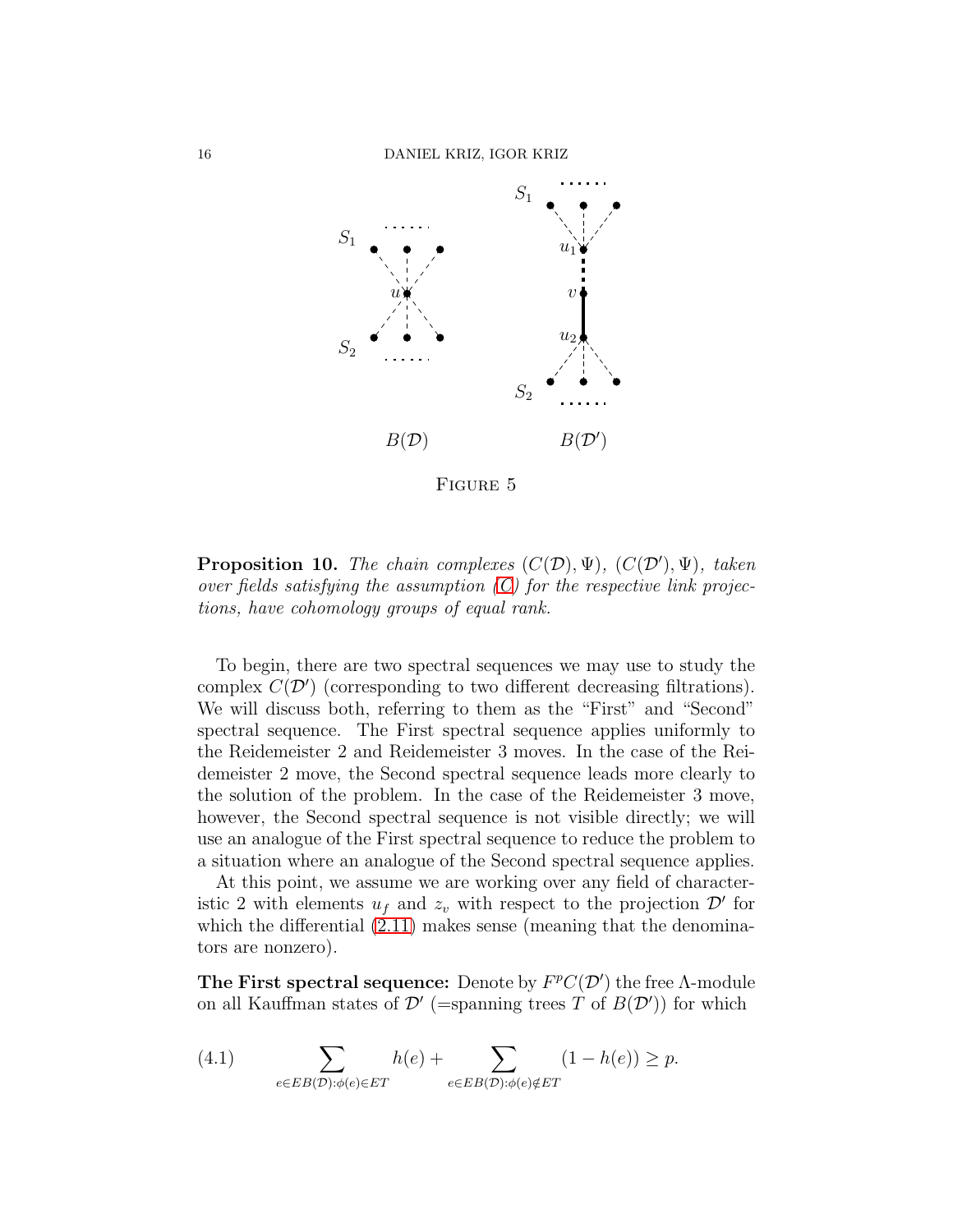Figure 5

**Proposition 10.** *The chain complexes $(C(\mathcal{D}), \Psi)$, $(C(\mathcal{D}'), \Psi)$, taken over fields satisfying the assumption (C) for the respective link projections, have cohomology groups of equal rank.*

To begin, there are two spectral sequences we may use to study the complex $C(\mathcal{D}')$ (corresponding to two different decreasing filtrations). We will discuss both, referring to them as the "First" and "Second" spectral sequence. The First spectral sequence applies uniformly to the Reidemeister 2 and Reidemeister 3 moves. In the case of the Reidemeister 2 move, the Second spectral sequence leads more clearly to the solution of the problem. In the case of the Reidemeister 3 move, however, the Second spectral sequence is not visible directly; we will use an analogue of the First spectral sequence to reduce the problem to a situation where an analogue of the Second spectral sequence applies.

At this point, we assume we are working over any field of characteristic 2 with elements $u_f$ and $z_v$ with respect to the projection $\mathcal{D}'$ for which the differential (2.11) makes sense (meaning that the denominators are nonzero).

**The First spectral sequence:** Denote by $F^p C(\mathcal{D}')$ the free $\Lambda$-module on all Kauffman states of $\mathcal{D}'$ (=spanning trees $T$ of $B(\mathcal{D}')$) for which

$$\sum_{e \in EB(\mathcal{D}): \phi(e) \in ET} h(e) + \sum_{e \in EB(\mathcal{D}): \phi(e) \notin ET} (1 - h(e)) \geq p. \tag{4.1}$$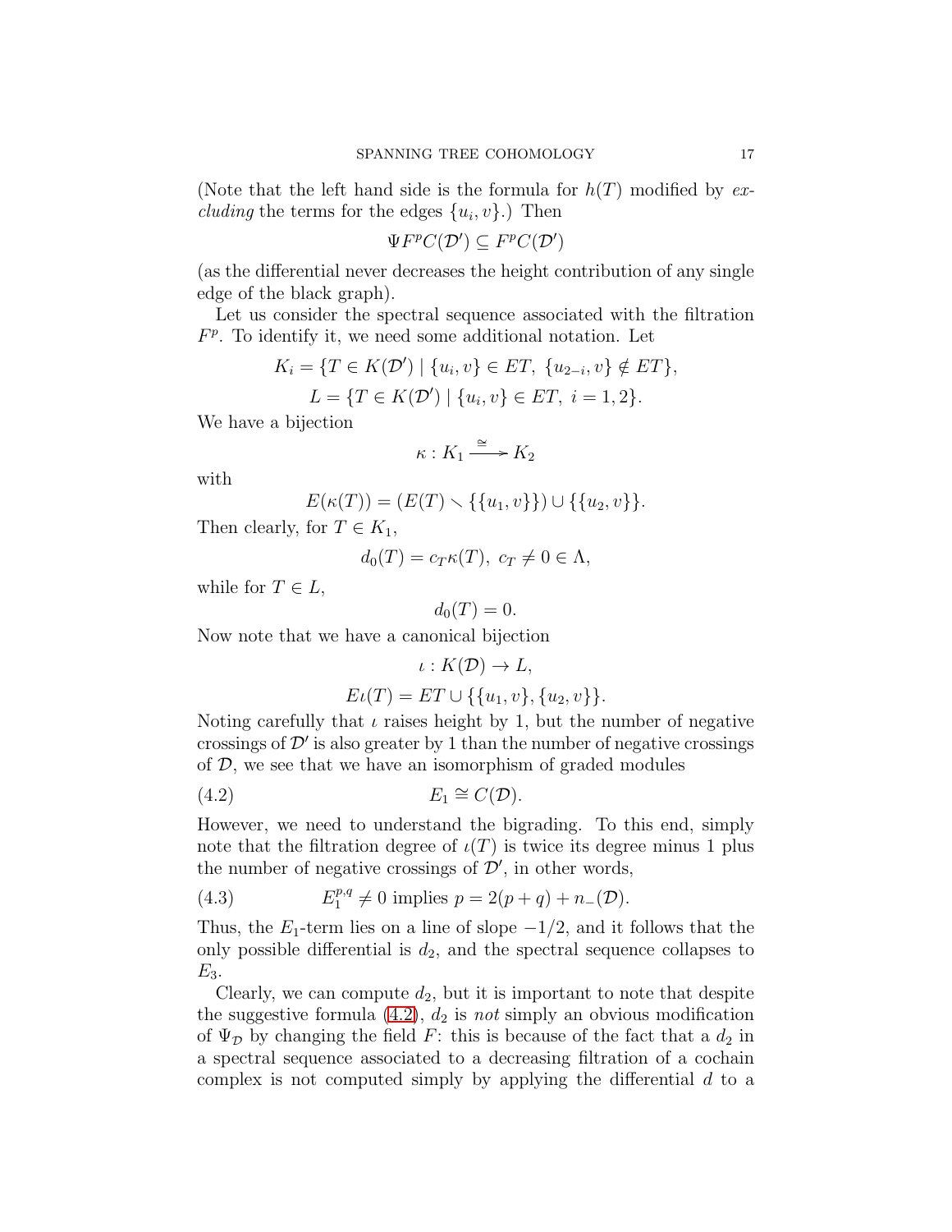(Note that the left hand side is the formula for $h(T)$ modified by *excluding* the terms for the edges $\{u_i, v\}$.) Then

$$\Psi F^p C(\mathcal{D}') \subseteq F^p C(\mathcal{D}')$$

(as the differential never decreases the height contribution of any single edge of the black graph).

Let us consider the spectral sequence associated with the filtration $F^p$. To identify it, we need some additional notation. Let

$$K_i = \{T \in K(\mathcal{D}') \mid \{u_i, v\} \in ET,\ \{u_{2-i}, v\} \notin ET\},$$
$$L = \{T \in K(\mathcal{D}') \mid \{u_i, v\} \in ET,\ i = 1, 2\}.$$

We have a bijection

$$\kappa : K_1 \xrightarrow{\cong} K_2$$

with

$$E(\kappa(T)) = (E(T) \smallsetminus \{\{u_1, v\}\}) \cup \{\{u_2, v\}\}.$$

Then clearly, for $T \in K_1$,

$$d_0(T) = c_T \kappa(T),\ c_T \neq 0 \in \Lambda,$$

while for $T \in L$,

$$d_0(T) = 0.$$

Now note that we have a canonical bijection

$$\iota : K(\mathcal{D}) \to L,$$
$$E\iota(T) = ET \cup \{\{u_1, v\}, \{u_2, v\}\}.$$

Noting carefully that $\iota$ raises height by 1, but the number of negative crossings of $\mathcal{D}'$ is also greater by 1 than the number of negative crossings of $\mathcal{D}$, we see that we have an isomorphism of graded modules

$$E_1 \cong C(\mathcal{D}). \tag{4.2}$$

However, we need to understand the bigrading. To this end, simply note that the filtration degree of $\iota(T)$ is twice its degree minus 1 plus the number of negative crossings of $\mathcal{D}'$, in other words,

$$E_1^{p,q} \neq 0 \text{ implies } p = 2(p+q) + n_-(\mathcal{D}). \tag{4.3}$$

Thus, the $E_1$-term lies on a line of slope $-1/2$, and it follows that the only possible differential is $d_2$, and the spectral sequence collapses to $E_3$.

Clearly, we can compute $d_2$, but it is important to note that despite the suggestive formula (4.2), $d_2$ is *not* simply an obvious modification of $\Psi_{\mathcal{D}}$ by changing the field $F$: this is because of the fact that a $d_2$ in a spectral sequence associated to a decreasing filtration of a cochain complex is not computed simply by applying the differential $d$ to a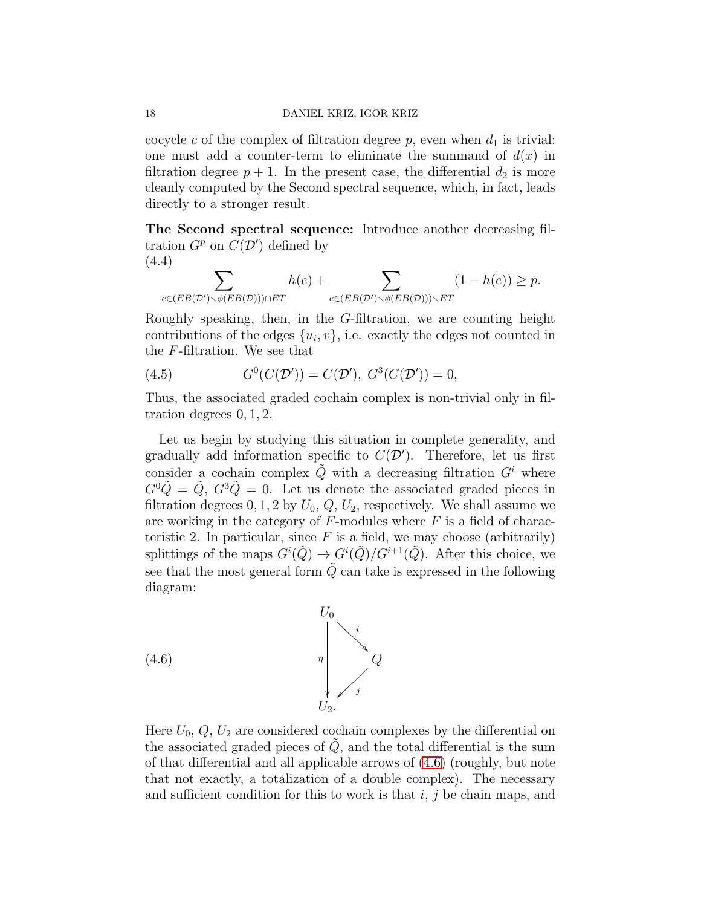cocycle $c$ of the complex of filtration degree $p$, even when $d_1$ is trivial: one must add a counter-term to eliminate the summand of $d(x)$ in filtration degree $p+1$. In the present case, the differential $d_2$ is more cleanly computed by the Second spectral sequence, which, in fact, leads directly to a stronger result.

**The Second spectral sequence:** Introduce another decreasing filtration $G^p$ on $C(\mathcal{D}')$ defined by

$$\sum_{e\in(EB(\mathcal{D}')\smallsetminus\phi(EB(\mathcal{D})))\cap ET} h(e) + \sum_{e\in(EB(\mathcal{D}')\smallsetminus\phi(EB(\mathcal{D})))\smallsetminus ET} (1-h(e)) \geq p. \tag{4.4}$$

Roughly speaking, then, in the $G$-filtration, we are counting height contributions of the edges $\{u_i, v\}$, i.e. exactly the edges not counted in the $F$-filtration. We see that

$$G^0(C(\mathcal{D}')) = C(\mathcal{D}'),\ G^3(C(\mathcal{D}')) = 0, \tag{4.5}$$

Thus, the associated graded cochain complex is non-trivial only in filtration degrees $0, 1, 2$.

Let us begin by studying this situation in complete generality, and gradually add information specific to $C(\mathcal{D}')$. Therefore, let us first consider a cochain complex $\tilde{Q}$ with a decreasing filtration $G^i$ where $G^0\tilde{Q} = \tilde{Q}$, $G^3\tilde{Q} = 0$. Let us denote the associated graded pieces in filtration degrees $0, 1, 2$ by $U_0$, $Q$, $U_2$, respectively. We shall assume we are working in the category of $F$-modules where $F$ is a field of characteristic 2. In particular, since $F$ is a field, we may choose (arbitrarily) splittings of the maps $G^i(\tilde{Q}) \to G^i(\tilde{Q})/G^{i+1}(\tilde{Q})$. After this choice, we see that the most general form $\tilde{Q}$ can take is expressed in the following diagram:

$$\begin{array}{ccc} U_0 & & \\ & \overset{i}{\searrow} & \\ \eta\Big\downarrow & & Q \\ & \underset{j}{\swarrow} & \\ U_2. & & \end{array} \tag{4.6}$$

Here $U_0$, $Q$, $U_2$ are considered cochain complexes by the differential on the associated graded pieces of $\tilde{Q}$, and the total differential is the sum of that differential and all applicable arrows of (4.6) (roughly, but note that not exactly, a totalization of a double complex). The necessary and sufficient condition for this to work is that $i$, $j$ be chain maps, and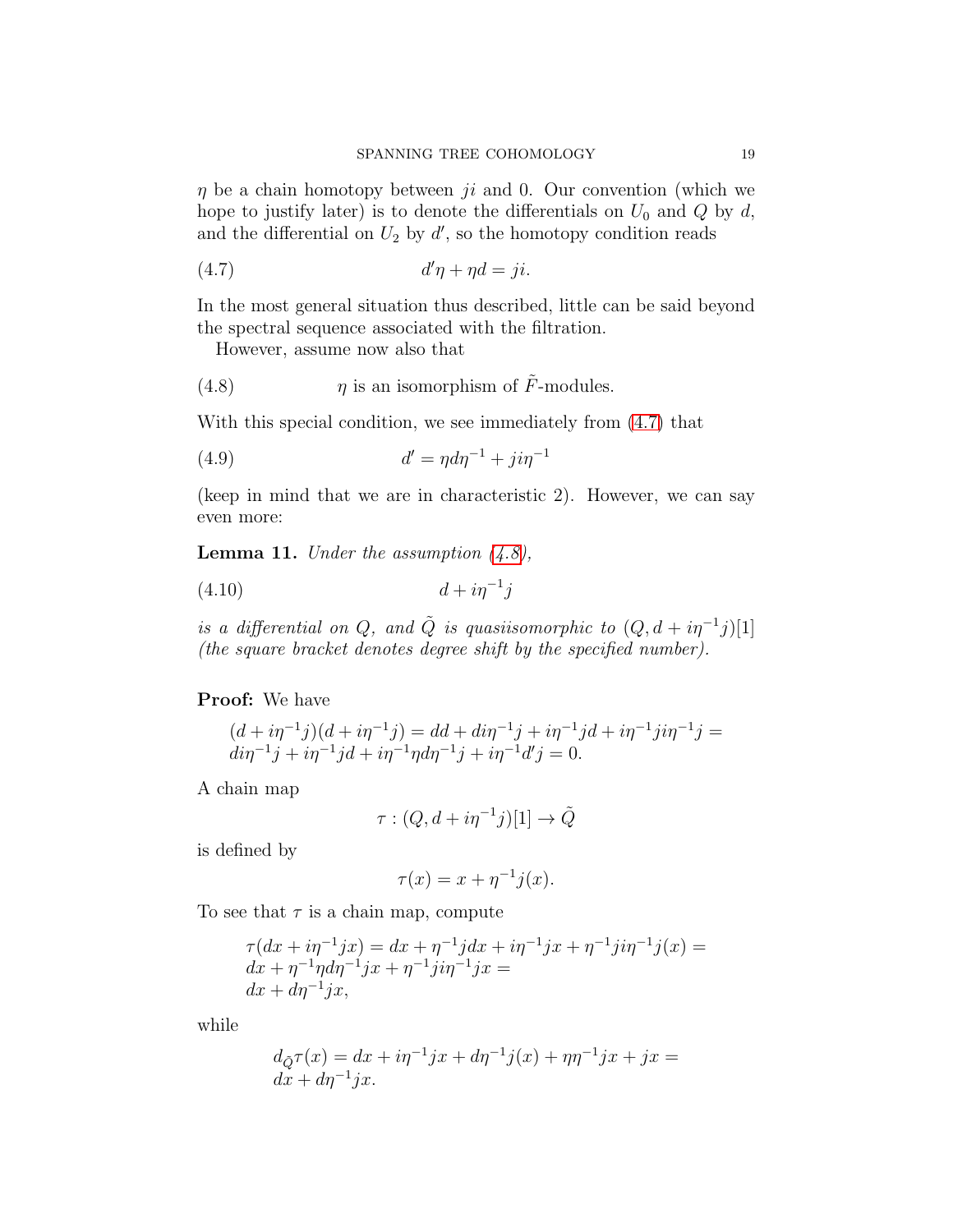$\eta$ be a chain homotopy between $ji$ and 0. Our convention (which we hope to justify later) is to denote the differentials on $U_0$ and $Q$ by $d$, and the differential on $U_2$ by $d'$, so the homotopy condition reads

$$d'\eta + \eta d = ji. \tag{4.7}$$

In the most general situation thus described, little can be said beyond the spectral sequence associated with the filtration.

However, assume now also that

$$\eta \text{ is an isomorphism of } \tilde{F}\text{-modules.} \tag{4.8}$$

With this special condition, we see immediately from (4.7) that

$$d' = \eta d \eta^{-1} + ji\eta^{-1} \tag{4.9}$$

(keep in mind that we are in characteristic 2). However, we can say even more:

**Lemma 11.** *Under the assumption (4.8),*

$$d + i\eta^{-1}j \tag{4.10}$$

*is a differential on $Q$, and $\tilde{Q}$ is quasiisomorphic to $(Q, d + i\eta^{-1}j)[1]$ (the square bracket denotes degree shift by the specified number).*

**Proof:** We have

$$(d + i\eta^{-1}j)(d + i\eta^{-1}j) = dd + di\eta^{-1}j + i\eta^{-1}jd + i\eta^{-1}ji\eta^{-1}j =$$
$$di\eta^{-1}j + i\eta^{-1}jd + i\eta^{-1}\eta d\eta^{-1}j + i\eta^{-1}d'j = 0.$$

A chain map

$$\tau : (Q, d + i\eta^{-1}j)[1] \to \tilde{Q}$$

is defined by

$$\tau(x) = x + \eta^{-1}j(x).$$

To see that $\tau$ is a chain map, compute

$$\tau(dx + i\eta^{-1}jx) = dx + \eta^{-1}jdx + i\eta^{-1}jx + \eta^{-1}ji\eta^{-1}j(x) =$$
$$dx + \eta^{-1}\eta d\eta^{-1}jx + \eta^{-1}ji\eta^{-1}jx =$$
$$dx + d\eta^{-1}jx,$$

while

$$d_{\tilde{Q}}\tau(x) = dx + i\eta^{-1}jx + d\eta^{-1}j(x) + \eta\eta^{-1}jx + jx =$$
$$dx + d\eta^{-1}jx.$$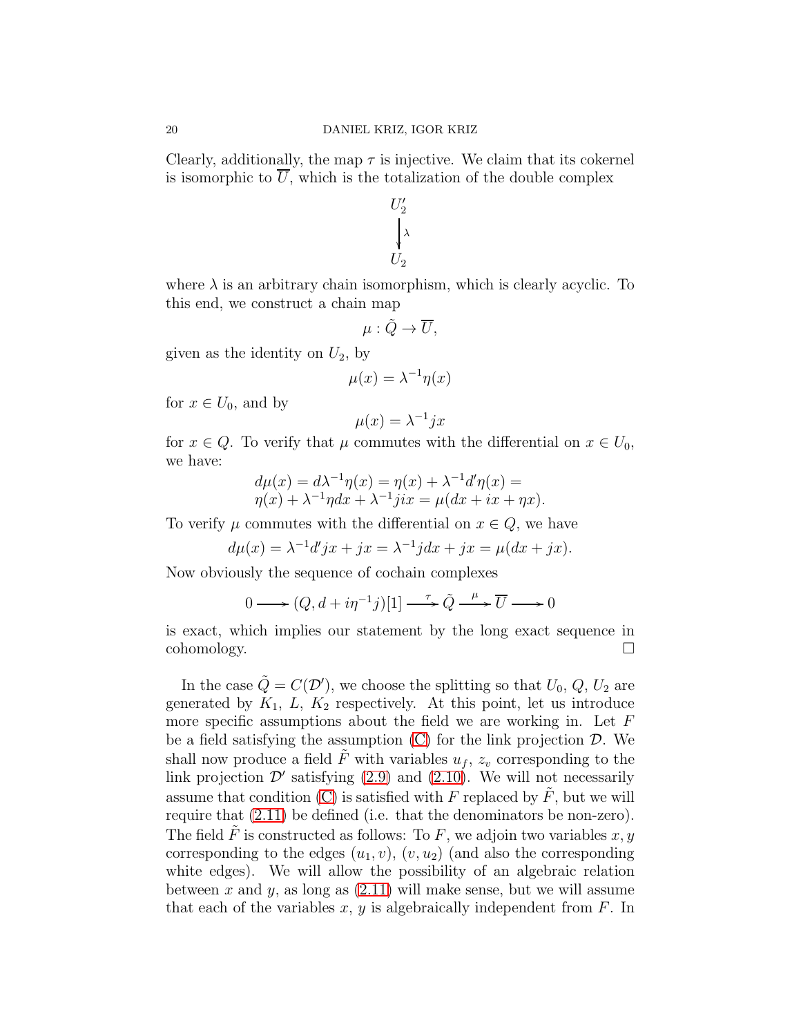Clearly, additionally, the map $\tau$ is injective. We claim that its cokernel is isomorphic to $\overline{U}$, which is the totalization of the double complex

$$\begin{array}{c} U_2' \\ \downarrow \lambda \\ U_2 \end{array}$$

where $\lambda$ is an arbitrary chain isomorphism, which is clearly acyclic. To this end, we construct a chain map

$$\mu : \tilde{Q} \to \overline{U},$$

given as the identity on $U_2$, by

$$\mu(x) = \lambda^{-1}\eta(x)$$

for $x \in U_0$, and by

$$\mu(x) = \lambda^{-1}jx$$

for $x \in Q$. To verify that $\mu$ commutes with the differential on $x \in U_0$, we have:

$$\begin{array}{l} d\mu(x) = d\lambda^{-1}\eta(x) = \eta(x) + \lambda^{-1}d'\eta(x) = \\ \eta(x) + \lambda^{-1}\eta dx + \lambda^{-1}jix = \mu(dx + ix + \eta x). \end{array}$$

To verify $\mu$ commutes with the differential on $x \in Q$, we have

$$d\mu(x) = \lambda^{-1}d'jx + jx = \lambda^{-1}jdx + jx = \mu(dx + jx).$$

Now obviously the sequence of cochain complexes

$$0 \longrightarrow (Q, d + i\eta^{-1}j)[1] \xrightarrow{\tau} \tilde{Q} \xrightarrow{\mu} \overline{U} \longrightarrow 0$$

is exact, which implies our statement by the long exact sequence in cohomology. $\square$

In the case $\tilde{Q} = C(\mathcal{D}')$, we choose the splitting so that $U_0$, $Q$, $U_2$ are generated by $K_1$, $L$, $K_2$ respectively. At this point, let us introduce more specific assumptions about the field we are working in. Let $F$ be a field satisfying the assumption (C) for the link projection $\mathcal{D}$. We shall now produce a field $\tilde{F}$ with variables $u_f$, $z_v$ corresponding to the link projection $\mathcal{D}'$ satisfying (2.9) and (2.10). We will not necessarily assume that condition (C) is satisfied with $F$ replaced by $\tilde{F}$, but we will require that (2.11) be defined (i.e. that the denominators be non-zero). The field $\tilde{F}$ is constructed as follows: To $F$, we adjoin two variables $x, y$ corresponding to the edges $(u_1, v)$, $(v, u_2)$ (and also the corresponding white edges). We will allow the possibility of an algebraic relation between $x$ and $y$, as long as (2.11) will make sense, but we will assume that each of the variables $x$, $y$ is algebraically independent from $F$. In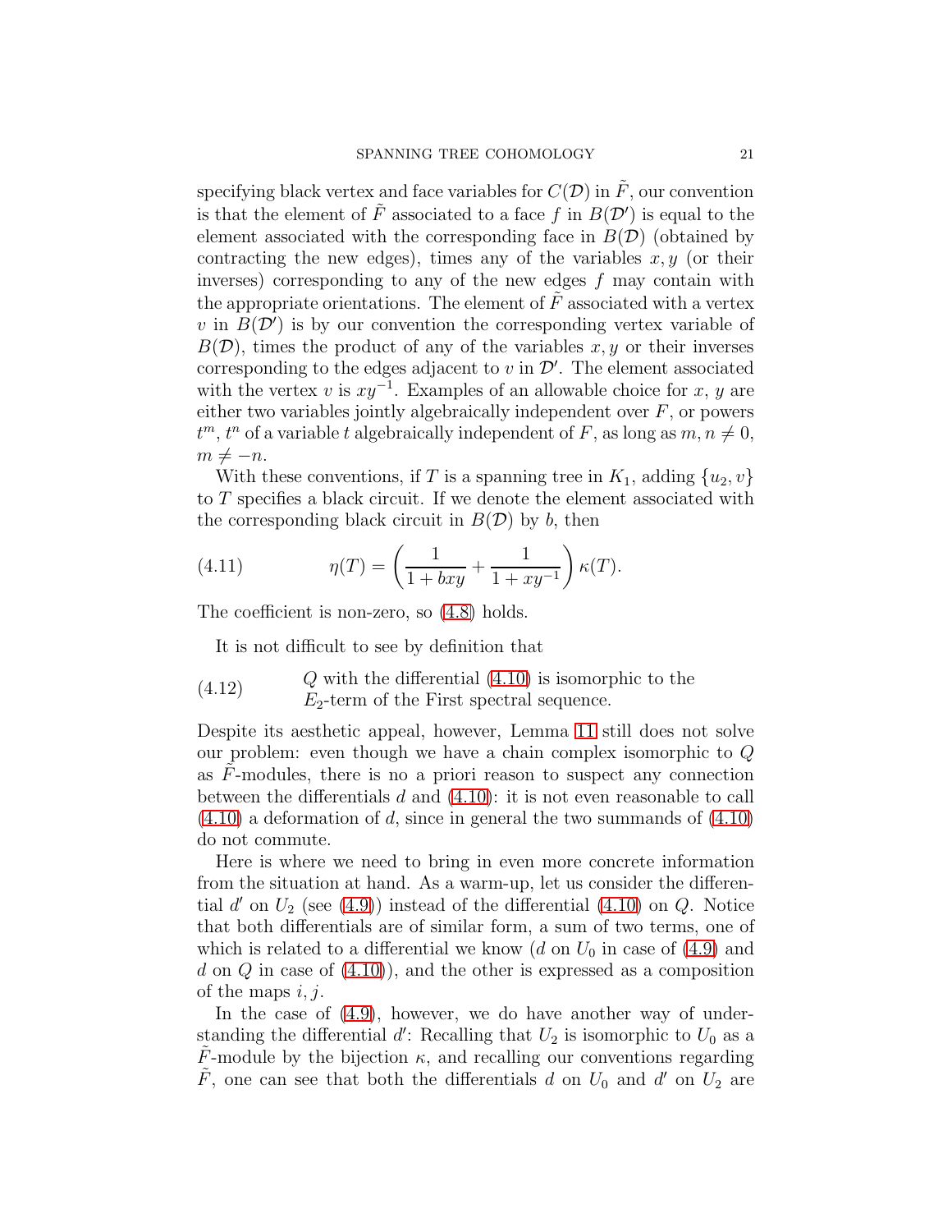specifying black vertex and face variables for $C(\mathcal{D})$ in $\tilde{F}$, our convention is that the element of $\tilde{F}$ associated to a face $f$ in $B(\mathcal{D}')$ is equal to the element associated with the corresponding face in $B(\mathcal{D})$ (obtained by contracting the new edges), times any of the variables $x, y$ (or their inverses) corresponding to any of the new edges $f$ may contain with the appropriate orientations. The element of $\tilde{F}$ associated with a vertex $v$ in $B(\mathcal{D}')$ is by our convention the corresponding vertex variable of $B(\mathcal{D})$, times the product of any of the variables $x, y$ or their inverses corresponding to the edges adjacent to $v$ in $\mathcal{D}'$. The element associated with the vertex $v$ is $xy^{-1}$. Examples of an allowable choice for $x$, $y$ are either two variables jointly algebraically independent over $F$, or powers $t^m$, $t^n$ of a variable $t$ algebraically independent of $F$, as long as $m, n \neq 0$, $m \neq -n$.

With these conventions, if $T$ is a spanning tree in $K_1$, adding $\{u_2, v\}$ to $T$ specifies a black circuit. If we denote the element associated with the corresponding black circuit in $B(\mathcal{D})$ by $b$, then

$$\eta(T) = \left( \frac{1}{1 + bxy} + \frac{1}{1 + xy^{-1}} \right) \kappa(T). \tag{4.11}$$

The coefficient is non-zero, so (4.8) holds.

It is not difficult to see by definition that

(4.12) $Q$ with the differential (4.10) is isomorphic to the $E_2$-term of the First spectral sequence.

Despite its aesthetic appeal, however, Lemma 11 still does not solve our problem: even though we have a chain complex isomorphic to $Q$ as $\tilde{F}$-modules, there is no a priori reason to suspect any connection between the differentials $d$ and (4.10): it is not even reasonable to call (4.10) a deformation of $d$, since in general the two summands of (4.10) do not commute.

Here is where we need to bring in even more concrete information from the situation at hand. As a warm-up, let us consider the differential $d'$ on $U_2$ (see (4.9)) instead of the differential (4.10) on $Q$. Notice that both differentials are of similar form, a sum of two terms, one of which is related to a differential we know ($d$ on $U_0$ in case of (4.9) and $d$ on $Q$ in case of (4.10)), and the other is expressed as a composition of the maps $i, j$.

In the case of (4.9), however, we do have another way of understanding the differential $d'$: Recalling that $U_2$ is isomorphic to $U_0$ as a $\tilde{F}$-module by the bijection $\kappa$, and recalling our conventions regarding $\tilde{F}$, one can see that both the differentials $d$ on $U_0$ and $d'$ on $U_2$ are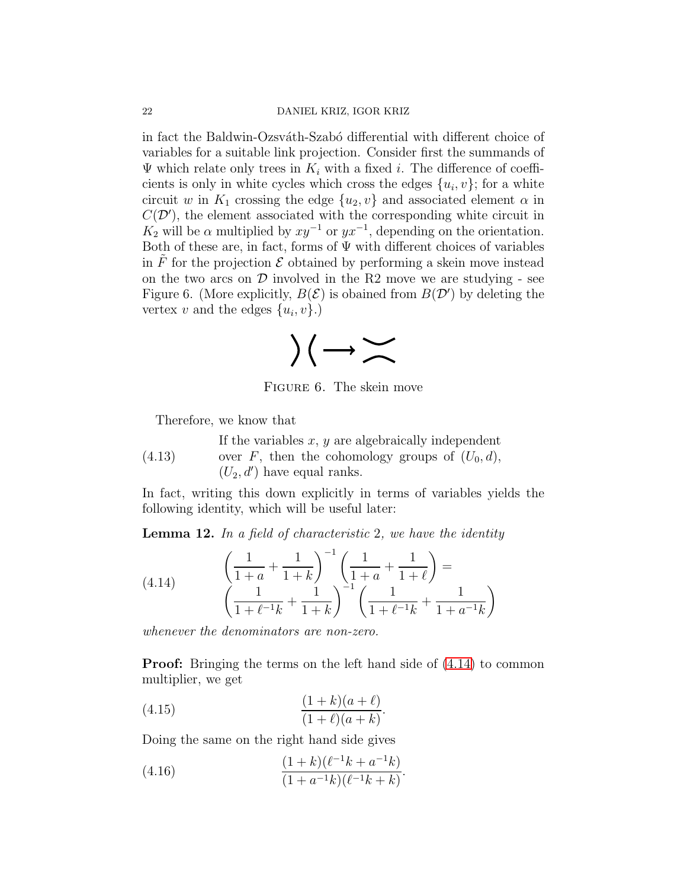in fact the Baldwin-Ozsváth-Szabó differential with different choice of variables for a suitable link projection. Consider first the summands of $\Psi$ which relate only trees in $K_i$ with a fixed $i$. The difference of coefficients is only in white cycles which cross the edges $\{u_i, v\}$; for a white circuit $w$ in $K_1$ crossing the edge $\{u_2, v\}$ and associated element $\alpha$ in $C(\mathcal{D}')$, the element associated with the corresponding white circuit in $K_2$ will be $\alpha$ multiplied by $xy^{-1}$ or $yx^{-1}$, depending on the orientation. Both of these are, in fact, forms of $\Psi$ with different choices of variables in $\tilde{F}$ for the projection $\mathcal{E}$ obtained by performing a skein move instead on the two arcs on $\mathcal{D}$ involved in the R2 move we are studying - see Figure 6. (More explicitly, $B(\mathcal{E})$ is obained from $B(\mathcal{D}')$ by deleting the vertex $v$ and the edges $\{u_i, v\}$.)

Figure 6. The skein move

Therefore, we know that

(4.13) If the variables $x$, $y$ are algebraically independent over $F$, then the cohomology groups of $(U_0, d)$, $(U_2, d')$ have equal ranks.

In fact, writing this down explicitly in terms of variables yields the following identity, which will be useful later:

**Lemma 12.** *In a field of characteristic* 2*, we have the identity*

$$\left(\frac{1}{1+a}+\frac{1}{1+k}\right)^{-1}\left(\frac{1}{1+a}+\frac{1}{1+\ell}\right)= \left(\frac{1}{1+\ell^{-1}k}+\frac{1}{1+k}\right)^{-1}\left(\frac{1}{1+\ell^{-1}k}+\frac{1}{1+a^{-1}k}\right) \tag{4.14}$$

*whenever the denominators are non-zero.*

**Proof:** Bringing the terms on the left hand side of (4.14) to common multiplier, we get

$$\frac{(1+k)(a+\ell)}{(1+\ell)(a+k)}. \tag{4.15}$$

Doing the same on the right hand side gives

$$\frac{(1+k)(\ell^{-1}k+a^{-1}k)}{(1+a^{-1}k)(\ell^{-1}k+k)}. \tag{4.16}$$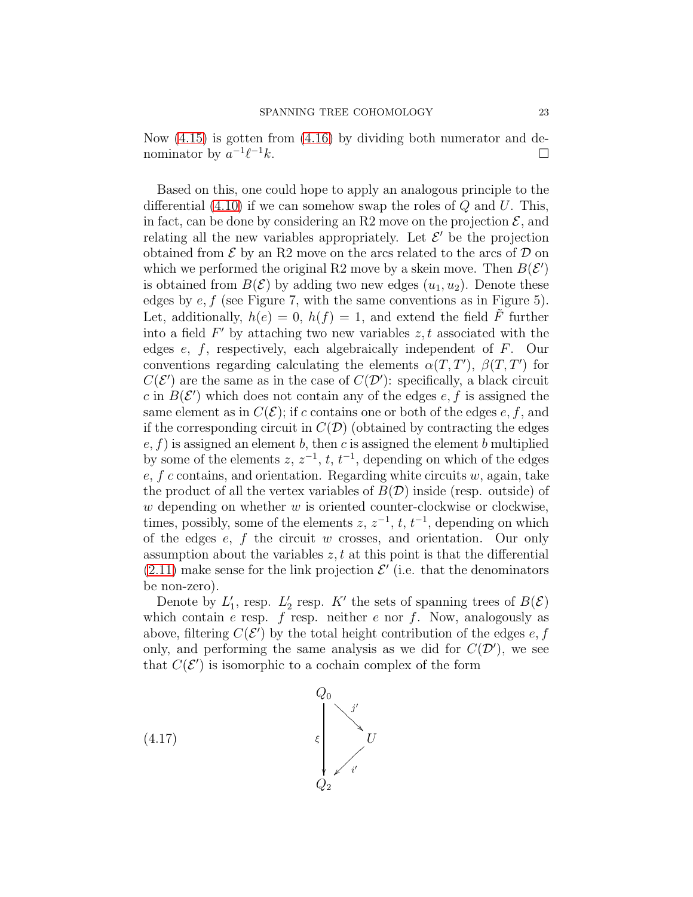Now (4.15) is gotten from (4.16) by dividing both numerator and denominator by $a^{-1}\ell^{-1}k$. $\square$

Based on this, one could hope to apply an analogous principle to the differential (4.10) if we can somehow swap the roles of $Q$ and $U$. This, in fact, can be done by considering an R2 move on the projection $\mathcal{E}$, and relating all the new variables appropriately. Let $\mathcal{E}'$ be the projection obtained from $\mathcal{E}$ by an R2 move on the arcs related to the arcs of $\mathcal{D}$ on which we performed the original R2 move by a skein move. Then $B(\mathcal{E}')$ is obtained from $B(\mathcal{E})$ by adding two new edges $(u_1, u_2)$. Denote these edges by $e, f$ (see Figure 7, with the same conventions as in Figure 5). Let, additionally, $h(e) = 0$, $h(f) = 1$, and extend the field $\tilde{F}$ further into a field $F'$ by attaching two new variables $z, t$ associated with the edges $e$, $f$, respectively, each algebraically independent of $F$. Our conventions regarding calculating the elements $\alpha(T, T')$, $\beta(T, T')$ for $C(\mathcal{E}')$ are the same as in the case of $C(\mathcal{D}')$: specifically, a black circuit $c$ in $B(\mathcal{E}')$ which does not contain any of the edges $e, f$ is assigned the same element as in $C(\mathcal{E})$; if $c$ contains one or both of the edges $e, f$, and if the corresponding circuit in $C(\mathcal{D})$ (obtained by contracting the edges $e, f$) is assigned an element $b$, then $c$ is assigned the element $b$ multiplied by some of the elements $z$, $z^{-1}$, $t$, $t^{-1}$, depending on which of the edges $e$, $f$ $c$ contains, and orientation. Regarding white circuits $w$, again, take the product of all the vertex variables of $B(\mathcal{D})$ inside (resp. outside) of $w$ depending on whether $w$ is oriented counter-clockwise or clockwise, times, possibly, some of the elements $z$, $z^{-1}$, $t$, $t^{-1}$, depending on which of the edges $e$, $f$ the circuit $w$ crosses, and orientation. Our only assumption about the variables $z, t$ at this point is that the differential (2.11) make sense for the link projection $\mathcal{E}'$ (i.e. that the denominators be non-zero).

Denote by $L_1'$, resp. $L_2'$ resp. $K'$ the sets of spanning trees of $B(\mathcal{E})$ which contain $e$ resp. $f$ resp. neither $e$ nor $f$. Now, analogously as above, filtering $C(\mathcal{E}')$ by the total height contribution of the edges $e, f$ only, and performing the same analysis as we did for $C(\mathcal{D}')$, we see that $C(\mathcal{E}')$ is isomorphic to a cochain complex of the form

$$\begin{array}{ccc} Q_0 & & \\ & \searrow^{j'} & \\ \Big\downarrow \xi & & U \\ & \swarrow_{i'} & \\ Q_2 & & \end{array} \tag{4.17}$$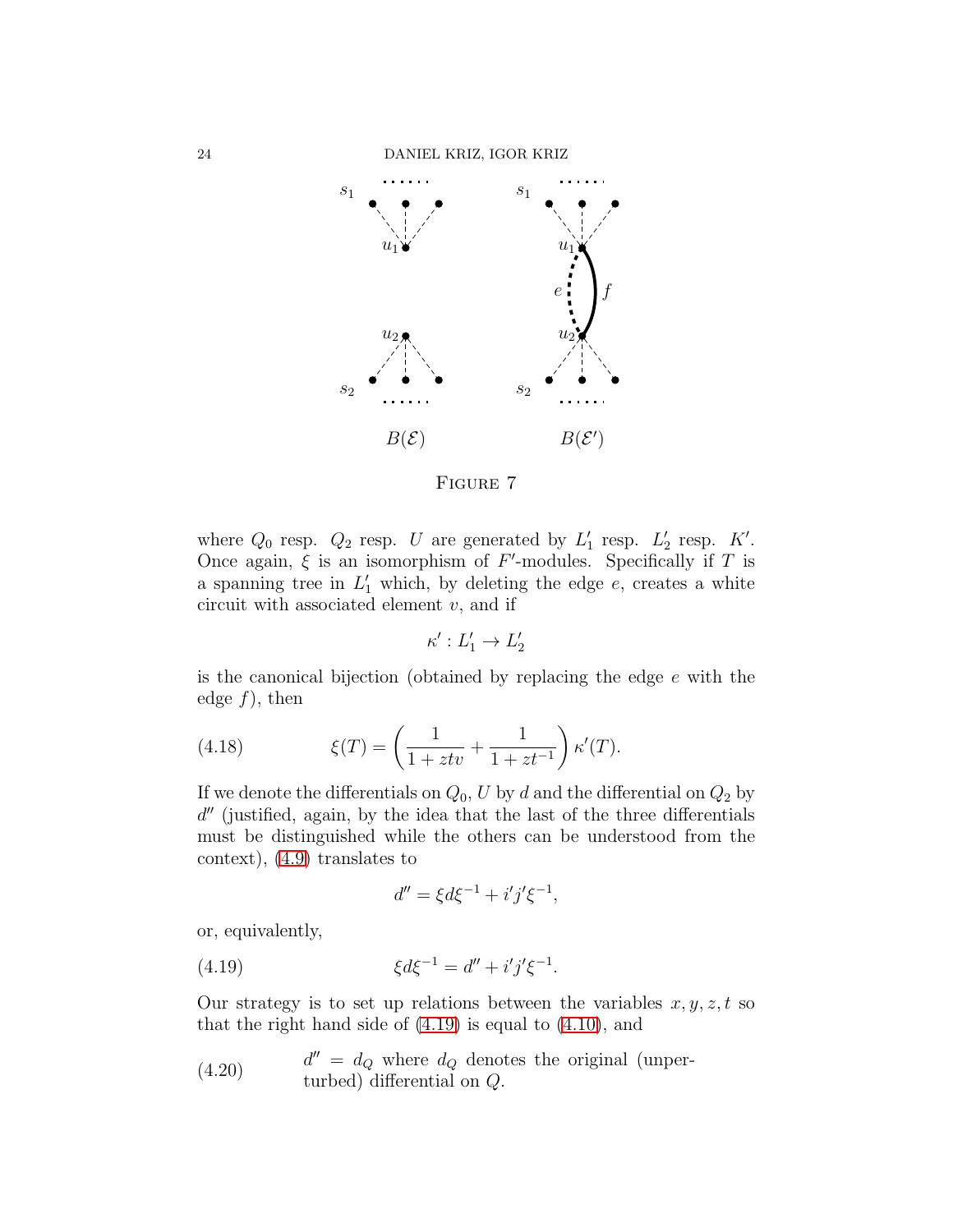FIGURE 7

where $Q_0$ resp. $Q_2$ resp. $U$ are generated by $L_1'$ resp. $L_2'$ resp. $K'$. Once again, $\xi$ is an isomorphism of $F'$-modules. Specifically if $T$ is a spanning tree in $L_1'$ which, by deleting the edge $e$, creates a white circuit with associated element $v$, and if

$$\kappa' : L_1' \to L_2'$$

is the canonical bijection (obtained by replacing the edge $e$ with the edge $f$), then

$$\xi(T) = \left( \frac{1}{1+ztv} + \frac{1}{1+zt^{-1}} \right) \kappa'(T). \tag{4.18}$$

If we denote the differentials on $Q_0, U$ by $d$ and the differential on $Q_2$ by $d''$ (justified, again, by the idea that the last of the three differentials must be distinguished while the others can be understood from the context), (4.9) translates to

$$d'' = \xi d \xi^{-1} + i'j'\xi^{-1},$$

or, equivalently,

$$\xi d \xi^{-1} = d'' + i'j'\xi^{-1}. \tag{4.19}$$

Our strategy is to set up relations between the variables $x, y, z, t$ so that the right hand side of (4.19) is equal to (4.10), and

(4.20) $d'' = d_Q$ where $d_Q$ denotes the original (unperturbed) differential on $Q$.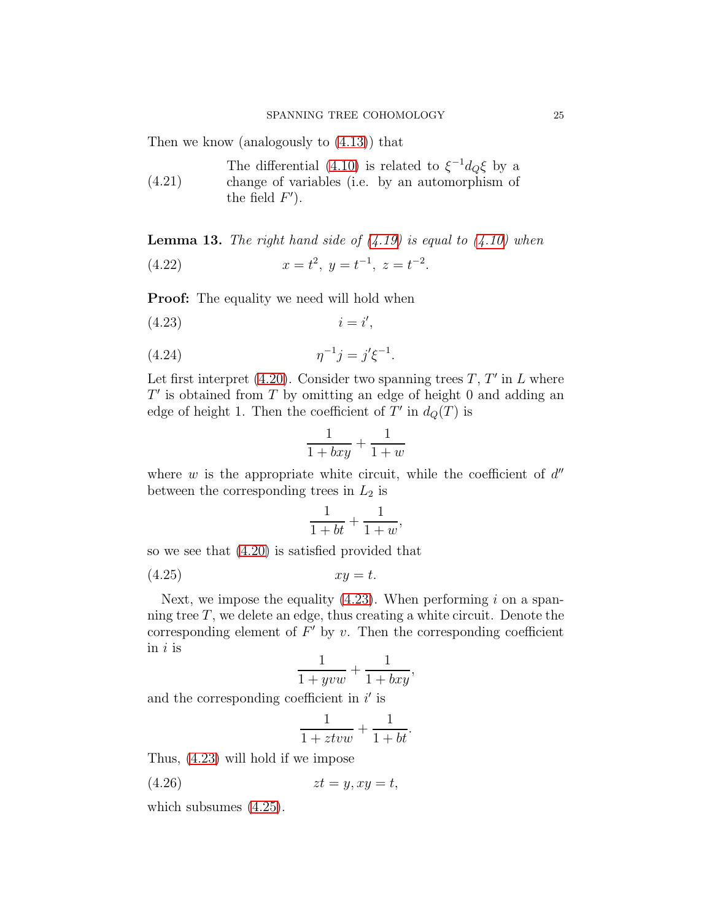Then we know (analogously to (4.13)) that

(4.21) The differential (4.10) is related to $\xi^{-1}d_Q\xi$ by a change of variables (i.e. by an automorphism of the field $F'$).

**Lemma 13.** *The right hand side of (4.19) is equal to (4.10) when*

$$x = t^2,\ y = t^{-1},\ z = t^{-2}. \tag{4.22}$$

**Proof:** The equality we need will hold when

$$i = i', \tag{4.23}$$

$$\eta^{-1}j = j'\xi^{-1}. \tag{4.24}$$

Let first interpret (4.20). Consider two spanning trees $T$, $T'$ in $L$ where $T'$ is obtained from $T$ by omitting an edge of height 0 and adding an edge of height 1. Then the coefficient of $T'$ in $d_Q(T)$ is

$$\frac{1}{1+bxy} + \frac{1}{1+w}$$

where $w$ is the appropriate white circuit, while the coefficient of $d''$ between the corresponding trees in $L_2$ is

$$\frac{1}{1+bt} + \frac{1}{1+w},$$

so we see that (4.20) is satisfied provided that

$$xy = t. \tag{4.25}$$

Next, we impose the equality (4.23). When performing $i$ on a spanning tree $T$, we delete an edge, thus creating a white circuit. Denote the corresponding element of $F'$ by $v$. Then the corresponding coefficient in $i$ is

$$\frac{1}{1+yvw} + \frac{1}{1+bxy},$$

and the corresponding coefficient in $i'$ is

$$\frac{1}{1+ztvw} + \frac{1}{1+bt}.$$

Thus, (4.23) will hold if we impose

$$zt = y, xy = t, \tag{4.26}$$

which subsumes (4.25).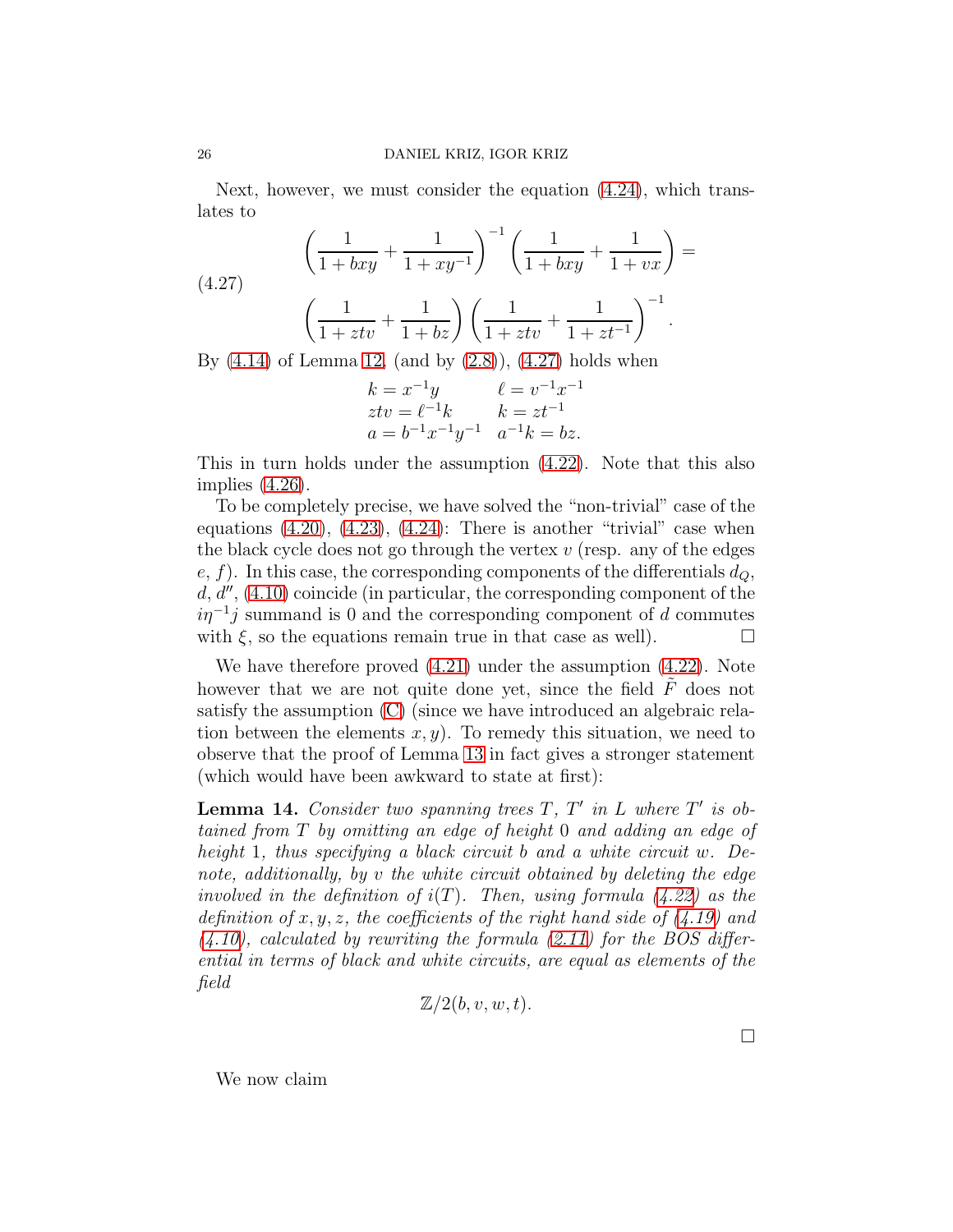Next, however, we must consider the equation (4.24), which translates to

$$\left(\frac{1}{1+bxy}+\frac{1}{1+xy^{-1}}\right)^{-1}\left(\frac{1}{1+bxy}+\frac{1}{1+vx}\right)= \tag{4.27}$$
$$\left(\frac{1}{1+ztv}+\frac{1}{1+bz}\right)\left(\frac{1}{1+ztv}+\frac{1}{1+zt^{-1}}\right)^{-1}.$$

By (4.14) of Lemma 12, (and by (2.8)), (4.27) holds when

$$\begin{array}{ll} k=x^{-1}y & \ell=v^{-1}x^{-1}\\ ztv=\ell^{-1}k & k=zt^{-1}\\ a=b^{-1}x^{-1}y^{-1} & a^{-1}k=bz. \end{array}$$

This in turn holds under the assumption (4.22). Note that this also implies (4.26).

To be completely precise, we have solved the "non-trivial" case of the equations (4.20), (4.23), (4.24): There is another "trivial" case when the black cycle does not go through the vertex $v$ (resp. any of the edges $e$, $f$). In this case, the corresponding components of the differentials $d_Q$, $d$, $d''$, (4.10) coincide (in particular, the corresponding component of the $i\eta^{-1}j$ summand is 0 and the corresponding component of $d$ commutes with $\xi$, so the equations remain true in that case as well). □

We have therefore proved (4.21) under the assumption (4.22). Note however that we are not quite done yet, since the field $\tilde{F}$ does not satisfy the assumption (C) (since we have introduced an algebraic relation between the elements $x, y$). To remedy this situation, we need to observe that the proof of Lemma 13 in fact gives a stronger statement (which would have been awkward to state at first):

**Lemma 14.** *Consider two spanning trees $T$, $T'$ in $L$ where $T'$ is obtained from $T$ by omitting an edge of height 0 and adding an edge of height 1, thus specifying a black circuit $b$ and a white circuit $w$. Denote, additionally, by $v$ the white circuit obtained by deleting the edge involved in the definition of $i(T)$. Then, using formula (4.22) as the definition of $x, y, z$, the coefficients of the right hand side of (4.19) and (4.10), calculated by rewriting the formula (2.11) for the BOS differential in terms of black and white circuits, are equal as elements of the field*

$$\mathbb{Z}/2(b, v, w, t).$$

□

We now claim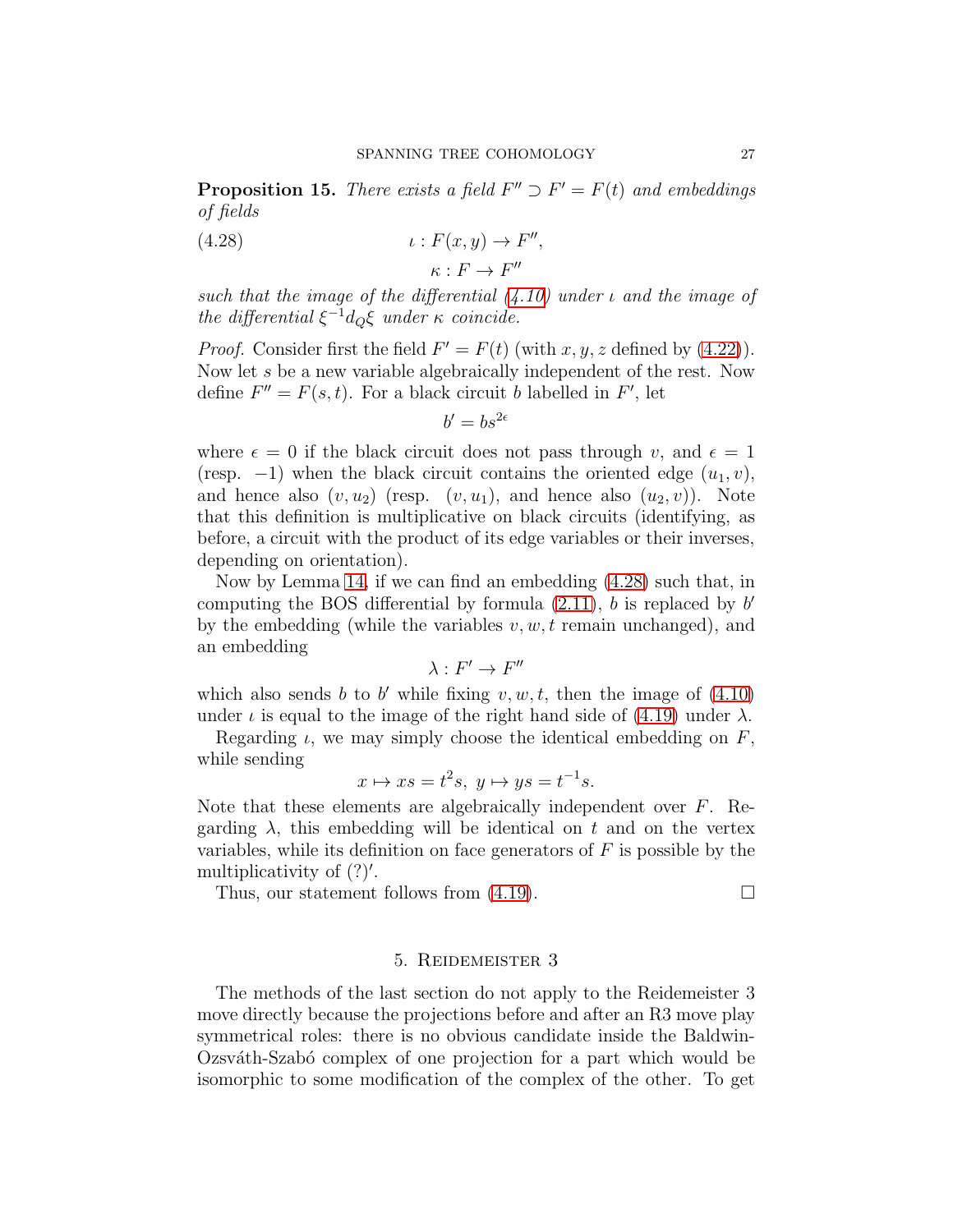**Proposition 15.** *There exists a field $F'' \supset F' = F(t)$ and embeddings of fields*

$$\iota : F(x, y) \to F'', \tag{4.28}$$
$$\kappa : F \to F''$$

*such that the image of the differential (4.10) under $\iota$ and the image of the differential $\xi^{-1} d_Q \xi$ under $\kappa$ coincide.*

*Proof.* Consider first the field $F' = F(t)$ (with $x, y, z$ defined by (4.22)). Now let $s$ be a new variable algebraically independent of the rest. Now define $F'' = F(s, t)$. For a black circuit $b$ labelled in $F'$, let

$$b' = bs^{2\epsilon}$$

where $\epsilon = 0$ if the black circuit does not pass through $v$, and $\epsilon = 1$ (resp. $-1$) when the black circuit contains the oriented edge $(u_1, v)$, and hence also $(v, u_2)$ (resp. $(v, u_1)$, and hence also $(u_2, v)$). Note that this definition is multiplicative on black circuits (identifying, as before, a circuit with the product of its edge variables or their inverses, depending on orientation).

Now by Lemma 14, if we can find an embedding (4.28) such that, in computing the BOS differential by formula (2.11), $b$ is replaced by $b'$ by the embedding (while the variables $v, w, t$ remain unchanged), and an embedding

$$\lambda : F' \to F''$$

which also sends $b$ to $b'$ while fixing $v, w, t$, then the image of (4.10) under $\iota$ is equal to the image of the right hand side of (4.19) under $\lambda$.

Regarding $\iota$, we may simply choose the identical embedding on $F$, while sending

$$x \mapsto xs = t^2 s, \; y \mapsto ys = t^{-1} s.$$

Note that these elements are algebraically independent over $F$. Regarding $\lambda$, this embedding will be identical on $t$ and on the vertex variables, while its definition on face generators of $F$ is possible by the multiplicativity of $(?)'$.

Thus, our statement follows from (4.19). $\square$

## 5. Reidemeister 3

The methods of the last section do not apply to the Reidemeister 3 move directly because the projections before and after an R3 move play symmetrical roles: there is no obvious candidate inside the Baldwin-Ozsváth-Szabó complex of one projection for a part which would be isomorphic to some modification of the complex of the other. To get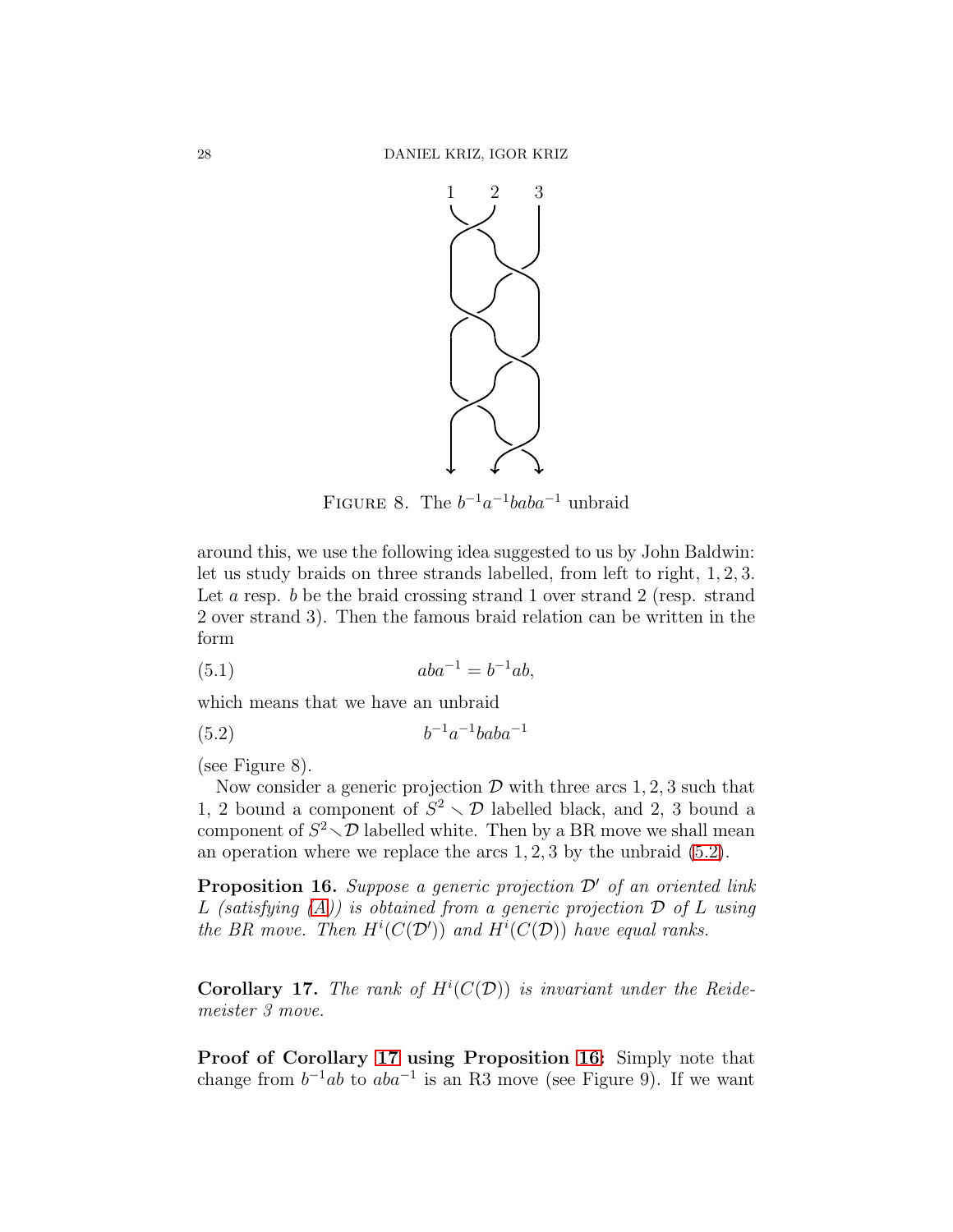FIGURE 8. The $b^{-1}a^{-1}baba^{-1}$ unbraid

around this, we use the following idea suggested to us by John Baldwin: let us study braids on three strands labelled, from left to right, 1, 2, 3. Let $a$ resp. $b$ be the braid crossing strand 1 over strand 2 (resp. strand 2 over strand 3). Then the famous braid relation can be written in the form

$$aba^{-1} = b^{-1}ab, \tag{5.1}$$

which means that we have an unbraid

$$b^{-1}a^{-1}baba^{-1} \tag{5.2}$$

(see Figure 8).

Now consider a generic projection $\mathcal{D}$ with three arcs 1, 2, 3 such that 1, 2 bound a component of $S^2 \smallsetminus \mathcal{D}$ labelled black, and 2, 3 bound a component of $S^2 \smallsetminus \mathcal{D}$ labelled white. Then by a BR move we shall mean an operation where we replace the arcs 1, 2, 3 by the unbraid (5.2).

**Proposition 16.** *Suppose a generic projection $\mathcal{D}'$ of an oriented link $L$ (satisfying (A)) is obtained from a generic projection $\mathcal{D}$ of $L$ using the BR move. Then $H^i(C(\mathcal{D}'))$ and $H^i(C(\mathcal{D}))$ have equal ranks.*

**Corollary 17.** *The rank of $H^i(C(\mathcal{D}))$ is invariant under the Reidemeister 3 move.*

**Proof of Corollary 17 using Proposition 16:** Simply note that change from $b^{-1}ab$ to $aba^{-1}$ is an R3 move (see Figure 9). If we want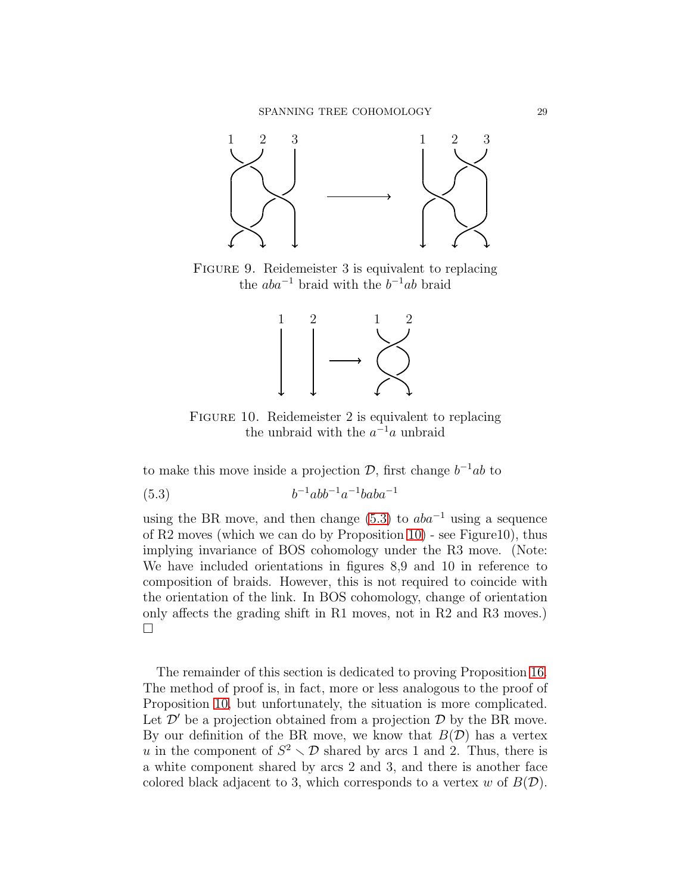FIGURE 9. Reidemeister 3 is equivalent to replacing the $aba^{-1}$ braid with the $b^{-1}ab$ braid

FIGURE 10. Reidemeister 2 is equivalent to replacing the unbraid with the $a^{-1}a$ unbraid

to make this move inside a projection $\mathcal{D}$, first change $b^{-1}ab$ to

$$b^{-1}abb^{-1}a^{-1}baba^{-1} \tag{5.3}$$

using the BR move, and then change (5.3) to $aba^{-1}$ using a sequence of R2 moves (which we can do by Proposition 10) - see Figure10), thus implying invariance of BOS cohomology under the R3 move. (Note: We have included orientations in figures 8,9 and 10 in reference to composition of braids. However, this is not required to coincide with the orientation of the link. In BOS cohomology, change of orientation only affects the grading shift in R1 moves, not in R2 and R3 moves.) $\square$

The remainder of this section is dedicated to proving Proposition 16. The method of proof is, in fact, more or less analogous to the proof of Proposition 10, but unfortunately, the situation is more complicated. Let $\mathcal{D}'$ be a projection obtained from a projection $\mathcal{D}$ by the BR move. By our definition of the BR move, we know that $B(\mathcal{D})$ has a vertex $u$ in the component of $S^2 \smallsetminus \mathcal{D}$ shared by arcs 1 and 2. Thus, there is a white component shared by arcs 2 and 3, and there is another face colored black adjacent to 3, which corresponds to a vertex $w$ of $B(\mathcal{D})$.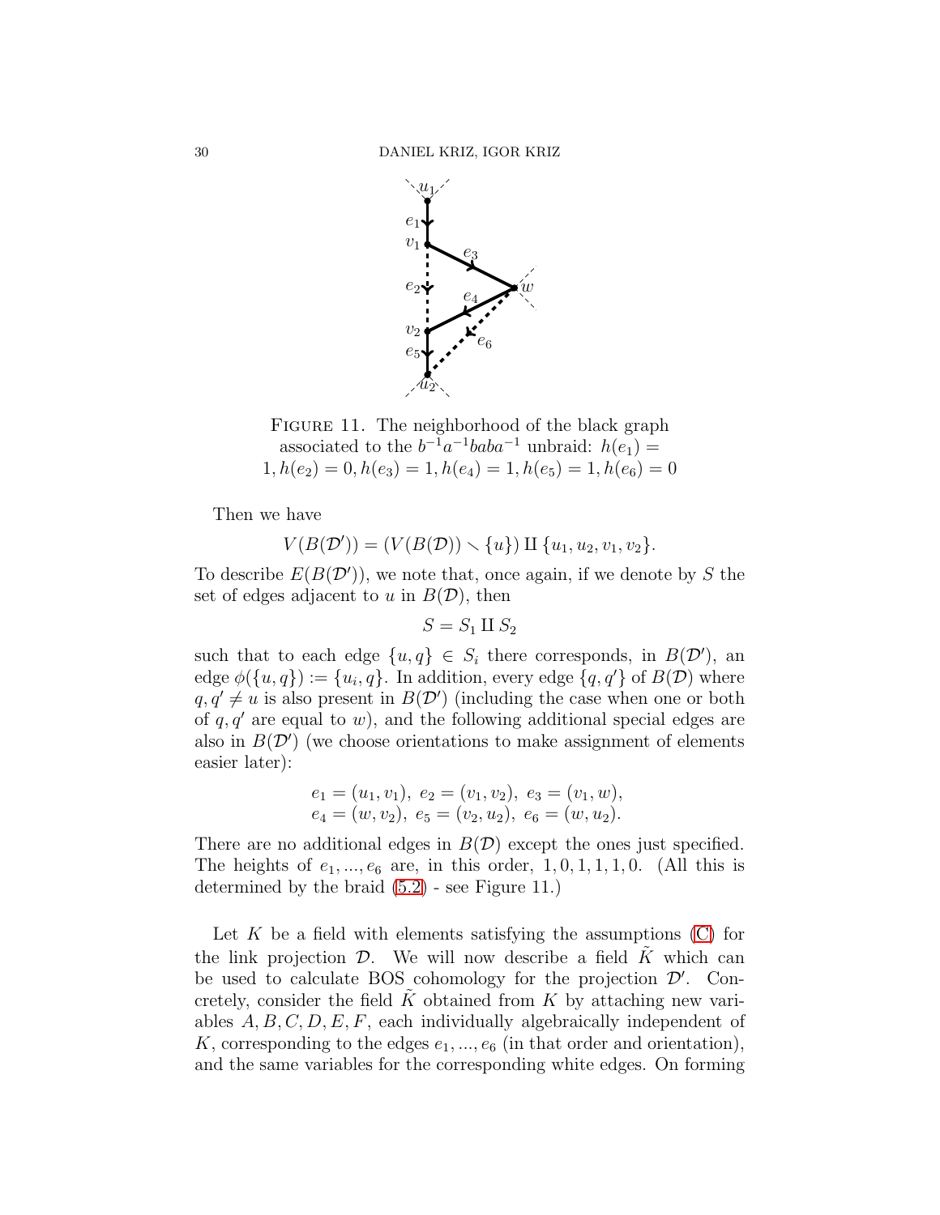FIGURE 11. The neighborhood of the black graph associated to the $b^{-1}a^{-1}baba^{-1}$ unbraid: $h(e_1) = 1, h(e_2) = 0, h(e_3) = 1, h(e_4) = 1, h(e_5) = 1, h(e_6) = 0$

Then we have

$$V(B(\mathcal{D}')) = (V(B(\mathcal{D})) \smallsetminus \{u\}) \amalg \{u_1, u_2, v_1, v_2\}.$$

To describe $E(B(\mathcal{D}'))$, we note that, once again, if we denote by $S$ the set of edges adjacent to $u$ in $B(\mathcal{D})$, then

$$S = S_1 \amalg S_2$$

such that to each edge $\{u, q\} \in S_i$ there corresponds, in $B(\mathcal{D}')$, an edge $\phi(\{u, q\}) := \{u_i, q\}$. In addition, every edge $\{q, q'\}$ of $B(\mathcal{D})$ where $q, q' \neq u$ is also present in $B(\mathcal{D}')$ (including the case when one or both of $q, q'$ are equal to $w$), and the following additional special edges are also in $B(\mathcal{D}')$ (we choose orientations to make assignment of elements easier later):

$$e_1 = (u_1, v_1),\ e_2 = (v_1, v_2),\ e_3 = (v_1, w),$$
$$e_4 = (w, v_2),\ e_5 = (v_2, u_2),\ e_6 = (w, u_2).$$

There are no additional edges in $B(\mathcal{D})$ except the ones just specified. The heights of $e_1, ..., e_6$ are, in this order, $1, 0, 1, 1, 1, 0$. (All this is determined by the braid (5.2) - see Figure 11.)

Let $K$ be a field with elements satisfying the assumptions (C) for the link projection $\mathcal{D}$. We will now describe a field $\tilde{K}$ which can be used to calculate BOS cohomology for the projection $\mathcal{D}'$. Concretely, consider the field $\tilde{K}$ obtained from $K$ by attaching new variables $A, B, C, D, E, F$, each individually algebraically independent of $K$, corresponding to the edges $e_1, ..., e_6$ (in that order and orientation), and the same variables for the corresponding white edges. On forming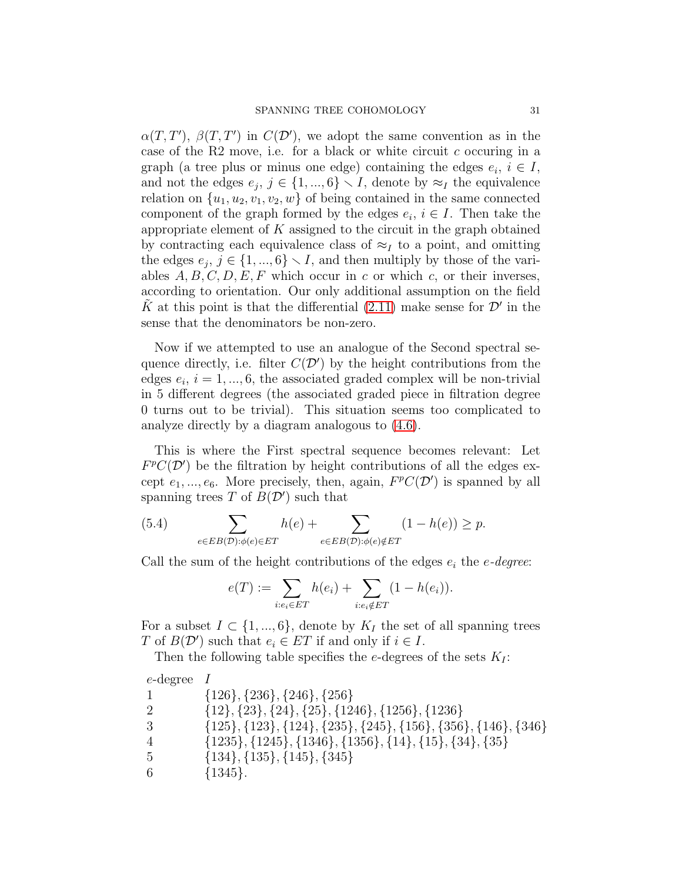$\alpha(T,T')$, $\beta(T,T')$ in $C(\mathcal{D}')$, we adopt the same convention as in the case of the R2 move, i.e. for a black or white circuit $c$ occuring in a graph (a tree plus or minus one edge) containing the edges $e_i$, $i \in I$, and not the edges $e_j$, $j \in \{1,...,6\} \smallsetminus I$, denote by $\approx_I$ the equivalence relation on $\{u_1, u_2, v_1, v_2, w\}$ of being contained in the same connected component of the graph formed by the edges $e_i$, $i \in I$. Then take the appropriate element of $K$ assigned to the circuit in the graph obtained by contracting each equivalence class of $\approx_I$ to a point, and omitting the edges $e_j$, $j \in \{1,...,6\} \smallsetminus I$, and then multiply by those of the variables $A, B, C, D, E, F$ which occur in $c$ or which $c$, or their inverses, according to orientation. Our only additional assumption on the field $\tilde{K}$ at this point is that the differential (2.11) make sense for $\mathcal{D}'$ in the sense that the denominators be non-zero.

Now if we attempted to use an analogue of the Second spectral sequence directly, i.e. filter $C(\mathcal{D}')$ by the height contributions from the edges $e_i$, $i = 1, ..., 6$, the associated graded complex will be non-trivial in 5 different degrees (the associated graded piece in filtration degree 0 turns out to be trivial). This situation seems too complicated to analyze directly by a diagram analogous to (4.6).

This is where the First spectral sequence becomes relevant: Let $F^pC(\mathcal{D}')$ be the filtration by height contributions of all the edges except $e_1, ..., e_6$. More precisely, then, again, $F^pC(\mathcal{D}')$ is spanned by all spanning trees $T$ of $B(\mathcal{D}')$ such that

$$\sum_{e \in EB(\mathcal{D}):\phi(e)\in ET} h(e) + \sum_{e \in EB(\mathcal{D}):\phi(e)\notin ET} (1 - h(e)) \geq p. \tag{5.4}$$

Call the sum of the height contributions of the edges $e_i$ the *e-degree*:

$$e(T) := \sum_{i:e_i \in ET} h(e_i) + \sum_{i:e_i \notin ET} (1 - h(e_i)).$$

For a subset $I \subset \{1, ..., 6\}$, denote by $K_I$ the set of all spanning trees $T$ of $B(\mathcal{D}')$ such that $e_i \in ET$ if and only if $i \in I$.

Then the following table specifies the $e$-degrees of the sets $K_I$:

| $e$-degree | $I$ |
|---|---|
| 1 | $\{126\}, \{236\}, \{246\}, \{256\}$ |
| 2 | $\{12\}, \{23\}, \{24\}, \{25\}, \{1246\}, \{1256\}, \{1236\}$ |
| 3 | $\{125\}, \{123\}, \{124\}, \{235\}, \{245\}, \{156\}, \{356\}, \{146\}, \{346\}$ |
| 4 | $\{1235\}, \{1245\}, \{1346\}, \{1356\}, \{14\}, \{15\}, \{34\}, \{35\}$ |
| 5 | $\{134\}, \{135\}, \{145\}, \{345\}$ |
| 6 | $\{1345\}$. |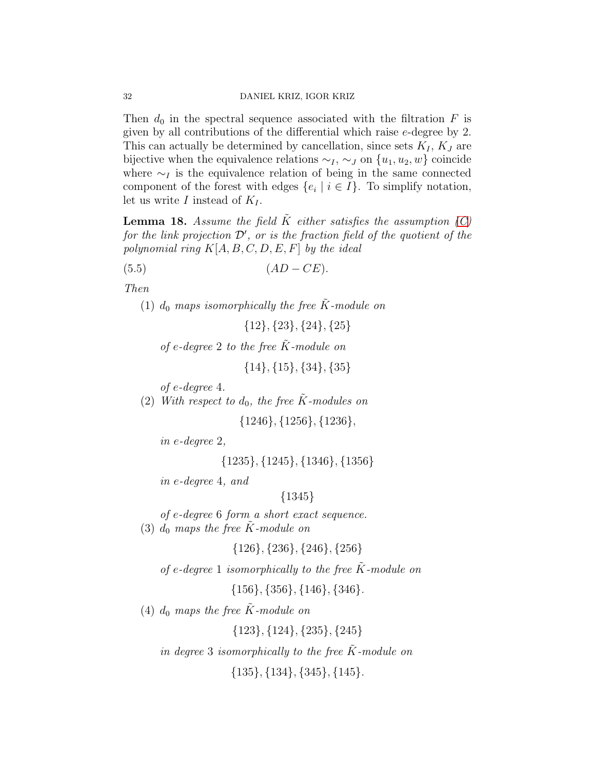Then $d_0$ in the spectral sequence associated with the filtration $F$ is given by all contributions of the differential which raise $e$-degree by 2. This can actually be determined by cancellation, since sets $K_I$, $K_J$ are bijective when the equivalence relations $\sim_I$, $\sim_J$ on $\{u_1, u_2, w\}$ coincide where $\sim_I$ is the equivalence relation of being in the same connected component of the forest with edges $\{e_i \mid i \in I\}$. To simplify notation, let us write $I$ instead of $K_I$.

**Lemma 18.** *Assume the field $\tilde{K}$ either satisfies the assumption (C) for the link projection $\mathcal{D}'$, or is the fraction field of the quotient of the polynomial ring $K[A, B, C, D, E, F]$ by the ideal*

$$(AD - CE). \tag{5.5}$$

*Then*

1. *$d_0$ maps isomorphically the free $\tilde{K}$-module on*
$$\{12\}, \{23\}, \{24\}, \{25\}$$
*of $e$-degree 2 to the free $\tilde{K}$-module on*
$$\{14\}, \{15\}, \{34\}, \{35\}$$
*of $e$-degree 4.*
2. *With respect to $d_0$, the free $\tilde{K}$-modules on*
$$\{1246\}, \{1256\}, \{1236\},$$
*in $e$-degree 2,*
$$\{1235\}, \{1245\}, \{1346\}, \{1356\}$$
*in $e$-degree 4, and*
$$\{1345\}$$
*of $e$-degree 6 form a short exact sequence.*
3. *$d_0$ maps the free $\tilde{K}$-module on*
$$\{126\}, \{236\}, \{246\}, \{256\}$$
*of $e$-degree 1 isomorphically to the free $\tilde{K}$-module on*
$$\{156\}, \{356\}, \{146\}, \{346\}.$$
4. *$d_0$ maps the free $\tilde{K}$-module on*
$$\{123\}, \{124\}, \{235\}, \{245\}$$
*in degree 3 isomorphically to the free $\tilde{K}$-module on*
$$\{135\}, \{134\}, \{345\}, \{145\}.$$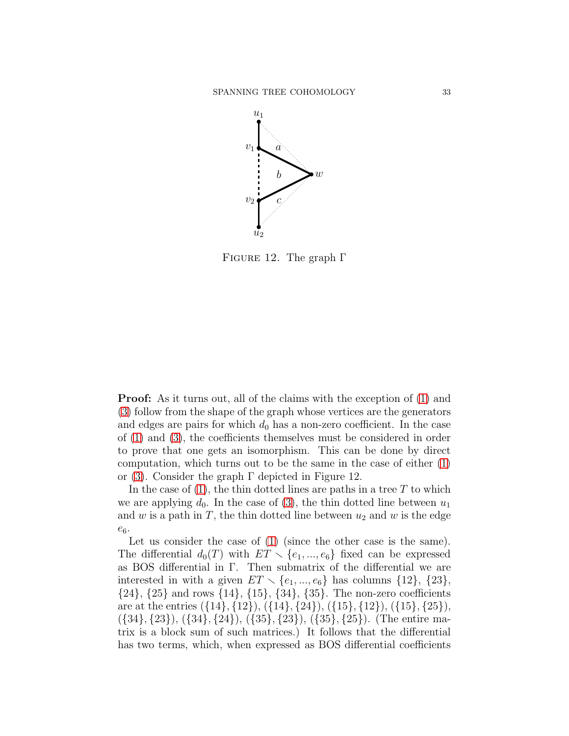Figure 12. The graph $\Gamma$

**Proof:** As it turns out, all of the claims with the exception of (1) and (3) follow from the shape of the graph whose vertices are the generators and edges are pairs for which $d_0$ has a non-zero coefficient. In the case of (1) and (3), the coefficients themselves must be considered in order to prove that one gets an isomorphism. This can be done by direct computation, which turns out to be the same in the case of either (1) or (3). Consider the graph $\Gamma$ depicted in Figure 12.

In the case of (1), the thin dotted lines are paths in a tree $T$ to which we are applying $d_0$. In the case of (3), the thin dotted line between $u_1$ and $w$ is a path in $T$, the thin dotted line between $u_2$ and $w$ is the edge $e_6$.

Let us consider the case of (1) (since the other case is the same). The differential $d_0(T)$ with $ET \smallsetminus \{e_1, ..., e_6\}$ fixed can be expressed as BOS differential in $\Gamma$. Then submatrix of the differential we are interested in with a given $ET \smallsetminus \{e_1, ..., e_6\}$ has columns $\{12\}$, $\{23\}$, $\{24\}$, $\{25\}$ and rows $\{14\}$, $\{15\}$, $\{34\}$, $\{35\}$. The non-zero coefficients are at the entries $(\{14\}, \{12\})$, $(\{14\}, \{24\})$, $(\{15\}, \{12\})$, $(\{15\}, \{25\})$, $(\{34\}, \{23\})$, $(\{34\}, \{24\})$, $(\{35\}, \{23\})$, $(\{35\}, \{25\})$. (The entire matrix is a block sum of such matrices.) It follows that the differential has two terms, which, when expressed as BOS differential coefficients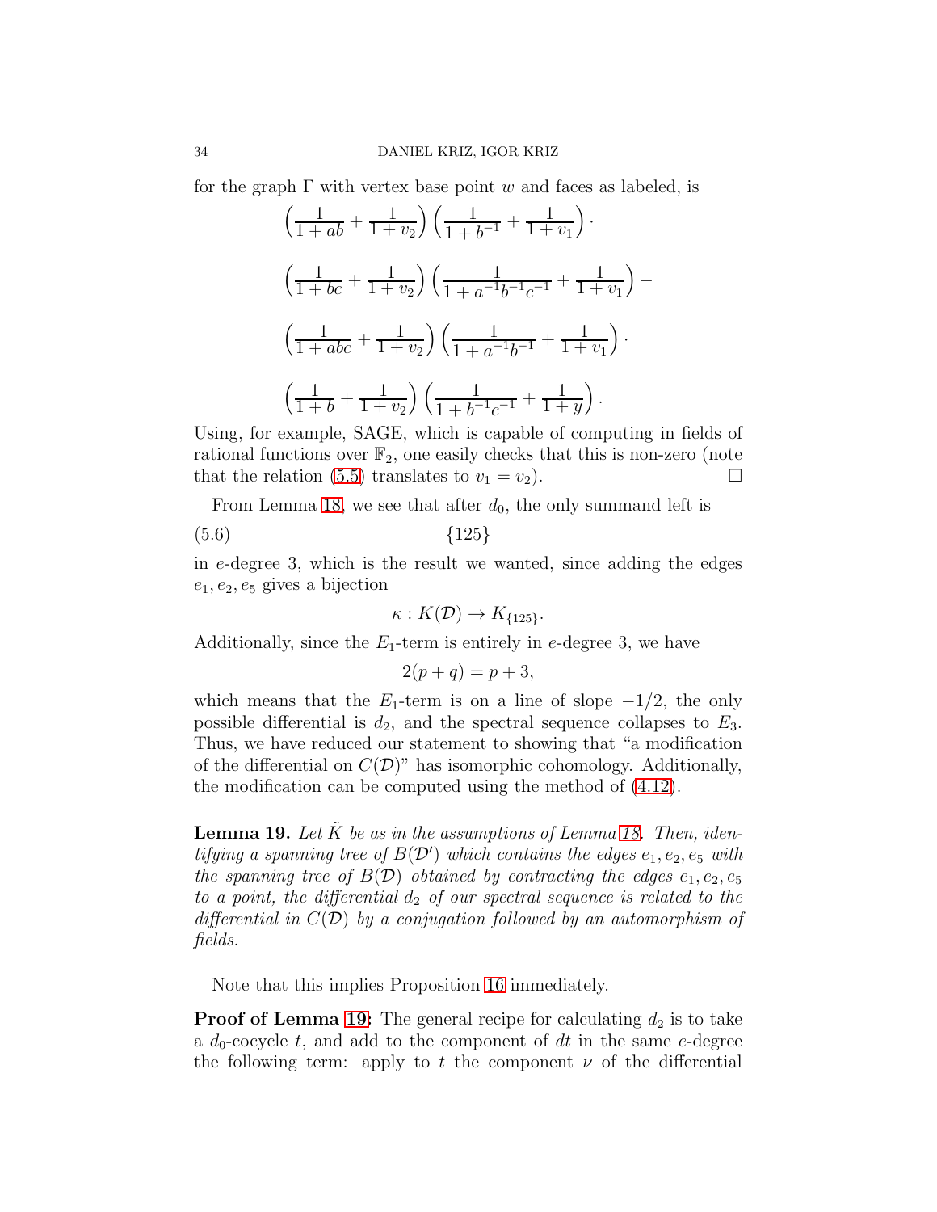for the graph $\Gamma$ with vertex base point $w$ and faces as labeled, is

$$
\begin{aligned}
&\left(\frac{1}{1+ab}+\frac{1}{1+v_2}\right)\left(\frac{1}{1+b^{-1}}+\frac{1}{1+v_1}\right)\cdot\\
&\left(\frac{1}{1+bc}+\frac{1}{1+v_2}\right)\left(\frac{1}{1+a^{-1}b^{-1}c^{-1}}+\frac{1}{1+v_1}\right)-\\
&\left(\frac{1}{1+abc}+\frac{1}{1+v_2}\right)\left(\frac{1}{1+a^{-1}b^{-1}}+\frac{1}{1+v_1}\right)\cdot\\
&\left(\frac{1}{1+b}+\frac{1}{1+v_2}\right)\left(\frac{1}{1+b^{-1}c^{-1}}+\frac{1}{1+y}\right).
\end{aligned}
$$

Using, for example, SAGE, which is capable of computing in fields of rational functions over $\mathbb{F}_2$, one easily checks that this is non-zero (note that the relation (5.5) translates to $v_1 = v_2$). $\square$

From Lemma 18, we see that after $d_0$, the only summand left is

$$\{125\} \tag{5.6}$$

in $e$-degree 3, which is the result we wanted, since adding the edges $e_1, e_2, e_5$ gives a bijection

$$\kappa : K(\mathcal{D}) \to K_{\{125\}}.$$

Additionally, since the $E_1$-term is entirely in $e$-degree 3, we have

$$2(p+q) = p+3,$$

which means that the $E_1$-term is on a line of slope $-1/2$, the only possible differential is $d_2$, and the spectral sequence collapses to $E_3$. Thus, we have reduced our statement to showing that "a modification of the differential on $C(\mathcal{D})$" has isomorphic cohomology. Additionally, the modification can be computed using the method of (4.12).

**Lemma 19.** *Let $\tilde{K}$ be as in the assumptions of Lemma 18. Then, identifying a spanning tree of $B(\mathcal{D}')$ which contains the edges $e_1, e_2, e_5$ with the spanning tree of $B(\mathcal{D})$ obtained by contracting the edges $e_1, e_2, e_5$ to a point, the differential $d_2$ of our spectral sequence is related to the differential in $C(\mathcal{D})$ by a conjugation followed by an automorphism of fields.*

Note that this implies Proposition 16 immediately.

**Proof of Lemma 19:** The general recipe for calculating $d_2$ is to take a $d_0$-cocycle $t$, and add to the component of $dt$ in the same $e$-degree the following term: apply to $t$ the component $\nu$ of the differential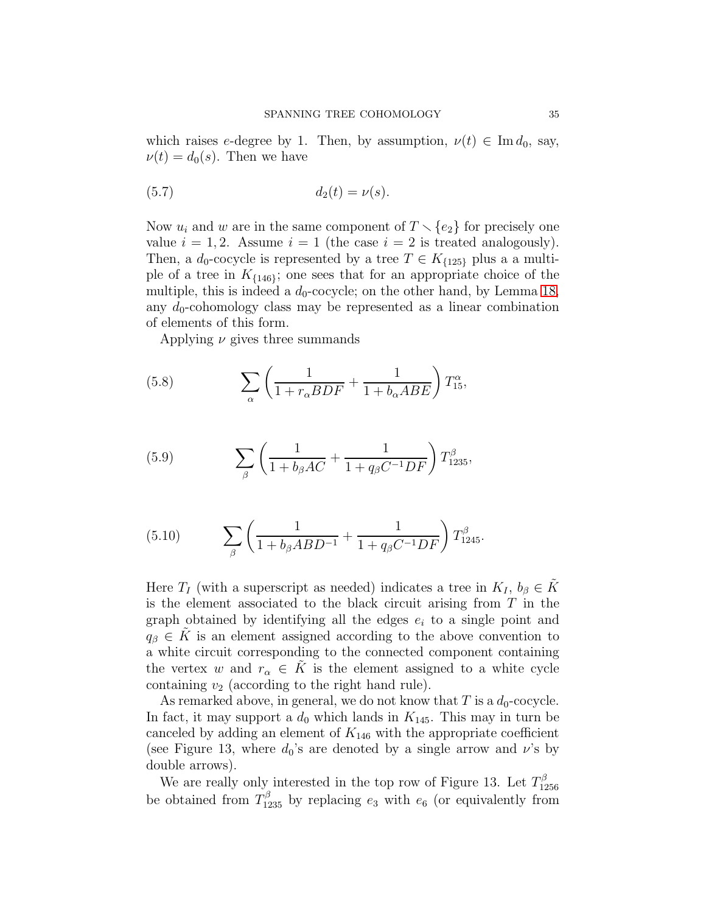which raises $e$-degree by 1. Then, by assumption, $\nu(t) \in \operatorname{Im} d_0$, say, $\nu(t) = d_0(s)$. Then we have

$$d_2(t) = \nu(s). \tag{5.7}$$

Now $u_i$ and $w$ are in the same component of $T \smallsetminus \{e_2\}$ for precisely one value $i = 1, 2$. Assume $i = 1$ (the case $i = 2$ is treated analogously). Then, a $d_0$-cocycle is represented by a tree $T \in K_{\{125\}}$ plus a a multiple of a tree in $K_{\{146\}}$; one sees that for an appropriate choice of the multiple, this is indeed a $d_0$-cocycle; on the other hand, by Lemma 18, any $d_0$-cohomology class may be represented as a linear combination of elements of this form.

Applying $\nu$ gives three summands

$$\sum_{\alpha} \left( \frac{1}{1 + r_{\alpha} BDF} + \frac{1}{1 + b_{\alpha} ABE} \right) T_{15}^{\alpha}, \tag{5.8}$$

$$\sum_{\beta} \left( \frac{1}{1 + b_{\beta} AC} + \frac{1}{1 + q_{\beta} C^{-1} DF} \right) T_{1235}^{\beta}, \tag{5.9}$$

$$\sum_{\beta} \left( \frac{1}{1 + b_{\beta} ABD^{-1}} + \frac{1}{1 + q_{\beta} C^{-1} DF} \right) T_{1245}^{\beta}. \tag{5.10}$$

Here $T_I$ (with a superscript as needed) indicates a tree in $K_I$, $b_\beta \in \tilde{K}$ is the element associated to the black circuit arising from $T$ in the graph obtained by identifying all the edges $e_i$ to a single point and $q_\beta \in \tilde{K}$ is an element assigned according to the above convention to a white circuit corresponding to the connected component containing the vertex $w$ and $r_\alpha \in \tilde{K}$ is the element assigned to a white cycle containing $v_2$ (according to the right hand rule).

As remarked above, in general, we do not know that $T$ is a $d_0$-cocycle. In fact, it may support a $d_0$ which lands in $K_{145}$. This may in turn be canceled by adding an element of $K_{146}$ with the appropriate coefficient (see Figure 13, where $d_0$'s are denoted by a single arrow and $\nu$'s by double arrows).

We are really only interested in the top row of Figure 13. Let $T_{1256}^{\beta}$ be obtained from $T_{1235}^{\beta}$ by replacing $e_3$ with $e_6$ (or equivalently from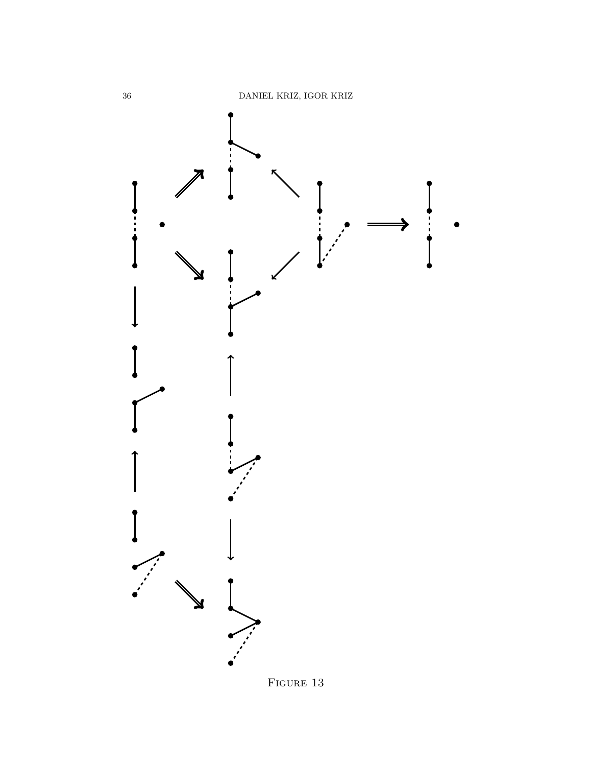Figure 13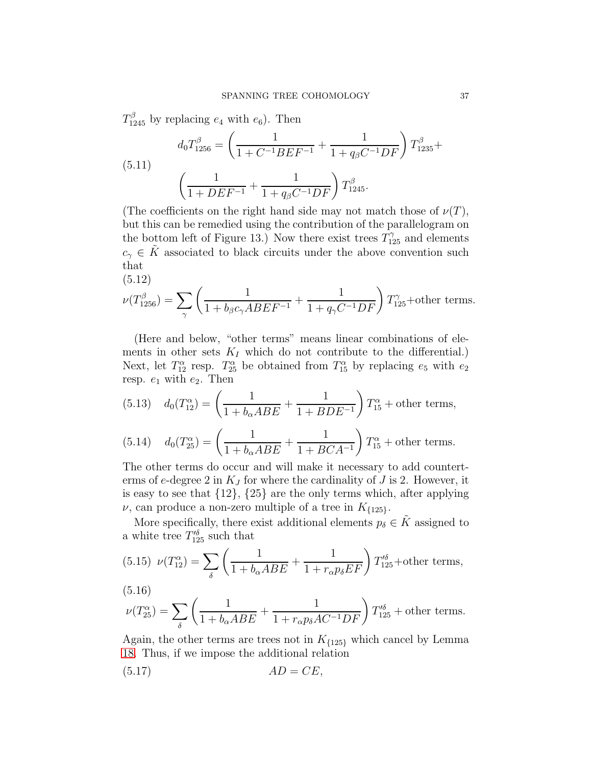$T^\beta_{1245}$ by replacing $e_4$ with $e_6$). Then

$$d_0 T^\beta_{1256} = \left(\frac{1}{1+C^{-1}BEF^{-1}} + \frac{1}{1+q_\beta C^{-1}DF}\right) T^\beta_{1235} + \left(\frac{1}{1+DEF^{-1}} + \frac{1}{1+q_\beta C^{-1}DF}\right) T^\beta_{1245}. \tag{5.11}$$

(The coefficients on the right hand side may not match those of $\nu(T)$, but this can be remedied using the contribution of the parallelogram on the bottom left of Figure 13.) Now there exist trees $T^\gamma_{125}$ and elements $c_\gamma \in \tilde{K}$ associated to black circuits under the above convention such that

$$\nu(T^\beta_{1256}) = \sum_\gamma \left(\frac{1}{1+b_\beta c_\gamma ABEF^{-1}} + \frac{1}{1+q_\gamma C^{-1}DF}\right) T^\gamma_{125} + \text{other terms.} \tag{5.12}$$

(Here and below, "other terms" means linear combinations of elements in other sets $K_I$ which do not contribute to the differential.) Next, let $T^\alpha_{12}$ resp. $T^\alpha_{25}$ be obtained from $T^\alpha_{15}$ by replacing $e_5$ with $e_2$ resp. $e_1$ with $e_2$. Then

$$d_0(T^\alpha_{12}) = \left(\frac{1}{1+b_\alpha ABE} + \frac{1}{1+BDE^{-1}}\right) T^\alpha_{15} + \text{other terms,} \tag{5.13}$$

$$d_0(T^\alpha_{25}) = \left(\frac{1}{1+b_\alpha ABE} + \frac{1}{1+BCA^{-1}}\right) T^\alpha_{15} + \text{other terms.} \tag{5.14}$$

The other terms do occur and will make it necessary to add counterterms of $e$-degree 2 in $K_J$ for where the cardinality of $J$ is 2. However, it is easy to see that $\{12\}$, $\{25\}$ are the only terms which, after applying $\nu$, can produce a non-zero multiple of a tree in $K_{\{125\}}$.

More specifically, there exist additional elements $p_\delta \in \tilde{K}$ assigned to a white tree $T'^\delta_{125}$ such that

$$\nu(T^\alpha_{12}) = \sum_\delta \left(\frac{1}{1+b_\alpha ABE} + \frac{1}{1+r_\alpha p_\delta EF}\right) T'^\delta_{125} + \text{other terms,} \tag{5.15}$$

$$\nu(T^\alpha_{25}) = \sum_\delta \left(\frac{1}{1+b_\alpha ABE} + \frac{1}{1+r_\alpha p_\delta AC^{-1}DF}\right) T'^\delta_{125} + \text{other terms.} \tag{5.16}$$

Again, the other terms are trees not in $K_{\{125\}}$ which cancel by Lemma 18. Thus, if we impose the additional relation

$$AD = CE, \tag{5.17}$$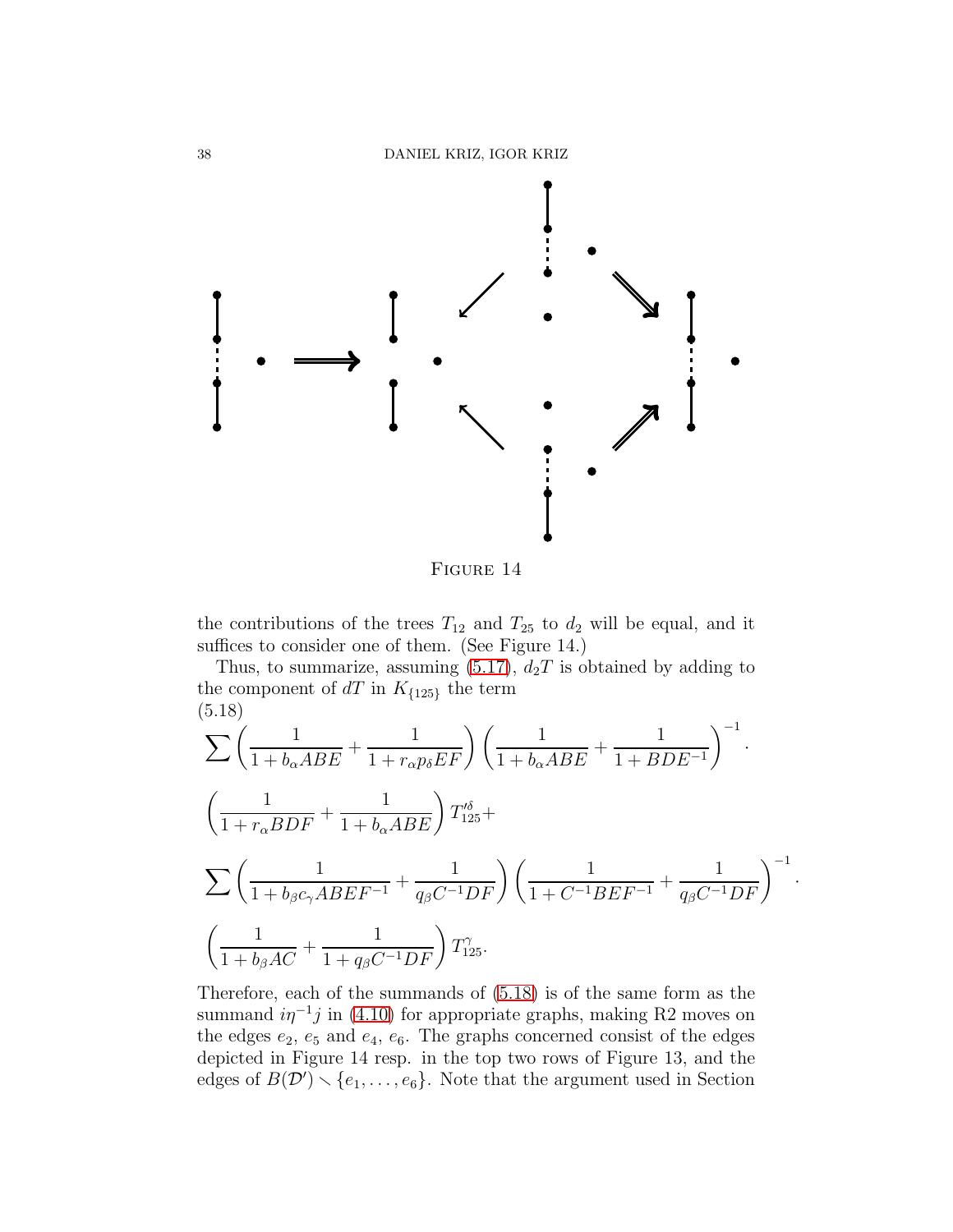Figure 14

the contributions of the trees $T_{12}$ and $T_{25}$ to $d_2$ will be equal, and it suffices to consider one of them. (See Figure 14.)

Thus, to summarize, assuming (5.17), $d_2T$ is obtained by adding to the component of $dT$ in $K_{\{125\}}$ the term

(5.18)

$$\sum\left(\frac{1}{1+b_\alpha ABE}+\frac{1}{1+r_\alpha p_\delta EF}\right)\left(\frac{1}{1+b_\alpha ABE}+\frac{1}{1+BDE^{-1}}\right)^{-1}\cdot$$

$$\left(\frac{1}{1+r_\alpha BDF}+\frac{1}{1+b_\alpha ABE}\right)T_{125}^{\prime\delta}+$$

$$\sum\left(\frac{1}{1+b_\beta c_\gamma ABEF^{-1}}+\frac{1}{q_\beta C^{-1}DF}\right)\left(\frac{1}{1+C^{-1}BEF^{-1}}+\frac{1}{q_\beta C^{-1}DF}\right)^{-1}\cdot$$

$$\left(\frac{1}{1+b_\beta AC}+\frac{1}{1+q_\beta C^{-1}DF}\right)T_{125}^{\gamma}.$$

Therefore, each of the summands of (5.18) is of the same form as the summand $i\eta^{-1}j$ in (4.10) for appropriate graphs, making R2 moves on the edges $e_2$, $e_5$ and $e_4$, $e_6$. The graphs concerned consist of the edges depicted in Figure 14 resp. in the top two rows of Figure 13, and the edges of $B(\mathcal{D}')\smallsetminus\{e_1,\dots,e_6\}$. Note that the argument used in Section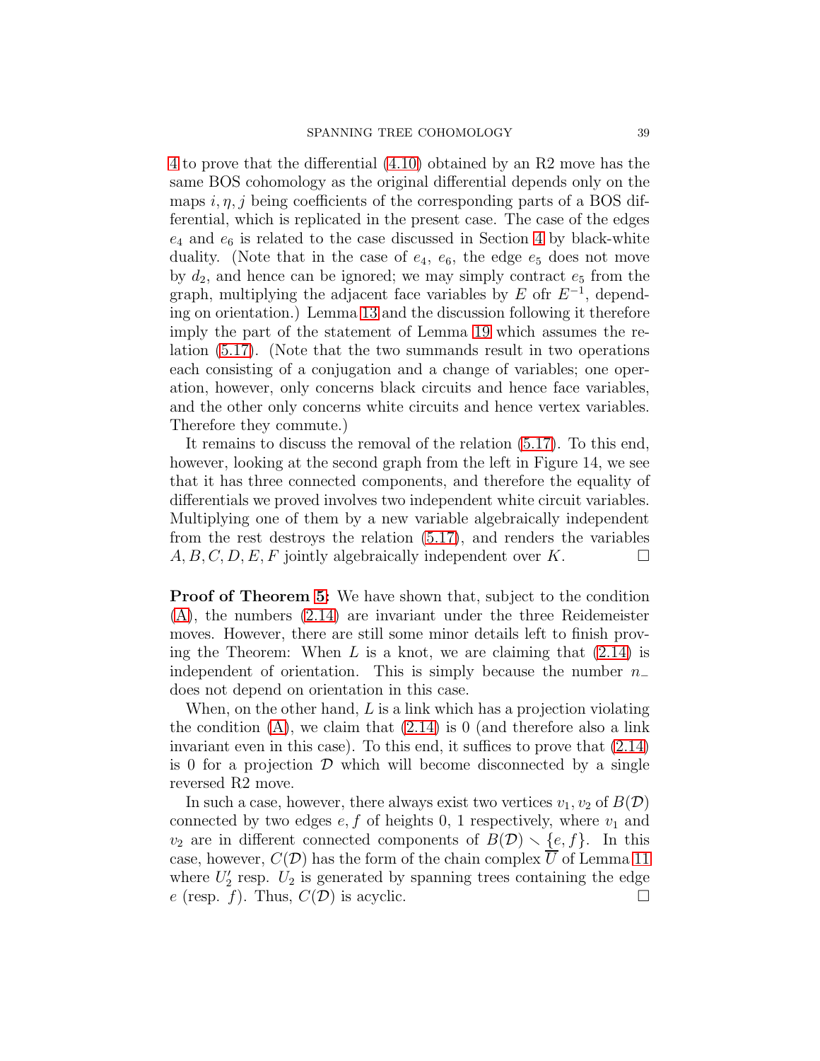4 to prove that the differential (4.10) obtained by an R2 move has the same BOS cohomology as the original differential depends only on the maps $i, \eta, j$ being coefficients of the corresponding parts of a BOS differential, which is replicated in the present case. The case of the edges $e_4$ and $e_6$ is related to the case discussed in Section 4 by black-white duality. (Note that in the case of $e_4$, $e_6$, the edge $e_5$ does not move by $d_2$, and hence can be ignored; we may simply contract $e_5$ from the graph, multiplying the adjacent face variables by $E$ ofr $E^{-1}$, depending on orientation.) Lemma 13 and the discussion following it therefore imply the part of the statement of Lemma 19 which assumes the relation (5.17). (Note that the two summands result in two operations each consisting of a conjugation and a change of variables; one operation, however, only concerns black circuits and hence face variables, and the other only concerns white circuits and hence vertex variables. Therefore they commute.)

It remains to discuss the removal of the relation (5.17). To this end, however, looking at the second graph from the left in Figure 14, we see that it has three connected components, and therefore the equality of differentials we proved involves two independent white circuit variables. Multiplying one of them by a new variable algebraically independent from the rest destroys the relation (5.17), and renders the variables $A, B, C, D, E, F$ jointly algebraically independent over $K$. $\square$

**Proof of Theorem 5:** We have shown that, subject to the condition (A), the numbers (2.14) are invariant under the three Reidemeister moves. However, there are still some minor details left to finish proving the Theorem: When $L$ is a knot, we are claiming that (2.14) is independent of orientation. This is simply because the number $n_-$ does not depend on orientation in this case.

When, on the other hand, $L$ is a link which has a projection violating the condition (A), we claim that (2.14) is 0 (and therefore also a link invariant even in this case). To this end, it suffices to prove that (2.14) is 0 for a projection $\mathcal{D}$ which will become disconnected by a single reversed R2 move.

In such a case, however, there always exist two vertices $v_1, v_2$ of $B(\mathcal{D})$ connected by two edges $e, f$ of heights 0, 1 respectively, where $v_1$ and $v_2$ are in different connected components of $B(\mathcal{D}) \smallsetminus \{e, f\}$. In this case, however, $C(\mathcal{D})$ has the form of the chain complex $\overline{U}$ of Lemma 11 where $U_2'$ resp. $U_2$ is generated by spanning trees containing the edge $e$ (resp. $f$). Thus, $C(\mathcal{D})$ is acyclic. $\square$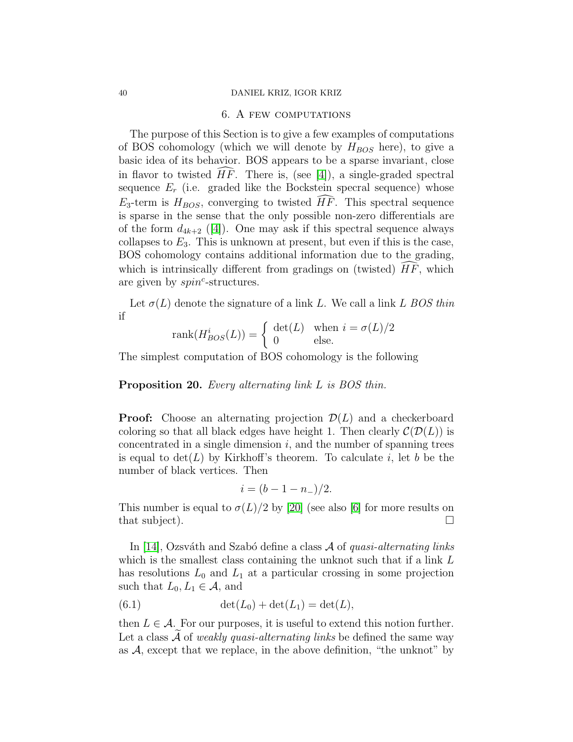## 6. A few computations

The purpose of this Section is to give a few examples of computations of BOS cohomology (which we will denote by $H_{BOS}$ here), to give a basic idea of its behavior. BOS appears to be a sparse invariant, close in flavor to twisted $\widehat{HF}$. There is, (see [4]), a single-graded spectral sequence $E_r$ (i.e. graded like the Bockstein specral sequence) whose $E_3$-term is $H_{BOS}$, converging to twisted $\widehat{HF}$. This spectral sequence is sparse in the sense that the only possible non-zero differentials are of the form $d_{4k+2}$ ([4]). One may ask if this spectral sequence always collapses to $E_3$. This is unknown at present, but even if this is the case, BOS cohomology contains additional information due to the grading, which is intrinsically different from gradings on (twisted) $\widehat{HF}$, which are given by *spin*$^c$-structures.

Let $\sigma(L)$ denote the signature of a link $L$. We call a link $L$ *BOS thin* if

$$\operatorname{rank}(H^i_{BOS}(L)) = \begin{cases} \det(L) & \text{when } i = \sigma(L)/2 \\ 0 & \text{else.} \end{cases}$$

The simplest computation of BOS cohomology is the following

**Proposition 20.** *Every alternating link $L$ is BOS thin.*

**Proof:** Choose an alternating projection $\mathcal{D}(L)$ and a checkerboard coloring so that all black edges have height 1. Then clearly $\mathcal{C}(\mathcal{D}(L))$ is concentrated in a single dimension $i$, and the number of spanning trees is equal to $\det(L)$ by Kirkhoff's theorem. To calculate $i$, let $b$ be the number of black vertices. Then

$$i = (b - 1 - n_-)/2.$$

This number is equal to $\sigma(L)/2$ by [20] (see also [6] for more results on that subject). $\square$

In [14], Ozsváth and Szabó define a class $\mathcal{A}$ of *quasi-alternating links* which is the smallest class containing the unknot such that if a link $L$ has resolutions $L_0$ and $L_1$ at a particular crossing in some projection such that $L_0, L_1 \in \mathcal{A}$, and

$$\det(L_0) + \det(L_1) = \det(L), \tag{6.1}$$

then $L \in \mathcal{A}$. For our purposes, it is useful to extend this notion further. Let a class $\widetilde{\mathcal{A}}$ of *weakly quasi-alternating links* be defined the same way as $\mathcal{A}$, except that we replace, in the above definition, "the unknot" by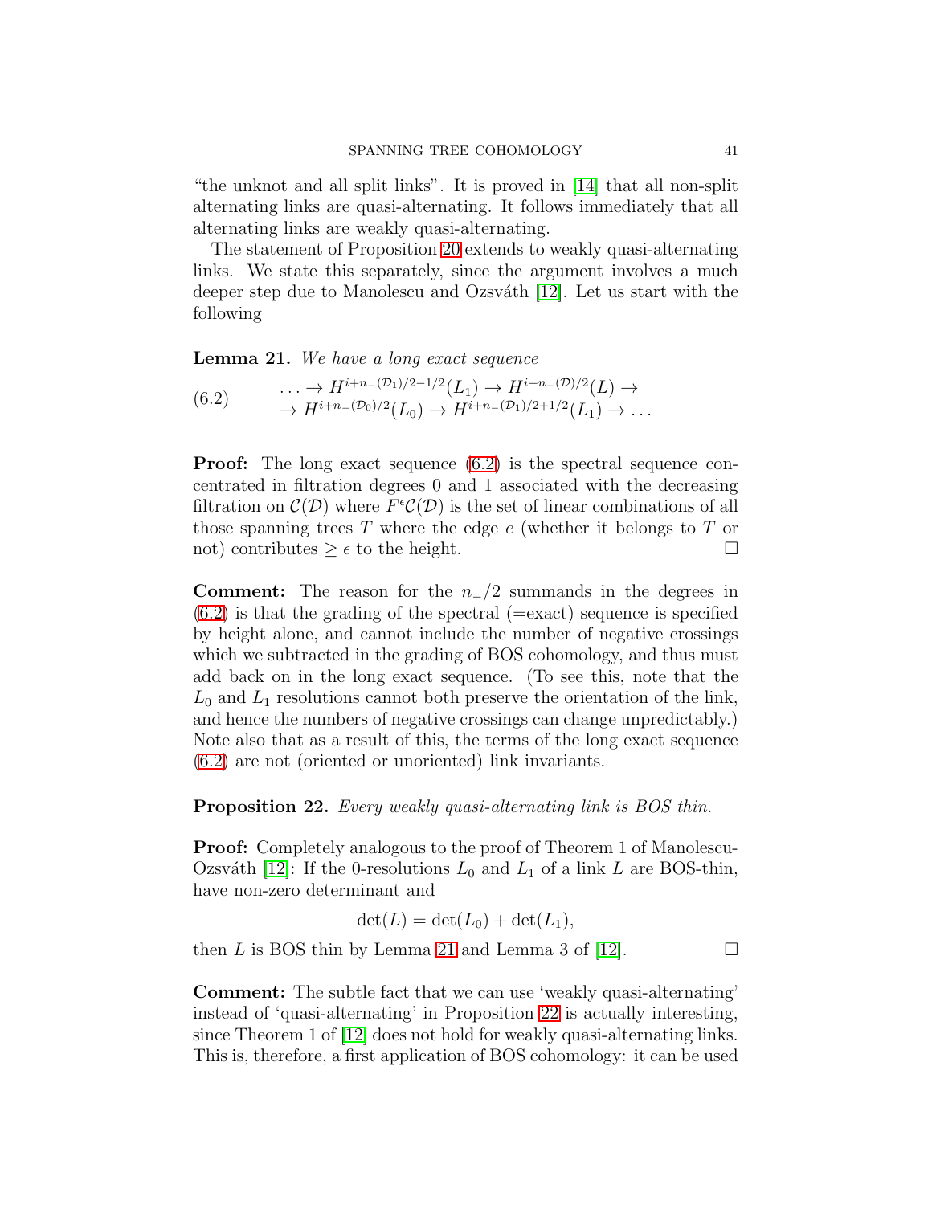"the unknot and all split links". It is proved in [14] that all non-split alternating links are quasi-alternating. It follows immediately that all alternating links are weakly quasi-alternating.

The statement of Proposition 20 extends to weakly quasi-alternating links. We state this separately, since the argument involves a much deeper step due to Manolescu and Ozsváth [12]. Let us start with the following

**Lemma 21.** *We have a long exact sequence*

$$
\begin{aligned}
\text{(6.2)} \qquad & \ldots \to H^{i+n_-(\mathcal{D}_1)/2-1/2}(L_1) \to H^{i+n_-(\mathcal{D})/2}(L) \to \\
& \to H^{i+n_-(\mathcal{D}_0)/2}(L_0) \to H^{i+n_-(\mathcal{D}_1)/2+1/2}(L_1) \to \ldots
\end{aligned}
$$

**Proof:** The long exact sequence (6.2) is the spectral sequence concentrated in filtration degrees 0 and 1 associated with the decreasing filtration on $\mathcal{C}(\mathcal{D})$ where $F^\epsilon\mathcal{C}(\mathcal{D})$ is the set of linear combinations of all those spanning trees $T$ where the edge $e$ (whether it belongs to $T$ or not) contributes $\geq \epsilon$ to the height. □

**Comment:** The reason for the $n_-/2$ summands in the degrees in (6.2) is that the grading of the spectral (=exact) sequence is specified by height alone, and cannot include the number of negative crossings which we subtracted in the grading of BOS cohomology, and thus must add back on in the long exact sequence. (To see this, note that the $L_0$ and $L_1$ resolutions cannot both preserve the orientation of the link, and hence the numbers of negative crossings can change unpredictably.) Note also that as a result of this, the terms of the long exact sequence (6.2) are not (oriented or unoriented) link invariants.

**Proposition 22.** *Every weakly quasi-alternating link is BOS thin.*

**Proof:** Completely analogous to the proof of Theorem 1 of Manolescu-Ozsváth [12]: If the 0-resolutions $L_0$ and $L_1$ of a link $L$ are BOS-thin, have non-zero determinant and

$$\det(L) = \det(L_0) + \det(L_1),$$

then $L$ is BOS thin by Lemma 21 and Lemma 3 of [12]. □

**Comment:** The subtle fact that we can use 'weakly quasi-alternating' instead of 'quasi-alternating' in Proposition 22 is actually interesting, since Theorem 1 of [12] does not hold for weakly quasi-alternating links. This is, therefore, a first application of BOS cohomology: it can be used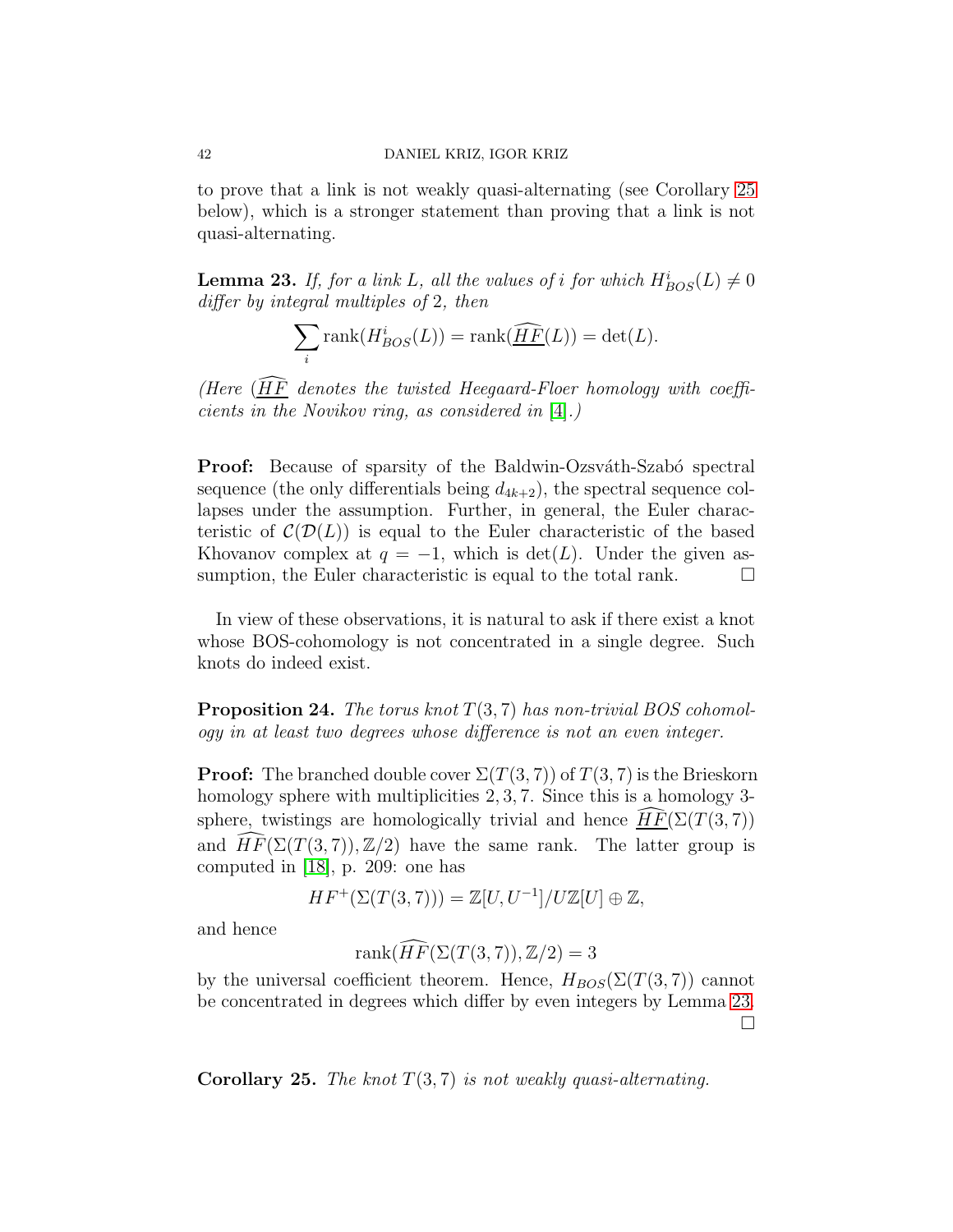to prove that a link is not weakly quasi-alternating (see Corollary 25 below), which is a stronger statement than proving that a link is not quasi-alternating.

**Lemma 23.** *If, for a link $L$, all the values of $i$ for which $H^i_{BOS}(L) \neq 0$ differ by integral multiples of 2, then*

$$\sum_i \operatorname{rank}(H^i_{BOS}(L)) = \operatorname{rank}(\underline{\widehat{HF}}(L)) = \det(L).$$

*(Here $(\underline{\widehat{HF}}$ denotes the twisted Heegaard-Floer homology with coefficients in the Novikov ring, as considered in [4].)*

**Proof:** Because of sparsity of the Baldwin-Ozsváth-Szabó spectral sequence (the only differentials being $d_{4k+2}$), the spectral sequence collapses under the assumption. Further, in general, the Euler characteristic of $\mathcal{C}(\mathcal{D}(L))$ is equal to the Euler characteristic of the based Khovanov complex at $q = -1$, which is $\det(L)$. Under the given assumption, the Euler characteristic is equal to the total rank. $\square$

In view of these observations, it is natural to ask if there exist a knot whose BOS-cohomology is not concentrated in a single degree. Such knots do indeed exist.

**Proposition 24.** *The torus knot $T(3,7)$ has non-trivial BOS cohomology in at least two degrees whose difference is not an even integer.*

**Proof:** The branched double cover $\Sigma(T(3,7))$ of $T(3,7)$ is the Brieskorn homology sphere with multiplicities $2,3,7$. Since this is a homology 3-sphere, twistings are homologically trivial and hence $\underline{\widehat{HF}}(\Sigma(T(3,7))$ and $\widehat{HF}(\Sigma(T(3,7)),\mathbb{Z}/2)$ have the same rank. The latter group is computed in [18], p. 209: one has

$$HF^+(\Sigma(T(3,7))) = \mathbb{Z}[U,U^{-1}]/U\mathbb{Z}[U] \oplus \mathbb{Z},$$

and hence

$$\operatorname{rank}(\widehat{HF}(\Sigma(T(3,7)),\mathbb{Z}/2) = 3$$

by the universal coefficient theorem. Hence, $H_{BOS}(\Sigma(T(3,7))$ cannot be concentrated in degrees which differ by even integers by Lemma 23. $\square$

**Corollary 25.** *The knot $T(3,7)$ is not weakly quasi-alternating.*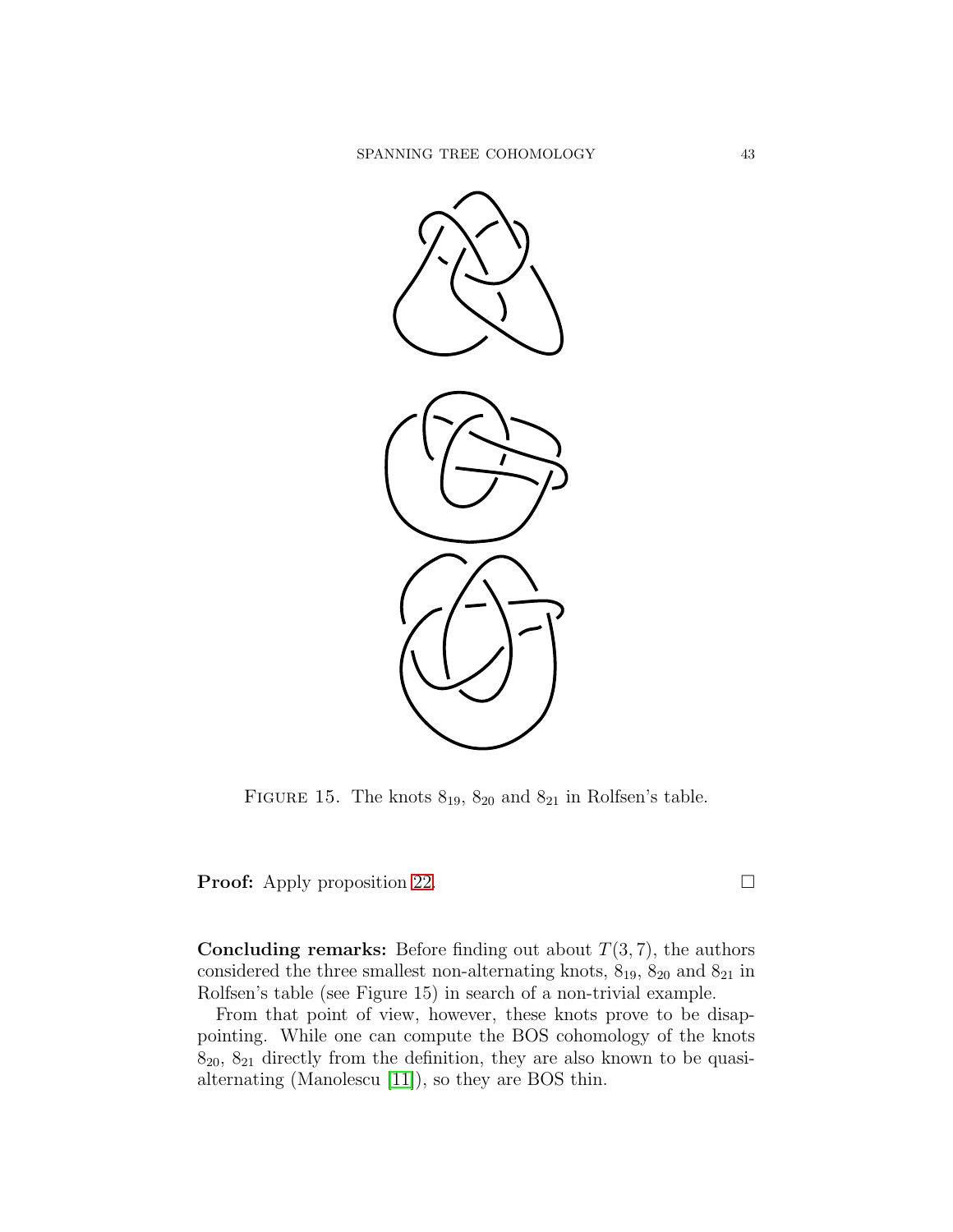Figure 15. The knots $8_{19}$, $8_{20}$ and $8_{21}$ in Rolfsen's table.

**Proof:** Apply proposition 22. □

**Concluding remarks:** Before finding out about $T(3,7)$, the authors considered the three smallest non-alternating knots, $8_{19}$, $8_{20}$ and $8_{21}$ in Rolfsen's table (see Figure 15) in search of a non-trivial example.

From that point of view, however, these knots prove to be disappointing. While one can compute the BOS cohomology of the knots $8_{20}$, $8_{21}$ directly from the definition, they are also known to be quasi-alternating (Manolescu [11]), so they are BOS thin.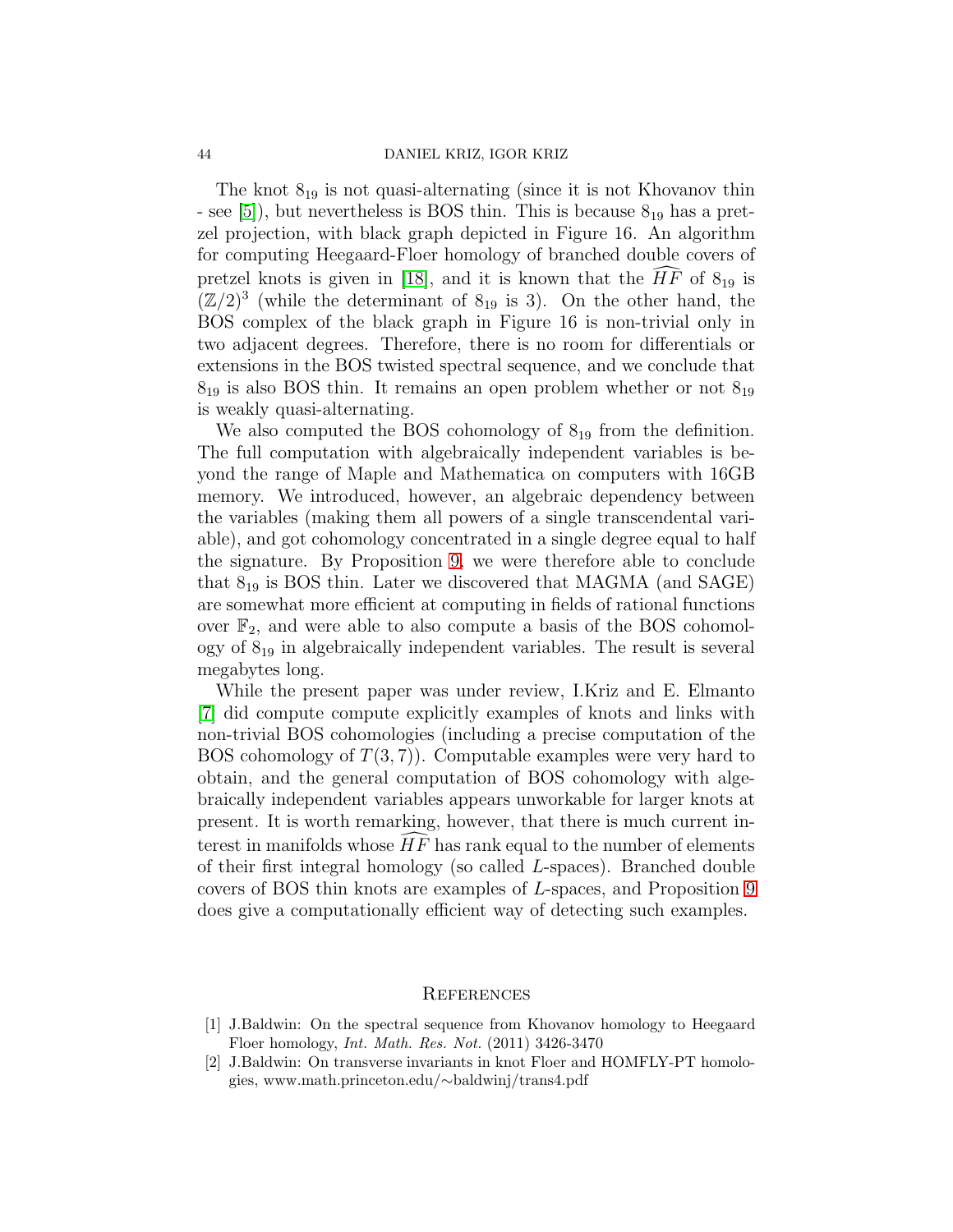The knot $8_{19}$ is not quasi-alternating (since it is not Khovanov thin - see [5]), but nevertheless is BOS thin. This is because $8_{19}$ has a pretzel projection, with black graph depicted in Figure 16. An algorithm for computing Heegaard-Floer homology of branched double covers of pretzel knots is given in [18], and it is known that the $\widehat{HF}$ of $8_{19}$ is $(\mathbb{Z}/2)^3$ (while the determinant of $8_{19}$ is 3). On the other hand, the BOS complex of the black graph in Figure 16 is non-trivial only in two adjacent degrees. Therefore, there is no room for differentials or extensions in the BOS twisted spectral sequence, and we conclude that $8_{19}$ is also BOS thin. It remains an open problem whether or not $8_{19}$ is weakly quasi-alternating.

We also computed the BOS cohomology of $8_{19}$ from the definition. The full computation with algebraically independent variables is beyond the range of Maple and Mathematica on computers with 16GB memory. We introduced, however, an algebraic dependency between the variables (making them all powers of a single transcendental variable), and got cohomology concentrated in a single degree equal to half the signature. By Proposition 9, we were therefore able to conclude that $8_{19}$ is BOS thin. Later we discovered that MAGMA (and SAGE) are somewhat more efficient at computing in fields of rational functions over $\mathbb{F}_2$, and were able to also compute a basis of the BOS cohomology of $8_{19}$ in algebraically independent variables. The result is several megabytes long.

While the present paper was under review, I.Kriz and E. Elmanto [7] did compute compute explicitly examples of knots and links with non-trivial BOS cohomologies (including a precise computation of the BOS cohomology of $T(3,7)$). Computable examples were very hard to obtain, and the general computation of BOS cohomology with algebraically independent variables appears unworkable for larger knots at present. It is worth remarking, however, that there is much current interest in manifolds whose $\widehat{HF}$ has rank equal to the number of elements of their first integral homology (so called $L$-spaces). Branched double covers of BOS thin knots are examples of $L$-spaces, and Proposition 9 does give a computationally efficient way of detecting such examples.

## References

[1] J.Baldwin: On the spectral sequence from Khovanov homology to Heegaard Floer homology, *Int. Math. Res. Not.* (2011) 3426-3470

[2] J.Baldwin: On transverse invariants in knot Floer and HOMFLY-PT homologies, www.math.princeton.edu/∼baldwinj/trans4.pdf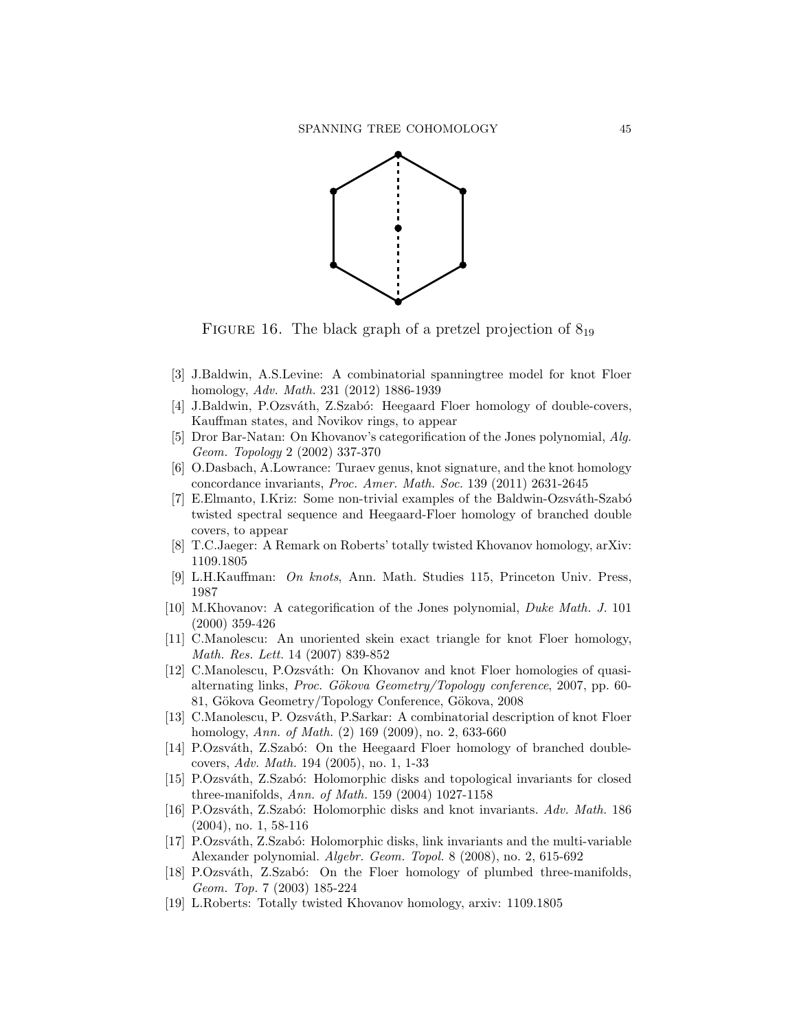FIGURE 16. The black graph of a pretzel projection of $8_{19}$

[3] J.Baldwin, A.S.Levine: A combinatorial spanningtree model for knot Floer homology, *Adv. Math.* 231 (2012) 1886-1939

[4] J.Baldwin, P.Ozsváth, Z.Szabó: Heegaard Floer homology of double-covers, Kauffman states, and Novikov rings, to appear

[5] Dror Bar-Natan: On Khovanov's categorification of the Jones polynomial, *Alg. Geom. Topology* 2 (2002) 337-370

[6] O.Dasbach, A.Lowrance: Turaev genus, knot signature, and the knot homology concordance invariants, *Proc. Amer. Math. Soc.* 139 (2011) 2631-2645

[7] E.Elmanto, I.Kriz: Some non-trivial examples of the Baldwin-Ozsváth-Szabó twisted spectral sequence and Heegaard-Floer homology of branched double covers, to appear

[8] T.C.Jaeger: A Remark on Roberts' totally twisted Khovanov homology, arXiv: 1109.1805

[9] L.H.Kauffman: *On knots*, Ann. Math. Studies 115, Princeton Univ. Press, 1987

[10] M.Khovanov: A categorification of the Jones polynomial, *Duke Math. J.* 101 (2000) 359-426

[11] C.Manolescu: An unoriented skein exact triangle for knot Floer homology, *Math. Res. Lett.* 14 (2007) 839-852

[12] C.Manolescu, P.Ozsváth: On Khovanov and knot Floer homologies of quasi-alternating links, *Proc. Gökova Geometry/Topology conference*, 2007, pp. 60-81, Gökova Geometry/Topology Conference, Gökova, 2008

[13] C.Manolescu, P. Ozsváth, P.Sarkar: A combinatorial description of knot Floer homology, *Ann. of Math.* (2) 169 (2009), no. 2, 633-660

[14] P.Ozsváth, Z.Szabó: On the Heegaard Floer homology of branched double-covers, *Adv. Math.* 194 (2005), no. 1, 1-33

[15] P.Ozsváth, Z.Szabó: Holomorphic disks and topological invariants for closed three-manifolds, *Ann. of Math.* 159 (2004) 1027-1158

[16] P.Ozsváth, Z.Szabó: Holomorphic disks and knot invariants. *Adv. Math.* 186 (2004), no. 1, 58-116

[17] P.Ozsváth, Z.Szabó: Holomorphic disks, link invariants and the multi-variable Alexander polynomial. *Algebr. Geom. Topol.* 8 (2008), no. 2, 615-692

[18] P.Ozsváth, Z.Szabó: On the Floer homology of plumbed three-manifolds, *Geom. Top.* 7 (2003) 185-224

[19] L.Roberts: Totally twisted Khovanov homology, arxiv: 1109.1805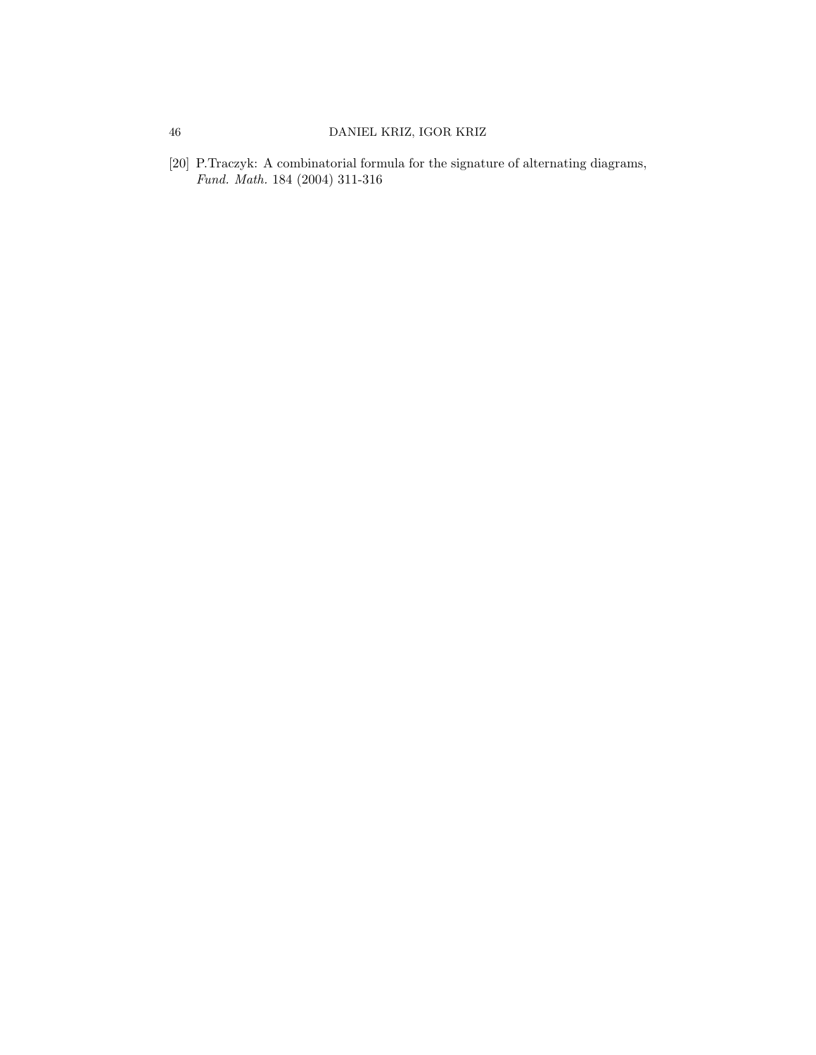[20] P.Traczyk: A combinatorial formula for the signature of alternating diagrams, *Fund. Math.* 184 (2004) 311-316